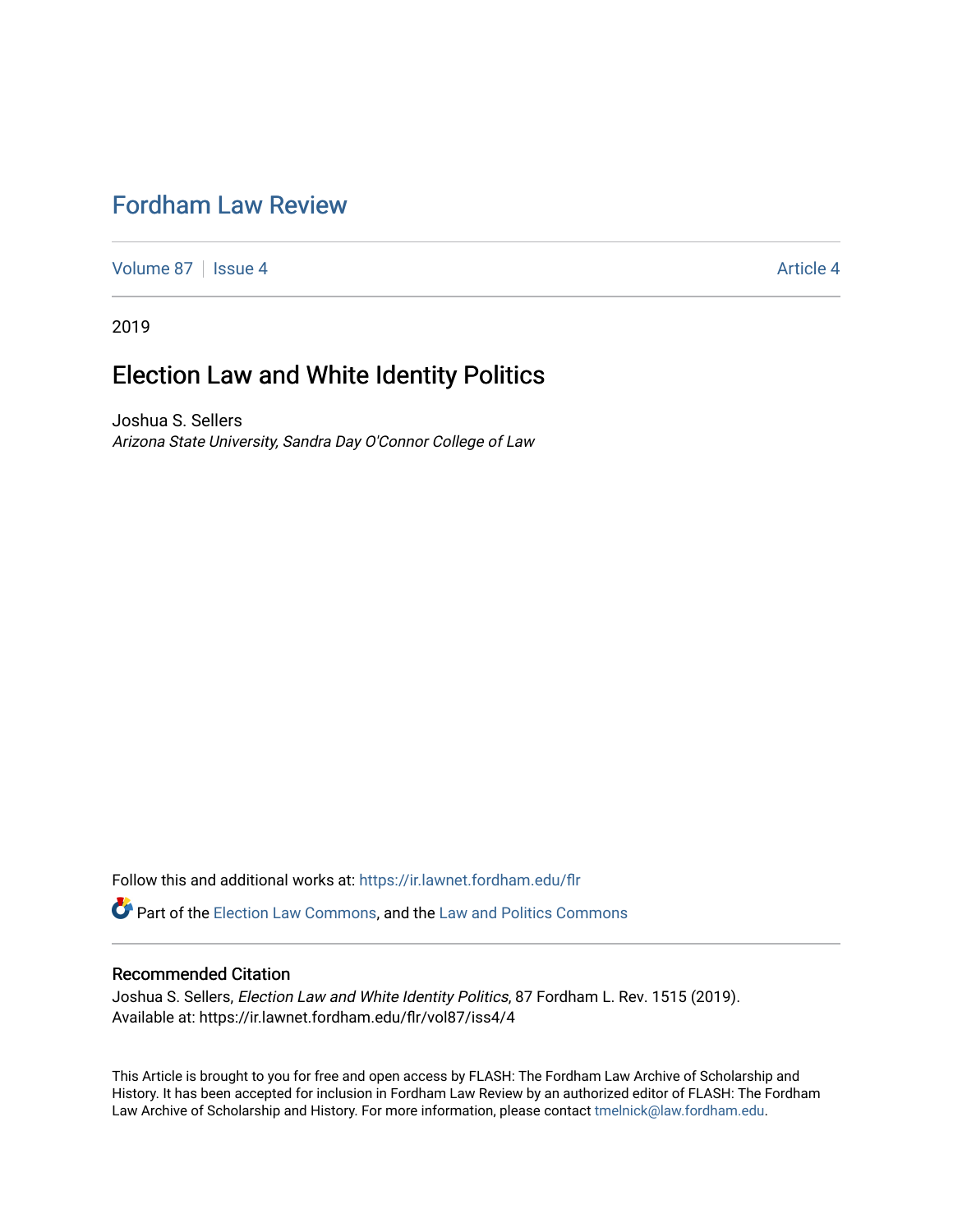# Fordham Law Review

Volume 87 | Issue 4 Article 4

2019

## Election Law and White Identity Politics

Joshua S. Sellers
*Arizona State University, Sandra Day O'Connor College of Law*

Follow this and additional works at: https://ir.lawnet.fordham.edu/flr

Part of the Election Law Commons, and the Law and Politics Commons

### Recommended Citation

Joshua S. Sellers, *Election Law and White Identity Politics*, 87 Fordham L. Rev. 1515 (2019).
Available at: https://ir.lawnet.fordham.edu/flr/vol87/iss4/4

This Article is brought to you for free and open access by FLASH: The Fordham Law Archive of Scholarship and History. It has been accepted for inclusion in Fordham Law Review by an authorized editor of FLASH: The Fordham Law Archive of Scholarship and History. For more information, please contact tmelnick@law.fordham.edu.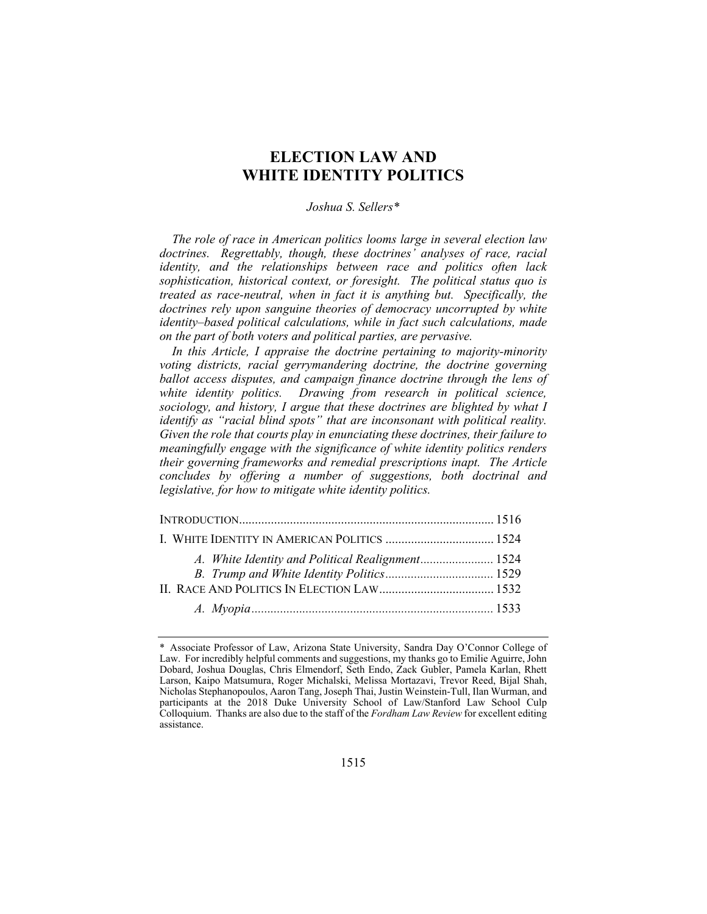# ELECTION LAW AND WHITE IDENTITY POLITICS

*Joshua S. Sellers**

*The role of race in American politics looms large in several election law doctrines. Regrettably, though, these doctrines' analyses of race, racial identity, and the relationships between race and politics often lack sophistication, historical context, or foresight. The political status quo is treated as race-neutral, when in fact it is anything but. Specifically, the doctrines rely upon sanguine theories of democracy uncorrupted by white identity–based political calculations, while in fact such calculations, made on the part of both voters and political parties, are pervasive.*

*In this Article, I appraise the doctrine pertaining to majority-minority voting districts, racial gerrymandering doctrine, the doctrine governing ballot access disputes, and campaign finance doctrine through the lens of white identity politics. Drawing from research in political science, sociology, and history, I argue that these doctrines are blighted by what I identify as "racial blind spots" that are inconsonant with political reality. Given the role that courts play in enunciating these doctrines, their failure to meaningfully engage with the significance of white identity politics renders their governing frameworks and remedial prescriptions inapt. The Article concludes by offering a number of suggestions, both doctrinal and legislative, for how to mitigate white identity politics.*

INTRODUCTION .............................................................................. 1516

I. WHITE IDENTITY IN AMERICAN POLITICS .................................. 1524

- *A. White Identity and Political Realignment* ....................... 1524
- *B. Trump and White Identity Politics* .................................. 1529

II. RACE AND POLITICS IN ELECTION LAW ................................... 1532

- *A. Myopia* ........................................................................... 1533

---

\* Associate Professor of Law, Arizona State University, Sandra Day O'Connor College of Law. For incredibly helpful comments and suggestions, my thanks go to Emilie Aguirre, John Dobard, Joshua Douglas, Chris Elmendorf, Seth Endo, Zack Gubler, Pamela Karlan, Rhett Larson, Kaipo Matsumura, Roger Michalski, Melissa Mortazavi, Trevor Reed, Bijal Shah, Nicholas Stephanopoulos, Aaron Tang, Joseph Thai, Justin Weinstein-Tull, Ilan Wurman, and participants at the 2018 Duke University School of Law/Stanford Law School Culp Colloquium. Thanks are also due to the staff of the *Fordham Law Review* for excellent editing assistance.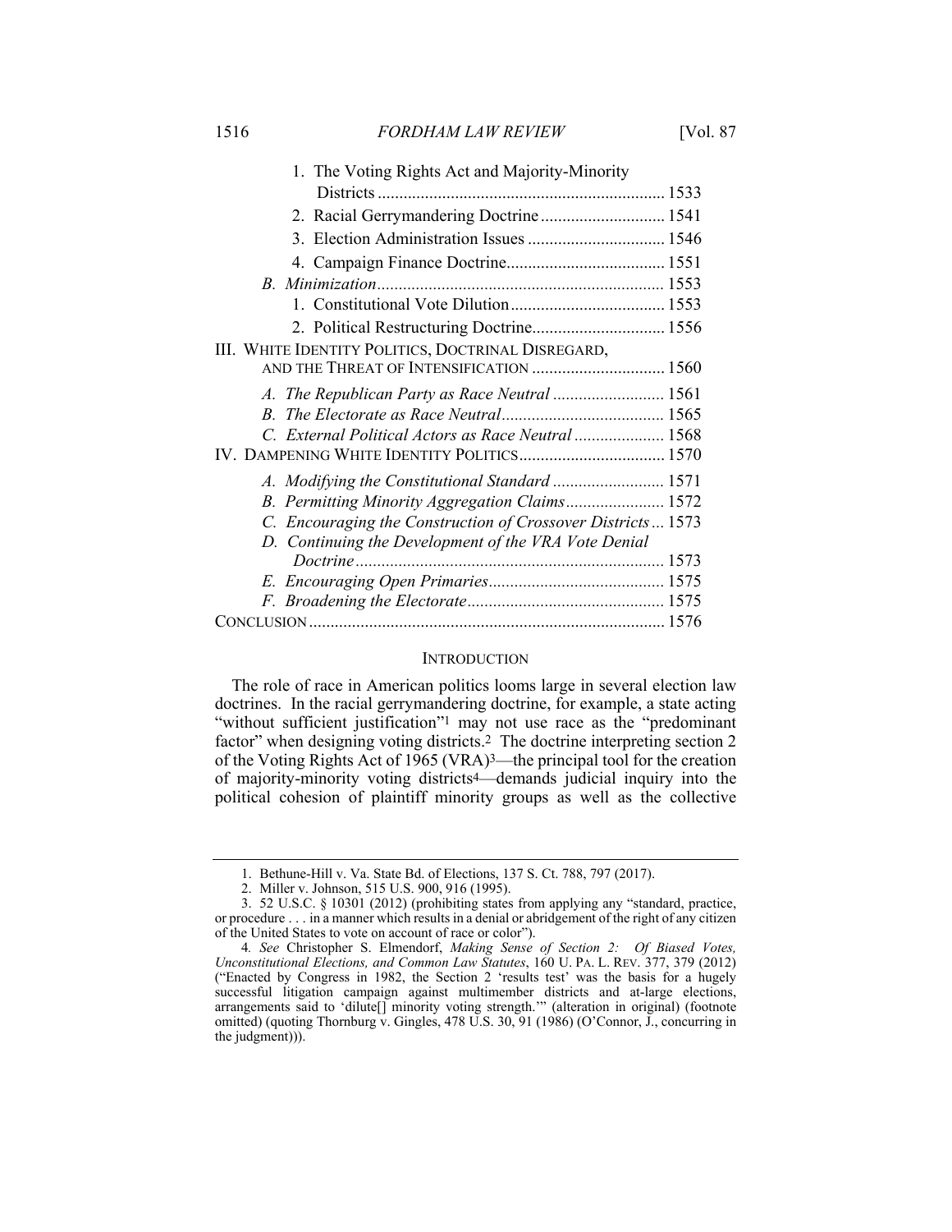1. The Voting Rights Act and Majority-Minority Districts ........ 1533
2. Racial Gerrymandering Doctrine ........ 1541
3. Election Administration Issues ........ 1546
4. Campaign Finance Doctrine ........ 1551

*B. Minimization* ........ 1553

1. Constitutional Vote Dilution ........ 1553
2. Political Restructuring Doctrine ........ 1556

III. WHITE IDENTITY POLITICS, DOCTRINAL DISREGARD, AND THE THREAT OF INTENSIFICATION ........ 1560

*A. The Republican Party as Race Neutral* ........ 1561
*B. The Electorate as Race Neutral* ........ 1565
*C. External Political Actors as Race Neutral* ........ 1568

IV. DAMPENING WHITE IDENTITY POLITICS ........ 1570

*A. Modifying the Constitutional Standard* ........ 1571
*B. Permitting Minority Aggregation Claims* ........ 1572
*C. Encouraging the Construction of Crossover Districts* ... 1573
*D. Continuing the Development of the VRA Vote Denial Doctrine* ........ 1573
*E. Encouraging Open Primaries* ........ 1575
*F. Broadening the Electorate* ........ 1575

CONCLUSION ........ 1576

## INTRODUCTION

The role of race in American politics looms large in several election law doctrines. In the racial gerrymandering doctrine, for example, a state acting "without sufficient justification"[1] may not use race as the "predominant factor" when designing voting districts.[2] The doctrine interpreting section 2 of the Voting Rights Act of 1965 (VRA)[3]—the principal tool for the creation of majority-minority voting districts[4]—demands judicial inquiry into the political cohesion of plaintiff minority groups as well as the collective

---

1. Bethune-Hill v. Va. State Bd. of Elections, 137 S. Ct. 788, 797 (2017).

2. Miller v. Johnson, 515 U.S. 900, 916 (1995).

3. 52 U.S.C. § 10301 (2012) (prohibiting states from applying any "standard, practice, or procedure . . . in a manner which results in a denial or abridgement of the right of any citizen of the United States to vote on account of race or color").

4. *See* Christopher S. Elmendorf, *Making Sense of Section 2: Of Biased Votes, Unconstitutional Elections, and Common Law Statutes*, 160 U. PA. L. REV. 377, 379 (2012) ("Enacted by Congress in 1982, the Section 2 'results test' was the basis for a hugely successful litigation campaign against multimember districts and at-large elections, arrangements said to 'dilute[] minority voting strength.'" (alteration in original) (footnote omitted) (quoting Thornburg v. Gingles, 478 U.S. 30, 91 (1986) (O'Connor, J., concurring in the judgment))).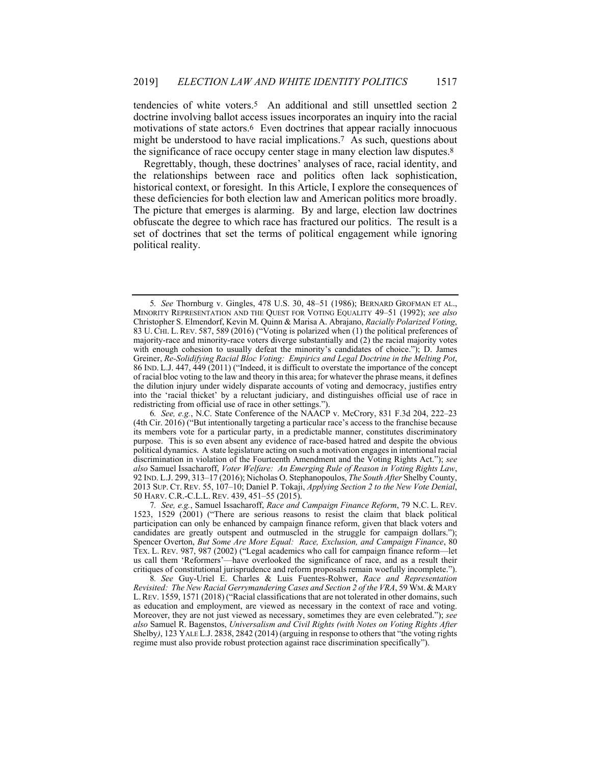tendencies of white voters.[5] An additional and still unsettled section 2 doctrine involving ballot access issues incorporates an inquiry into the racial motivations of state actors.[6] Even doctrines that appear racially innocuous might be understood to have racial implications.[7] As such, questions about the significance of race occupy center stage in many election law disputes.[8]

Regrettably, though, these doctrines' analyses of race, racial identity, and the relationships between race and politics often lack sophistication, historical context, or foresight. In this Article, I explore the consequences of these deficiencies for both election law and American politics more broadly. The picture that emerges is alarming. By and large, election law doctrines obfuscate the degree to which race has fractured our politics. The result is a set of doctrines that set the terms of political engagement while ignoring political reality.

---

5. *See* Thornburg v. Gingles, 478 U.S. 30, 48–51 (1986); BERNARD GROFMAN ET AL., MINORITY REPRESENTATION AND THE QUEST FOR VOTING EQUALITY 49–51 (1992); *see also* Christopher S. Elmendorf, Kevin M. Quinn & Marisa A. Abrajano, *Racially Polarized Voting*, 83 U. CHI. L. REV. 587, 589 (2016) ("Voting is polarized when (1) the political preferences of majority-race and minority-race voters diverge substantially and (2) the racial majority votes with enough cohesion to usually defeat the minority's candidates of choice."); D. James Greiner, *Re-Solidifying Racial Bloc Voting: Empirics and Legal Doctrine in the Melting Pot*, 86 IND. L.J. 447, 449 (2011) ("Indeed, it is difficult to overstate the importance of the concept of racial bloc voting to the law and theory in this area; for whatever the phrase means, it defines the dilution injury under widely disparate accounts of voting and democracy, justifies entry into the 'racial thicket' by a reluctant judiciary, and distinguishes official use of race in redistricting from official use of race in other settings.").

6. *See, e.g.*, N.C. State Conference of the NAACP v. McCrory, 831 F.3d 204, 222–23 (4th Cir. 2016) ("But intentionally targeting a particular race's access to the franchise because its members vote for a particular party, in a predictable manner, constitutes discriminatory purpose. This is so even absent any evidence of race-based hatred and despite the obvious political dynamics. A state legislature acting on such a motivation engages in intentional racial discrimination in violation of the Fourteenth Amendment and the Voting Rights Act."); *see also* Samuel Issacharoff, *Voter Welfare: An Emerging Rule of Reason in Voting Rights Law*, 92 IND. L.J. 299, 313–17 (2016); Nicholas O. Stephanopoulos, *The South After* Shelby County, 2013 SUP. CT. REV. 55, 107–10; Daniel P. Tokaji, *Applying Section 2 to the New Vote Denial*, 50 HARV. C.R.-C.L.L. REV. 439, 451–55 (2015).

7. *See, e.g.*, Samuel Issacharoff, *Race and Campaign Finance Reform*, 79 N.C. L. REV. 1523, 1529 (2001) ("There are serious reasons to resist the claim that black political participation can only be enhanced by campaign finance reform, given that black voters and candidates are greatly outspent and outmuscled in the struggle for campaign dollars."); Spencer Overton, *But Some Are More Equal: Race, Exclusion, and Campaign Finance*, 80 TEX. L. REV. 987, 987 (2002) ("Legal academics who call for campaign finance reform—let us call them 'Reformers'—have overlooked the significance of race, and as a result their critiques of constitutional jurisprudence and reform proposals remain woefully incomplete.").

8. *See* Guy-Uriel E. Charles & Luis Fuentes-Rohwer, *Race and Representation Revisited: The New Racial Gerrymandering Cases and Section 2 of the VRA*, 59 WM. & MARY L. REV. 1559, 1571 (2018) ("Racial classifications that are not tolerated in other domains, such as education and employment, are viewed as necessary in the context of race and voting. Moreover, they are not just viewed as necessary, sometimes they are even celebrated."); *see also* Samuel R. Bagenstos, *Universalism and Civil Rights (with Notes on Voting Rights After* Shelby*)*, 123 YALE L.J. 2838, 2842 (2014) (arguing in response to others that "the voting rights regime must also provide robust protection against race discrimination specifically").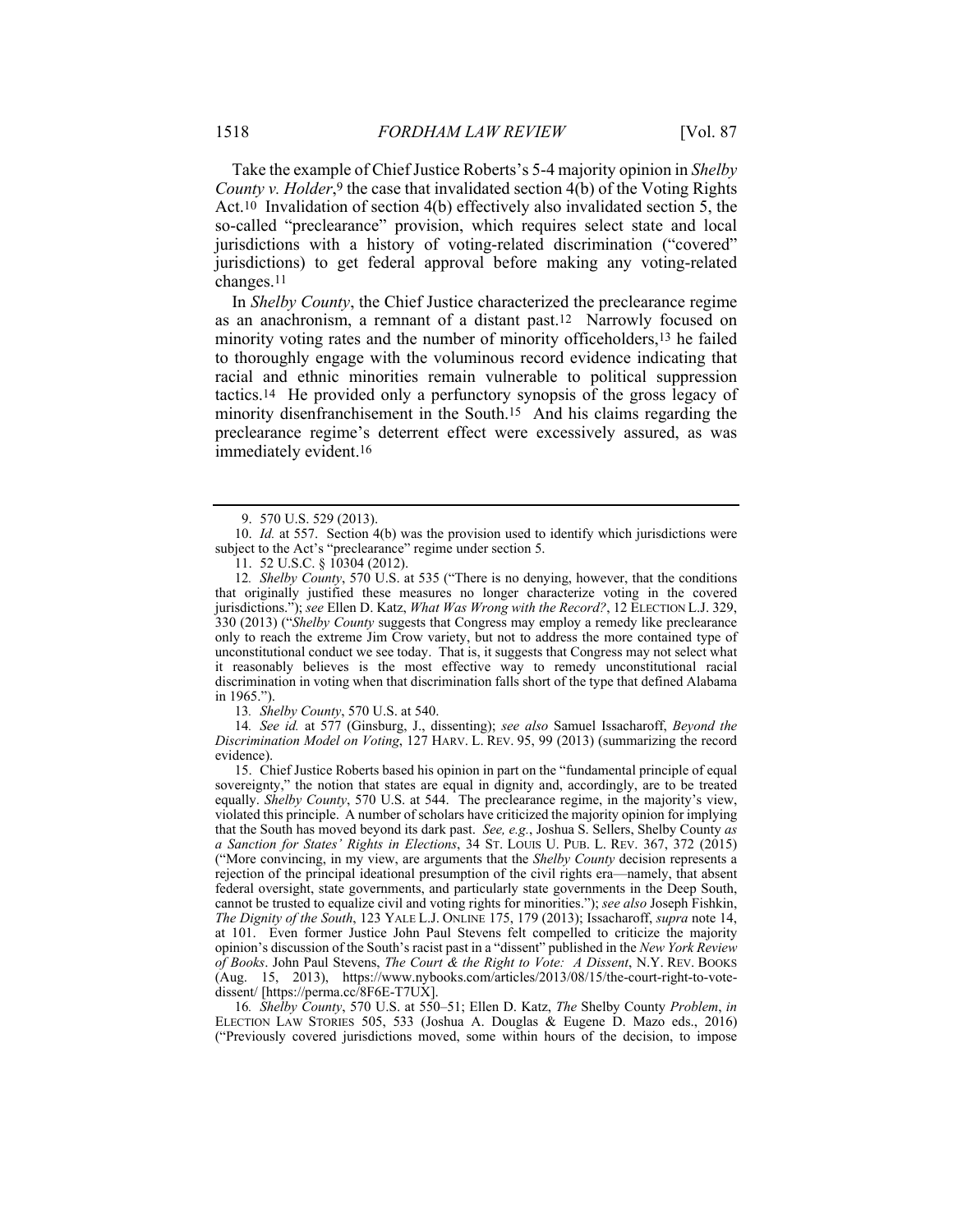Take the example of Chief Justice Roberts's 5-4 majority opinion in *Shelby County v. Holder*,[9] the case that invalidated section 4(b) of the Voting Rights Act.[10] Invalidation of section 4(b) effectively also invalidated section 5, the so-called "preclearance" provision, which requires select state and local jurisdictions with a history of voting-related discrimination ("covered" jurisdictions) to get federal approval before making any voting-related changes.[11]

In *Shelby County*, the Chief Justice characterized the preclearance regime as an anachronism, a remnant of a distant past.[12] Narrowly focused on minority voting rates and the number of minority officeholders,[13] he failed to thoroughly engage with the voluminous record evidence indicating that racial and ethnic minorities remain vulnerable to political suppression tactics.[14] He provided only a perfunctory synopsis of the gross legacy of minority disenfranchisement in the South.[15] And his claims regarding the preclearance regime's deterrent effect were excessively assured, as was immediately evident.[16]

---

9. 570 U.S. 529 (2013).

10. *Id.* at 557. Section 4(b) was the provision used to identify which jurisdictions were subject to the Act's "preclearance" regime under section 5.

11. 52 U.S.C. § 10304 (2012).

12. *Shelby County*, 570 U.S. at 535 ("There is no denying, however, that the conditions that originally justified these measures no longer characterize voting in the covered jurisdictions."); *see* Ellen D. Katz, *What Was Wrong with the Record?*, 12 ELECTION L.J. 329, 330 (2013) ("*Shelby County* suggests that Congress may employ a remedy like preclearance only to reach the extreme Jim Crow variety, but not to address the more contained type of unconstitutional conduct we see today. That is, it suggests that Congress may not select what it reasonably believes is the most effective way to remedy unconstitutional racial discrimination in voting when that discrimination falls short of the type that defined Alabama in 1965.").

13. *Shelby County*, 570 U.S. at 540.

14. *See id.* at 577 (Ginsburg, J., dissenting); *see also* Samuel Issacharoff, *Beyond the Discrimination Model on Voting*, 127 HARV. L. REV. 95, 99 (2013) (summarizing the record evidence).

15. Chief Justice Roberts based his opinion in part on the "fundamental principle of equal sovereignty," the notion that states are equal in dignity and, accordingly, are to be treated equally. *Shelby County*, 570 U.S. at 544. The preclearance regime, in the majority's view, violated this principle. A number of scholars have criticized the majority opinion for implying that the South has moved beyond its dark past. *See, e.g.*, Joshua S. Sellers, Shelby County *as a Sanction for States' Rights in Elections*, 34 ST. LOUIS U. PUB. L. REV. 367, 372 (2015) ("More convincing, in my view, are arguments that the *Shelby County* decision represents a rejection of the principal ideational presumption of the civil rights era—namely, that absent federal oversight, state governments, and particularly state governments in the Deep South, cannot be trusted to equalize civil and voting rights for minorities."); *see also* Joseph Fishkin, *The Dignity of the South*, 123 YALE L.J. ONLINE 175, 179 (2013); Issacharoff, *supra* note 14, at 101. Even former Justice John Paul Stevens felt compelled to criticize the majority opinion's discussion of the South's racist past in a "dissent" published in the *New York Review of Books*. John Paul Stevens, *The Court & the Right to Vote: A Dissent*, N.Y. REV. BOOKS (Aug. 15, 2013), https://www.nybooks.com/articles/2013/08/15/the-court-right-to-vote-dissent/ [https://perma.cc/8F6E-T7UX].

16. *Shelby County*, 570 U.S. at 550–51; Ellen D. Katz, *The* Shelby County *Problem*, *in* ELECTION LAW STORIES 505, 533 (Joshua A. Douglas & Eugene D. Mazo eds., 2016) ("Previously covered jurisdictions moved, some within hours of the decision, to impose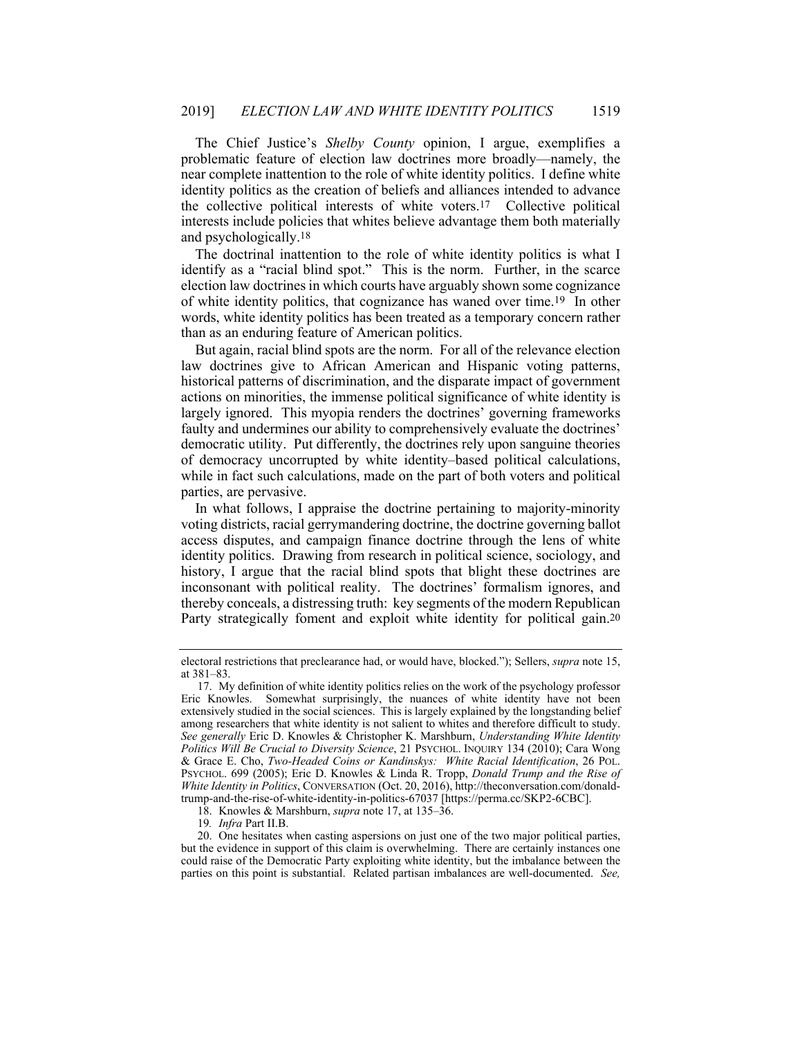The Chief Justice's *Shelby County* opinion, I argue, exemplifies a problematic feature of election law doctrines more broadly—namely, the near complete inattention to the role of white identity politics. I define white identity politics as the creation of beliefs and alliances intended to advance the collective political interests of white voters.[17] Collective political interests include policies that whites believe advantage them both materially and psychologically.[18]

The doctrinal inattention to the role of white identity politics is what I identify as a "racial blind spot." This is the norm. Further, in the scarce election law doctrines in which courts have arguably shown some cognizance of white identity politics, that cognizance has waned over time.[19] In other words, white identity politics has been treated as a temporary concern rather than as an enduring feature of American politics.

But again, racial blind spots are the norm. For all of the relevance election law doctrines give to African American and Hispanic voting patterns, historical patterns of discrimination, and the disparate impact of government actions on minorities, the immense political significance of white identity is largely ignored. This myopia renders the doctrines' governing frameworks faulty and undermines our ability to comprehensively evaluate the doctrines' democratic utility. Put differently, the doctrines rely upon sanguine theories of democracy uncorrupted by white identity–based political calculations, while in fact such calculations, made on the part of both voters and political parties, are pervasive.

In what follows, I appraise the doctrine pertaining to majority-minority voting districts, racial gerrymandering doctrine, the doctrine governing ballot access disputes, and campaign finance doctrine through the lens of white identity politics. Drawing from research in political science, sociology, and history, I argue that the racial blind spots that blight these doctrines are inconsonant with political reality. The doctrines' formalism ignores, and thereby conceals, a distressing truth: key segments of the modern Republican Party strategically foment and exploit white identity for political gain.[20]

---

electoral restrictions that preclearance had, or would have, blocked."); Sellers, *supra* note 15, at 381–83.

17. My definition of white identity politics relies on the work of the psychology professor Eric Knowles. Somewhat surprisingly, the nuances of white identity have not been extensively studied in the social sciences. This is largely explained by the longstanding belief among researchers that white identity is not salient to whites and therefore difficult to study. *See generally* Eric D. Knowles & Christopher K. Marshburn, *Understanding White Identity Politics Will Be Crucial to Diversity Science*, 21 PSYCHOL. INQUIRY 134 (2010); Cara Wong & Grace E. Cho, *Two-Headed Coins or Kandinskys: White Racial Identification*, 26 POL. PSYCHOL. 699 (2005); Eric D. Knowles & Linda R. Tropp, *Donald Trump and the Rise of White Identity in Politics*, CONVERSATION (Oct. 20, 2016), http://theconversation.com/donald-trump-and-the-rise-of-white-identity-in-politics-67037 [https://perma.cc/SKP2-6CBC].

18. Knowles & Marshburn, *supra* note 17, at 135–36.

19. *Infra* Part II.B.

20. One hesitates when casting aspersions on just one of the two major political parties, but the evidence in support of this claim is overwhelming. There are certainly instances one could raise of the Democratic Party exploiting white identity, but the imbalance between the parties on this point is substantial. Related partisan imbalances are well-documented. *See,*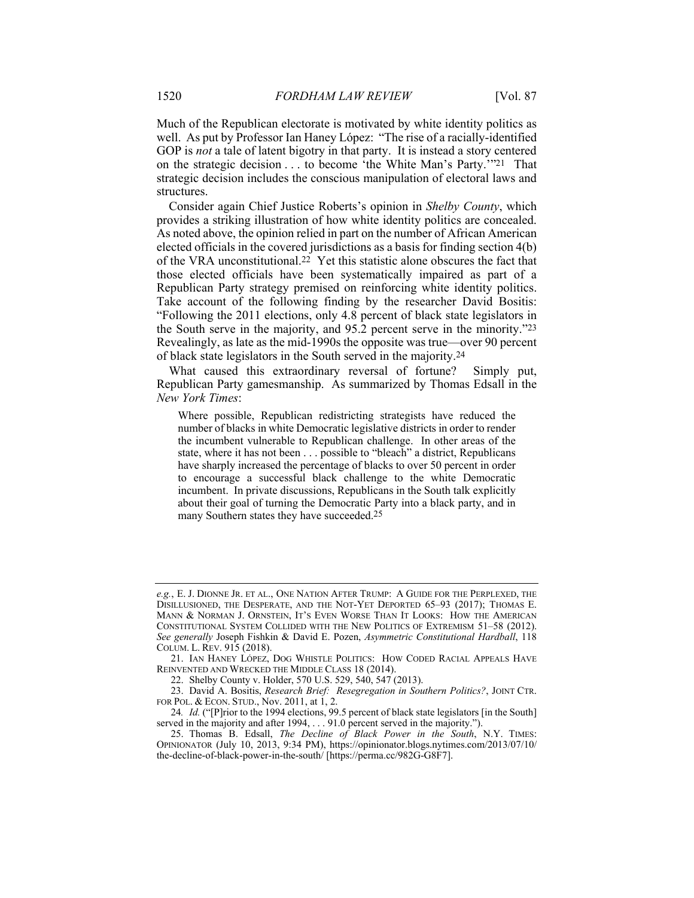Much of the Republican electorate is motivated by white identity politics as well. As put by Professor Ian Haney López: "The rise of a racially-identified GOP is *not* a tale of latent bigotry in that party. It is instead a story centered on the strategic decision . . . to become 'the White Man's Party.'"[21] That strategic decision includes the conscious manipulation of electoral laws and structures.

Consider again Chief Justice Roberts's opinion in *Shelby County*, which provides a striking illustration of how white identity politics are concealed. As noted above, the opinion relied in part on the number of African American elected officials in the covered jurisdictions as a basis for finding section 4(b) of the VRA unconstitutional.[22] Yet this statistic alone obscures the fact that those elected officials have been systematically impaired as part of a Republican Party strategy premised on reinforcing white identity politics. Take account of the following finding by the researcher David Bositis: "Following the 2011 elections, only 4.8 percent of black state legislators in the South serve in the majority, and 95.2 percent serve in the minority."[23] Revealingly, as late as the mid-1990s the opposite was true—over 90 percent of black state legislators in the South served in the majority.[24]

What caused this extraordinary reversal of fortune? Simply put, Republican Party gamesmanship. As summarized by Thomas Edsall in the *New York Times*:

> Where possible, Republican redistricting strategists have reduced the number of blacks in white Democratic legislative districts in order to render the incumbent vulnerable to Republican challenge. In other areas of the state, where it has not been . . . possible to "bleach" a district, Republicans have sharply increased the percentage of blacks to over 50 percent in order to encourage a successful black challenge to the white Democratic incumbent. In private discussions, Republicans in the South talk explicitly about their goal of turning the Democratic Party into a black party, and in many Southern states they have succeeded.[25]

---

*e.g.*, E. J. DIONNE JR. ET AL., ONE NATION AFTER TRUMP: A GUIDE FOR THE PERPLEXED, THE DISILLUSIONED, THE DESPERATE, AND THE NOT-YET DEPORTED 65–93 (2017); THOMAS E. MANN & NORMAN J. ORNSTEIN, IT'S EVEN WORSE THAN IT LOOKS: HOW THE AMERICAN CONSTITUTIONAL SYSTEM COLLIDED WITH THE NEW POLITICS OF EXTREMISM 51–58 (2012). *See generally* Joseph Fishkin & David E. Pozen, *Asymmetric Constitutional Hardball*, 118 COLUM. L. REV. 915 (2018).

21. IAN HANEY LÓPEZ, DOG WHISTLE POLITICS: HOW CODED RACIAL APPEALS HAVE REINVENTED AND WRECKED THE MIDDLE CLASS 18 (2014).

22. Shelby County v. Holder, 570 U.S. 529, 540, 547 (2013).

23. David A. Bositis, *Research Brief: Resegregation in Southern Politics?*, JOINT CTR. FOR POL. & ECON. STUD., Nov. 2011, at 1, 2.

24. *Id.* ("[P]rior to the 1994 elections, 99.5 percent of black state legislators [in the South] served in the majority and after 1994, . . . 91.0 percent served in the majority.").

25. Thomas B. Edsall, *The Decline of Black Power in the South*, N.Y. TIMES: OPINIONATOR (July 10, 2013, 9:34 PM), https://opinionator.blogs.nytimes.com/2013/07/10/the-decline-of-black-power-in-the-south/ [https://perma.cc/982G-G8F7].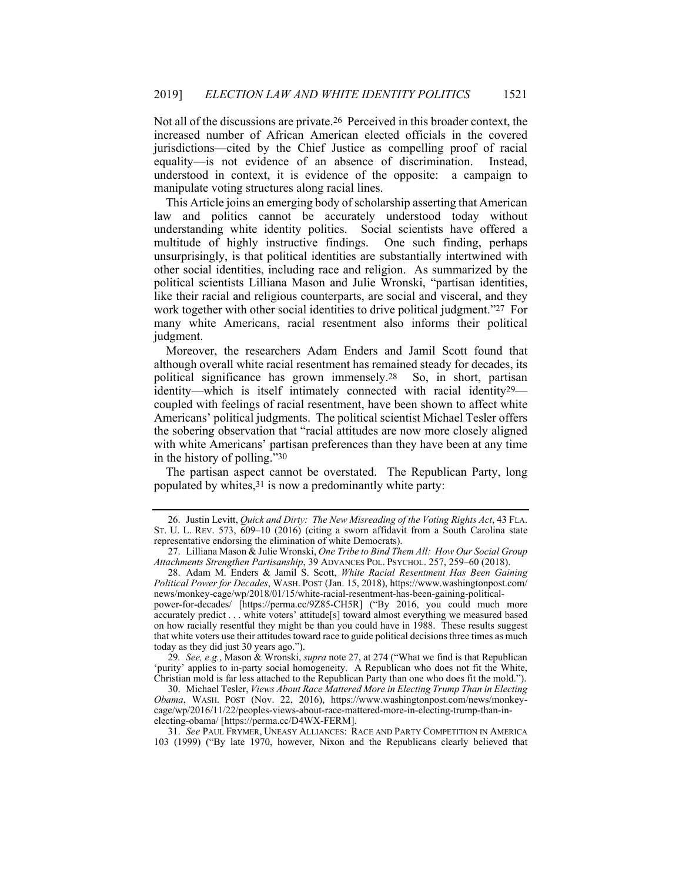Not all of the discussions are private.[26] Perceived in this broader context, the increased number of African American elected officials in the covered jurisdictions—cited by the Chief Justice as compelling proof of racial equality—is not evidence of an absence of discrimination. Instead, understood in context, it is evidence of the opposite: a campaign to manipulate voting structures along racial lines.

This Article joins an emerging body of scholarship asserting that American law and politics cannot be accurately understood today without understanding white identity politics. Social scientists have offered a multitude of highly instructive findings. One such finding, perhaps unsurprisingly, is that political identities are substantially intertwined with other social identities, including race and religion. As summarized by the political scientists Lilliana Mason and Julie Wronski, "partisan identities, like their racial and religious counterparts, are social and visceral, and they work together with other social identities to drive political judgment."[27] For many white Americans, racial resentment also informs their political judgment.

Moreover, the researchers Adam Enders and Jamil Scott found that although overall white racial resentment has remained steady for decades, its political significance has grown immensely.[28] So, in short, partisan identity—which is itself intimately connected with racial identity[29]—coupled with feelings of racial resentment, have been shown to affect white Americans' political judgments. The political scientist Michael Tesler offers the sobering observation that "racial attitudes are now more closely aligned with white Americans' partisan preferences than they have been at any time in the history of polling."[30]

The partisan aspect cannot be overstated. The Republican Party, long populated by whites,[31] is now a predominantly white party:

---

26. Justin Levitt, *Quick and Dirty: The New Misreading of the Voting Rights Act*, 43 FLA. ST. U. L. REV. 573, 609–10 (2016) (citing a sworn affidavit from a South Carolina state representative endorsing the elimination of white Democrats).

27. Lilliana Mason & Julie Wronski, *One Tribe to Bind Them All: How Our Social Group Attachments Strengthen Partisanship*, 39 ADVANCES POL. PSYCHOL. 257, 259–60 (2018).

28. Adam M. Enders & Jamil S. Scott, *White Racial Resentment Has Been Gaining Political Power for Decades*, WASH. POST (Jan. 15, 2018), https://www.washingtonpost.com/news/monkey-cage/wp/2018/01/15/white-racial-resentment-has-been-gaining-political-power-for-decades/ [https://perma.cc/9Z85-CH5R] ("By 2016, you could much more accurately predict . . . white voters' attitude[s] toward almost everything we measured based on how racially resentful they might be than you could have in 1988. These results suggest that white voters use their attitudes toward race to guide political decisions three times as much today as they did just 30 years ago.").

29. *See, e.g.*, Mason & Wronski, *supra* note 27, at 274 ("What we find is that Republican 'purity' applies to in-party social homogeneity. A Republican who does not fit the White, Christian mold is far less attached to the Republican Party than one who does fit the mold.").

30. Michael Tesler, *Views About Race Mattered More in Electing Trump Than in Electing Obama*, WASH. POST (Nov. 22, 2016), https://www.washingtonpost.com/news/monkey-cage/wp/2016/11/22/peoples-views-about-race-mattered-more-in-electing-trump-than-in-electing-obama/ [https://perma.cc/D4WX-FERM].

31. *See* PAUL FRYMER, UNEASY ALLIANCES: RACE AND PARTY COMPETITION IN AMERICA 103 (1999) ("By late 1970, however, Nixon and the Republicans clearly believed that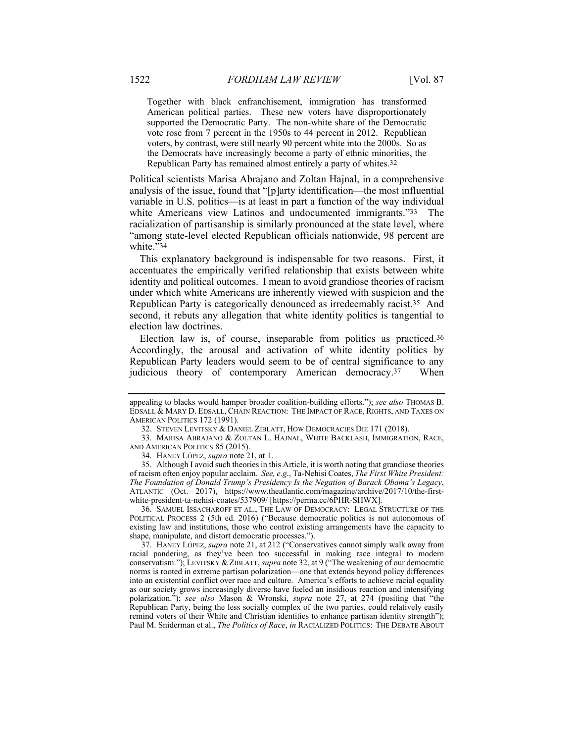> Together with black enfranchisement, immigration has transformed American political parties. These new voters have disproportionately supported the Democratic Party. The non-white share of the Democratic vote rose from 7 percent in the 1950s to 44 percent in 2012. Republican voters, by contrast, were still nearly 90 percent white into the 2000s. So as the Democrats have increasingly become a party of ethnic minorities, the Republican Party has remained almost entirely a party of whites.[32]

Political scientists Marisa Abrajano and Zoltan Hajnal, in a comprehensive analysis of the issue, found that "[p]arty identification—the most influential variable in U.S. politics—is at least in part a function of the way individual white Americans view Latinos and undocumented immigrants."[33] The racialization of partisanship is similarly pronounced at the state level, where "among state-level elected Republican officials nationwide, 98 percent are white."[34]

This explanatory background is indispensable for two reasons. First, it accentuates the empirically verified relationship that exists between white identity and political outcomes. I mean to avoid grandiose theories of racism under which white Americans are inherently viewed with suspicion and the Republican Party is categorically denounced as irredeemably racist.[35] And second, it rebuts any allegation that white identity politics is tangential to election law doctrines.

Election law is, of course, inseparable from politics as practiced.[36] Accordingly, the arousal and activation of white identity politics by Republican Party leaders would seem to be of central significance to any judicious theory of contemporary American democracy.[37] When

---

appealing to blacks would hamper broader coalition-building efforts."); *see also* THOMAS B. EDSALL & MARY D. EDSALL, CHAIN REACTION: THE IMPACT OF RACE, RIGHTS, AND TAXES ON AMERICAN POLITICS 172 (1991).

32. STEVEN LEVITSKY & DANIEL ZIBLATT, HOW DEMOCRACIES DIE 171 (2018).

33. MARISA ABRAJANO & ZOLTAN L. HAJNAL, WHITE BACKLASH, IMMIGRATION, RACE, AND AMERICAN POLITICS 85 (2015).

34. HANEY LÓPEZ, *supra* note 21, at 1.

35. Although I avoid such theories in this Article, it is worth noting that grandiose theories of racism often enjoy popular acclaim. *See, e.g.*, Ta-Nehisi Coates, *The First White President: The Foundation of Donald Trump's Presidency Is the Negation of Barack Obama's Legacy*, ATLANTIC (Oct. 2017), https://www.theatlantic.com/magazine/archive/2017/10/the-first-white-president-ta-nehisi-coates/537909/ [https://perma.cc/6PHR-SHWX].

36. SAMUEL ISSACHAROFF ET AL., THE LAW OF DEMOCRACY: LEGAL STRUCTURE OF THE POLITICAL PROCESS 2 (5th ed. 2016) ("Because democratic politics is not autonomous of existing law and institutions, those who control existing arrangements have the capacity to shape, manipulate, and distort democratic processes.").

37. HANEY LÓPEZ, *supra* note 21, at 212 ("Conservatives cannot simply walk away from racial pandering, as they've been too successful in making race integral to modern conservatism."); LEVITSKY & ZIBLATT, *supra* note 32, at 9 ("The weakening of our democratic norms is rooted in extreme partisan polarization—one that extends beyond policy differences into an existential conflict over race and culture. America's efforts to achieve racial equality as our society grows increasingly diverse have fueled an insidious reaction and intensifying polarization."); *see also* Mason & Wronski, *supra* note 27, at 274 (positing that "the Republican Party, being the less socially complex of the two parties, could relatively easily remind voters of their White and Christian identities to enhance partisan identity strength"); Paul M. Sniderman et al., *The Politics of Race*, *in* RACIALIZED POLITICS: THE DEBATE ABOUT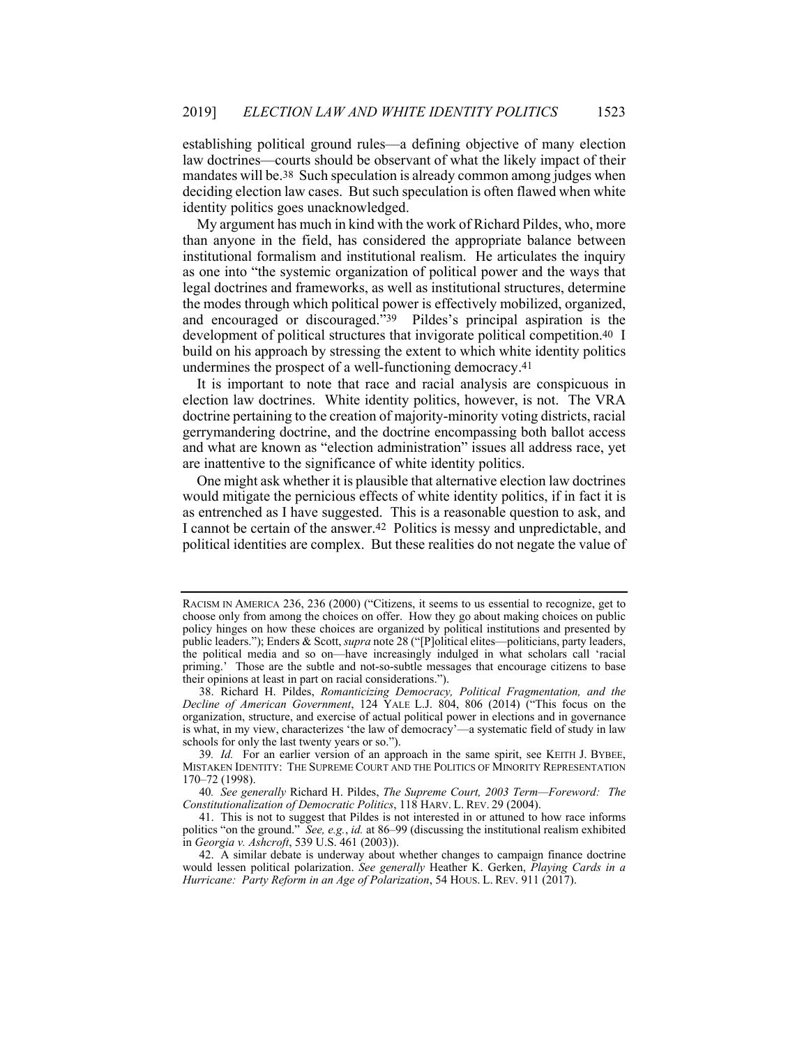establishing political ground rules—a defining objective of many election law doctrines—courts should be observant of what the likely impact of their mandates will be.[38] Such speculation is already common among judges when deciding election law cases. But such speculation is often flawed when white identity politics goes unacknowledged.

My argument has much in kind with the work of Richard Pildes, who, more than anyone in the field, has considered the appropriate balance between institutional formalism and institutional realism. He articulates the inquiry as one into "the systemic organization of political power and the ways that legal doctrines and frameworks, as well as institutional structures, determine the modes through which political power is effectively mobilized, organized, and encouraged or discouraged."[39] Pildes's principal aspiration is the development of political structures that invigorate political competition.[40] I build on his approach by stressing the extent to which white identity politics undermines the prospect of a well-functioning democracy.[41]

It is important to note that race and racial analysis are conspicuous in election law doctrines. White identity politics, however, is not. The VRA doctrine pertaining to the creation of majority-minority voting districts, racial gerrymandering doctrine, and the doctrine encompassing both ballot access and what are known as "election administration" issues all address race, yet are inattentive to the significance of white identity politics.

One might ask whether it is plausible that alternative election law doctrines would mitigate the pernicious effects of white identity politics, if in fact it is as entrenched as I have suggested. This is a reasonable question to ask, and I cannot be certain of the answer.[42] Politics is messy and unpredictable, and political identities are complex. But these realities do not negate the value of

---

RACISM IN AMERICA 236, 236 (2000) ("Citizens, it seems to us essential to recognize, get to choose only from among the choices on offer. How they go about making choices on public policy hinges on how these choices are organized by political institutions and presented by public leaders."); Enders & Scott, *supra* note 28 ("[P]olitical elites—politicians, party leaders, the political media and so on—have increasingly indulged in what scholars call 'racial priming.' Those are the subtle and not-so-subtle messages that encourage citizens to base their opinions at least in part on racial considerations.").

38. Richard H. Pildes, *Romanticizing Democracy, Political Fragmentation, and the Decline of American Government*, 124 YALE L.J. 804, 806 (2014) ("This focus on the organization, structure, and exercise of actual political power in elections and in governance is what, in my view, characterizes 'the law of democracy'—a systematic field of study in law schools for only the last twenty years or so.").

39. *Id.* For an earlier version of an approach in the same spirit, see KEITH J. BYBEE, MISTAKEN IDENTITY: THE SUPREME COURT AND THE POLITICS OF MINORITY REPRESENTATION 170–72 (1998).

40. *See generally* Richard H. Pildes, *The Supreme Court, 2003 Term—Foreword: The Constitutionalization of Democratic Politics*, 118 HARV. L. REV. 29 (2004).

41. This is not to suggest that Pildes is not interested in or attuned to how race informs politics "on the ground." *See, e.g.*, *id.* at 86–99 (discussing the institutional realism exhibited in *Georgia v. Ashcroft*, 539 U.S. 461 (2003)).

42. A similar debate is underway about whether changes to campaign finance doctrine would lessen political polarization. *See generally* Heather K. Gerken, *Playing Cards in a Hurricane: Party Reform in an Age of Polarization*, 54 HOUS. L. REV. 911 (2017).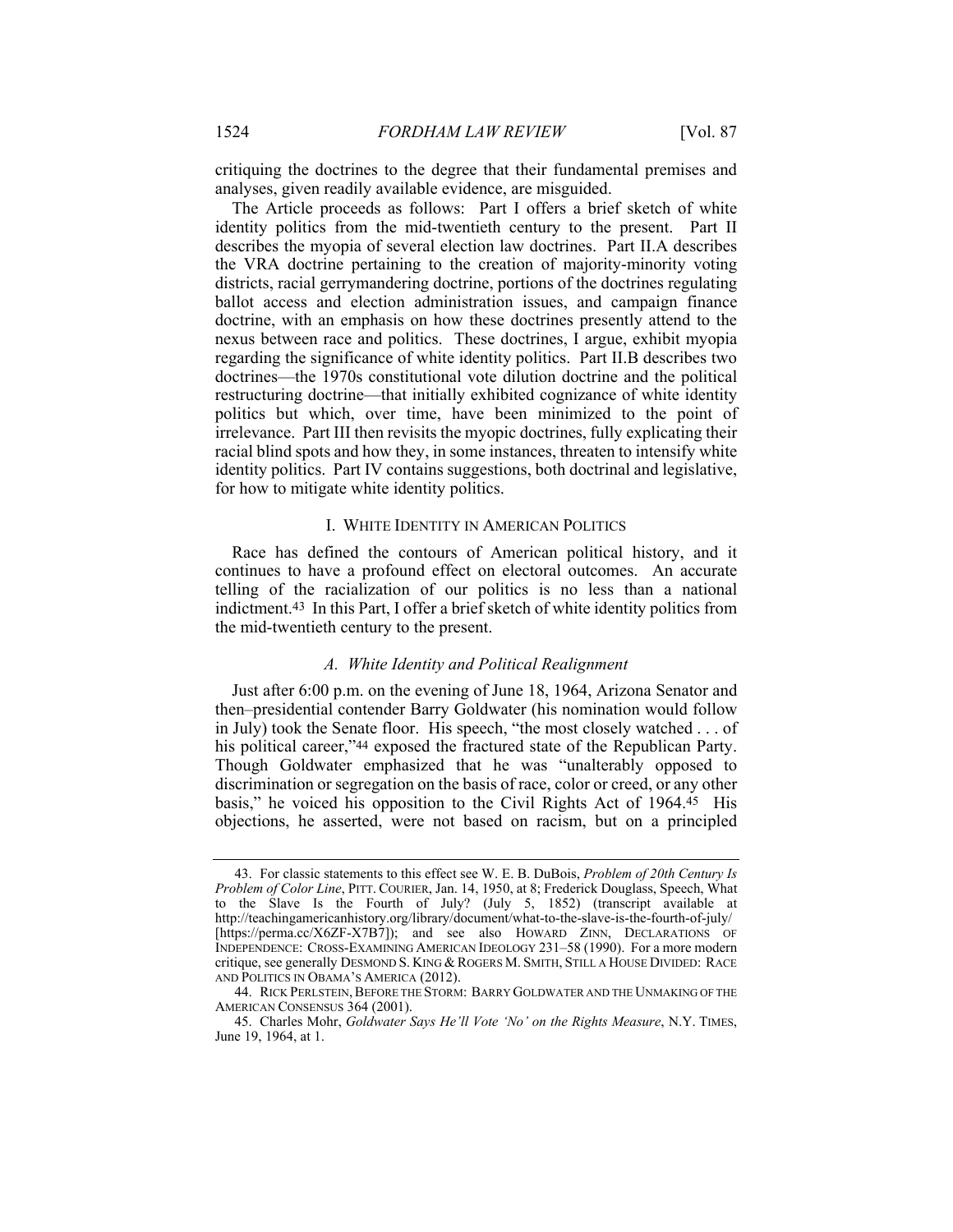critiquing the doctrines to the degree that their fundamental premises and analyses, given readily available evidence, are misguided.

The Article proceeds as follows: Part I offers a brief sketch of white identity politics from the mid-twentieth century to the present. Part II describes the myopia of several election law doctrines. Part II.A describes the VRA doctrine pertaining to the creation of majority-minority voting districts, racial gerrymandering doctrine, portions of the doctrines regulating ballot access and election administration issues, and campaign finance doctrine, with an emphasis on how these doctrines presently attend to the nexus between race and politics. These doctrines, I argue, exhibit myopia regarding the significance of white identity politics. Part II.B describes two doctrines—the 1970s constitutional vote dilution doctrine and the political restructuring doctrine—that initially exhibited cognizance of white identity politics but which, over time, have been minimized to the point of irrelevance. Part III then revisits the myopic doctrines, fully explicating their racial blind spots and how they, in some instances, threaten to intensify white identity politics. Part IV contains suggestions, both doctrinal and legislative, for how to mitigate white identity politics.

## I. White Identity in American Politics

Race has defined the contours of American political history, and it continues to have a profound effect on electoral outcomes. An accurate telling of the racialization of our politics is no less than a national indictment.[43] In this Part, I offer a brief sketch of white identity politics from the mid-twentieth century to the present.

### *A. White Identity and Political Realignment*

Just after 6:00 p.m. on the evening of June 18, 1964, Arizona Senator and then–presidential contender Barry Goldwater (his nomination would follow in July) took the Senate floor. His speech, "the most closely watched . . . of his political career,"[44] exposed the fractured state of the Republican Party. Though Goldwater emphasized that he was "unalterably opposed to discrimination or segregation on the basis of race, color or creed, or any other basis," he voiced his opposition to the Civil Rights Act of 1964.[45] His objections, he asserted, were not based on racism, but on a principled

---

43. For classic statements to this effect see W. E. B. DuBois, *Problem of 20th Century Is Problem of Color Line*, PITT. COURIER, Jan. 14, 1950, at 8; Frederick Douglass, Speech, What to the Slave Is the Fourth of July? (July 5, 1852) (transcript available at http://teachingamericanhistory.org/library/document/what-to-the-slave-is-the-fourth-of-july/ [https://perma.cc/X6ZF-X7B7]); and see also HOWARD ZINN, DECLARATIONS OF INDEPENDENCE: CROSS-EXAMINING AMERICAN IDEOLOGY 231–58 (1990). For a more modern critique, see generally DESMOND S. KING & ROGERS M. SMITH, STILL A HOUSE DIVIDED: RACE AND POLITICS IN OBAMA'S AMERICA (2012).

44. RICK PERLSTEIN, BEFORE THE STORM: BARRY GOLDWATER AND THE UNMAKING OF THE AMERICAN CONSENSUS 364 (2001).

45. Charles Mohr, *Goldwater Says He'll Vote 'No' on the Rights Measure*, N.Y. TIMES, June 19, 1964, at 1.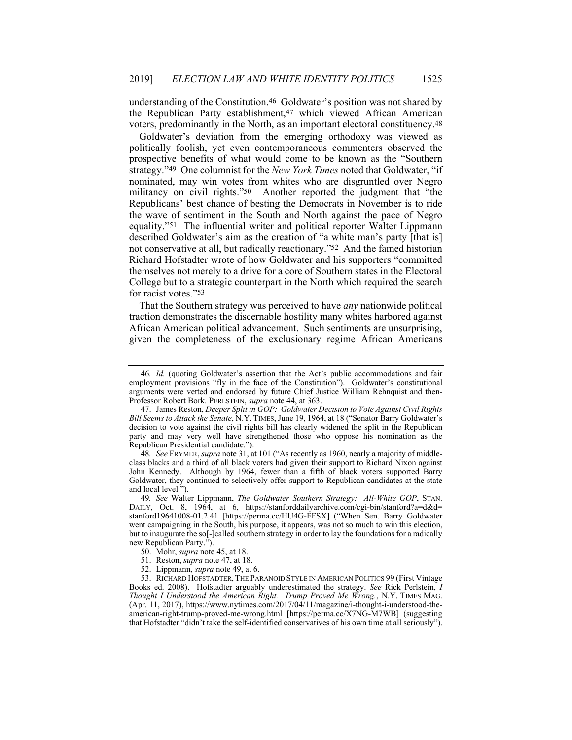understanding of the Constitution.[46] Goldwater's position was not shared by the Republican Party establishment,[47] which viewed African American voters, predominantly in the North, as an important electoral constituency.[48]

Goldwater's deviation from the emerging orthodoxy was viewed as politically foolish, yet even contemporaneous commenters observed the prospective benefits of what would come to be known as the "Southern strategy."[49] One columnist for the *New York Times* noted that Goldwater, "if nominated, may win votes from whites who are disgruntled over Negro militancy on civil rights."[50] Another reported the judgment that "the Republicans' best chance of besting the Democrats in November is to ride the wave of sentiment in the South and North against the pace of Negro equality."[51] The influential writer and political reporter Walter Lippmann described Goldwater's aim as the creation of "a white man's party [that is] not conservative at all, but radically reactionary."[52] And the famed historian Richard Hofstadter wrote of how Goldwater and his supporters "committed themselves not merely to a drive for a core of Southern states in the Electoral College but to a strategic counterpart in the North which required the search for racist votes."[53]

That the Southern strategy was perceived to have *any* nationwide political traction demonstrates the discernable hostility many whites harbored against African American political advancement. Such sentiments are unsurprising, given the completeness of the exclusionary regime African Americans

---

46. *Id.* (quoting Goldwater's assertion that the Act's public accommodations and fair employment provisions "fly in the face of the Constitution"). Goldwater's constitutional arguments were vetted and endorsed by future Chief Justice William Rehnquist and then-Professor Robert Bork. PERLSTEIN, *supra* note 44, at 363.

47. James Reston, *Deeper Split in GOP: Goldwater Decision to Vote Against Civil Rights Bill Seems to Attack the Senate*, N.Y. TIMES, June 19, 1964, at 18 ("Senator Barry Goldwater's decision to vote against the civil rights bill has clearly widened the split in the Republican party and may very well have strengthened those who oppose his nomination as the Republican Presidential candidate.").

48. *See* FRYMER, *supra* note 31, at 101 ("As recently as 1960, nearly a majority of middle-class blacks and a third of all black voters had given their support to Richard Nixon against John Kennedy. Although by 1964, fewer than a fifth of black voters supported Barry Goldwater, they continued to selectively offer support to Republican candidates at the state and local level.").

49. *See* Walter Lippmann, *The Goldwater Southern Strategy: All-White GOP*, STAN. DAILY, Oct. 8, 1964, at 6, https://stanforddailyarchive.com/cgi-bin/stanford?a=d&d=stanford19641008-01.2.41 [https://perma.cc/HU4G-FFSX] ("When Sen. Barry Goldwater went campaigning in the South, his purpose, it appears, was not so much to win this election, but to inaugurate the so[-]called southern strategy in order to lay the foundations for a radically new Republican Party.").

50. Mohr, *supra* note 45, at 18.

51. Reston, *supra* note 47, at 18.

52. Lippmann, *supra* note 49, at 6.

53. RICHARD HOFSTADTER, THE PARANOID STYLE IN AMERICAN POLITICS 99 (First Vintage Books ed. 2008). Hofstadter arguably underestimated the strategy. *See* Rick Perlstein, *I Thought I Understood the American Right. Trump Proved Me Wrong.*, N.Y. TIMES MAG. (Apr. 11, 2017), https://www.nytimes.com/2017/04/11/magazine/i-thought-i-understood-the-american-right-trump-proved-me-wrong.html [https://perma.cc/X7NG-M7WB] (suggesting that Hofstadter "didn't take the self-identified conservatives of his own time at all seriously").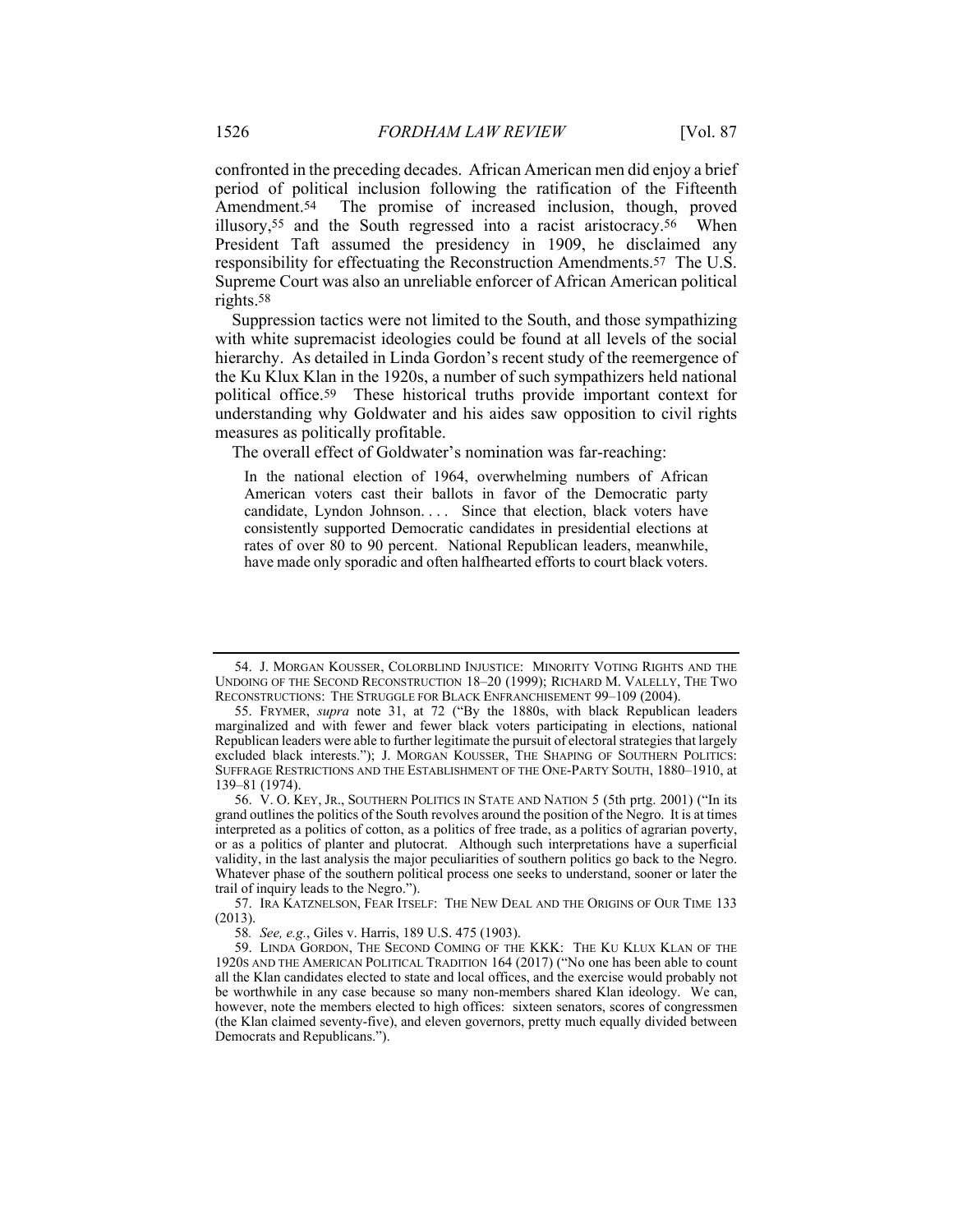confronted in the preceding decades. African American men did enjoy a brief period of political inclusion following the ratification of the Fifteenth Amendment.[54] The promise of increased inclusion, though, proved illusory,[55] and the South regressed into a racist aristocracy.[56] When President Taft assumed the presidency in 1909, he disclaimed any responsibility for effectuating the Reconstruction Amendments.[57] The U.S. Supreme Court was also an unreliable enforcer of African American political rights.[58]

Suppression tactics were not limited to the South, and those sympathizing with white supremacist ideologies could be found at all levels of the social hierarchy. As detailed in Linda Gordon's recent study of the reemergence of the Ku Klux Klan in the 1920s, a number of such sympathizers held national political office.[59] These historical truths provide important context for understanding why Goldwater and his aides saw opposition to civil rights measures as politically profitable.

The overall effect of Goldwater's nomination was far-reaching:

> In the national election of 1964, overwhelming numbers of African American voters cast their ballots in favor of the Democratic party candidate, Lyndon Johnson. . . . Since that election, black voters have consistently supported Democratic candidates in presidential elections at rates of over 80 to 90 percent. National Republican leaders, meanwhile, have made only sporadic and often halfhearted efforts to court black voters.

---

54. J. MORGAN KOUSSER, COLORBLIND INJUSTICE: MINORITY VOTING RIGHTS AND THE UNDOING OF THE SECOND RECONSTRUCTION 18–20 (1999); RICHARD M. VALELLY, THE TWO RECONSTRUCTIONS: THE STRUGGLE FOR BLACK ENFRANCHISEMENT 99–109 (2004).

55. FRYMER, *supra* note 31, at 72 ("By the 1880s, with black Republican leaders marginalized and with fewer and fewer black voters participating in elections, national Republican leaders were able to further legitimate the pursuit of electoral strategies that largely excluded black interests."); J. MORGAN KOUSSER, THE SHAPING OF SOUTHERN POLITICS: SUFFRAGE RESTRICTIONS AND THE ESTABLISHMENT OF THE ONE-PARTY SOUTH, 1880–1910, at 139–81 (1974).

56. V. O. KEY, JR., SOUTHERN POLITICS IN STATE AND NATION 5 (5th prtg. 2001) ("In its grand outlines the politics of the South revolves around the position of the Negro. It is at times interpreted as a politics of cotton, as a politics of free trade, as a politics of agrarian poverty, or as a politics of planter and plutocrat. Although such interpretations have a superficial validity, in the last analysis the major peculiarities of southern politics go back to the Negro. Whatever phase of the southern political process one seeks to understand, sooner or later the trail of inquiry leads to the Negro.").

57. IRA KATZNELSON, FEAR ITSELF: THE NEW DEAL AND THE ORIGINS OF OUR TIME 133 (2013).

58. *See, e.g.*, Giles v. Harris, 189 U.S. 475 (1903).

59. LINDA GORDON, THE SECOND COMING OF THE KKK: THE KU KLUX KLAN OF THE 1920S AND THE AMERICAN POLITICAL TRADITION 164 (2017) ("No one has been able to count all the Klan candidates elected to state and local offices, and the exercise would probably not be worthwhile in any case because so many non-members shared Klan ideology. We can, however, note the members elected to high offices: sixteen senators, scores of congressmen (the Klan claimed seventy-five), and eleven governors, pretty much equally divided between Democrats and Republicans.").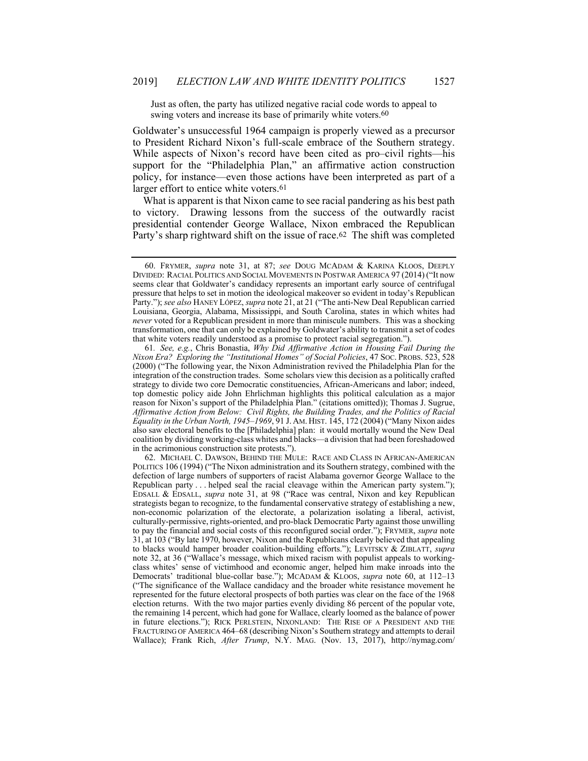Just as often, the party has utilized negative racial code words to appeal to swing voters and increase its base of primarily white voters.[60]

Goldwater's unsuccessful 1964 campaign is properly viewed as a precursor to President Richard Nixon's full-scale embrace of the Southern strategy. While aspects of Nixon's record have been cited as pro–civil rights—his support for the "Philadelphia Plan," an affirmative action construction policy, for instance—even those actions have been interpreted as part of a larger effort to entice white voters.[61]

What is apparent is that Nixon came to see racial pandering as his best path to victory. Drawing lessons from the success of the outwardly racist presidential contender George Wallace, Nixon embraced the Republican Party's sharp rightward shift on the issue of race.[62] The shift was completed

---

60. FRYMER, *supra* note 31, at 87; *see* DOUG MCADAM & KARINA KLOOS, DEEPLY DIVIDED: RACIAL POLITICS AND SOCIAL MOVEMENTS IN POSTWAR AMERICA 97 (2014) ("It now seems clear that Goldwater's candidacy represents an important early source of centrifugal pressure that helps to set in motion the ideological makeover so evident in today's Republican Party."); *see also* HANEY LÓPEZ, *supra* note 21, at 21 ("The anti-New Deal Republican carried Louisiana, Georgia, Alabama, Mississippi, and South Carolina, states in which whites had *never* voted for a Republican president in more than miniscule numbers. This was a shocking transformation, one that can only be explained by Goldwater's ability to transmit a set of codes that white voters readily understood as a promise to protect racial segregation.").

61. *See, e.g.*, Chris Bonastia, *Why Did Affirmative Action in Housing Fail During the Nixon Era? Exploring the "Institutional Homes" of Social Policies*, 47 SOC. PROBS. 523, 528 (2000) ("The following year, the Nixon Administration revived the Philadelphia Plan for the integration of the construction trades. Some scholars view this decision as a politically crafted strategy to divide two core Democratic constituencies, African-Americans and labor; indeed, top domestic policy aide John Ehrlichman highlights this political calculation as a major reason for Nixon's support of the Philadelphia Plan." (citations omitted)); Thomas J. Sugrue, *Affirmative Action from Below: Civil Rights, the Building Trades, and the Politics of Racial Equality in the Urban North, 1945–1969*, 91 J. AM. HIST. 145, 172 (2004) ("Many Nixon aides also saw electoral benefits to the [Philadelphia] plan: it would mortally wound the New Deal coalition by dividing working-class whites and blacks—a division that had been foreshadowed in the acrimonious construction site protests.").

62. MICHAEL C. DAWSON, BEHIND THE MULE: RACE AND CLASS IN AFRICAN-AMERICAN POLITICS 106 (1994) ("The Nixon administration and its Southern strategy, combined with the defection of large numbers of supporters of racist Alabama governor George Wallace to the Republican party . . . helped seal the racial cleavage within the American party system."); EDSALL & EDSALL, *supra* note 31, at 98 ("Race was central, Nixon and key Republican strategists began to recognize, to the fundamental conservative strategy of establishing a new, non-economic polarization of the electorate, a polarization isolating a liberal, activist, culturally-permissive, rights-oriented, and pro-black Democratic Party against those unwilling to pay the financial and social costs of this reconfigured social order."); FRYMER, *supra* note 31, at 103 ("By late 1970, however, Nixon and the Republicans clearly believed that appealing to blacks would hamper broader coalition-building efforts."); LEVITSKY & ZIBLATT, *supra* note 32, at 36 ("Wallace's message, which mixed racism with populist appeals to working-class whites' sense of victimhood and economic anger, helped him make inroads into the Democrats' traditional blue-collar base."); MCADAM & KLOOS, *supra* note 60, at 112–13 ("The significance of the Wallace candidacy and the broader white resistance movement he represented for the future electoral prospects of both parties was clear on the face of the 1968 election returns. With the two major parties evenly dividing 86 percent of the popular vote, the remaining 14 percent, which had gone for Wallace, clearly loomed as the balance of power in future elections."); RICK PERLSTEIN, NIXONLAND: THE RISE OF A PRESIDENT AND THE FRACTURING OF AMERICA 464–68 (describing Nixon's Southern strategy and attempts to derail Wallace); Frank Rich, *After Trump*, N.Y. MAG. (Nov. 13, 2017), http://nymag.com/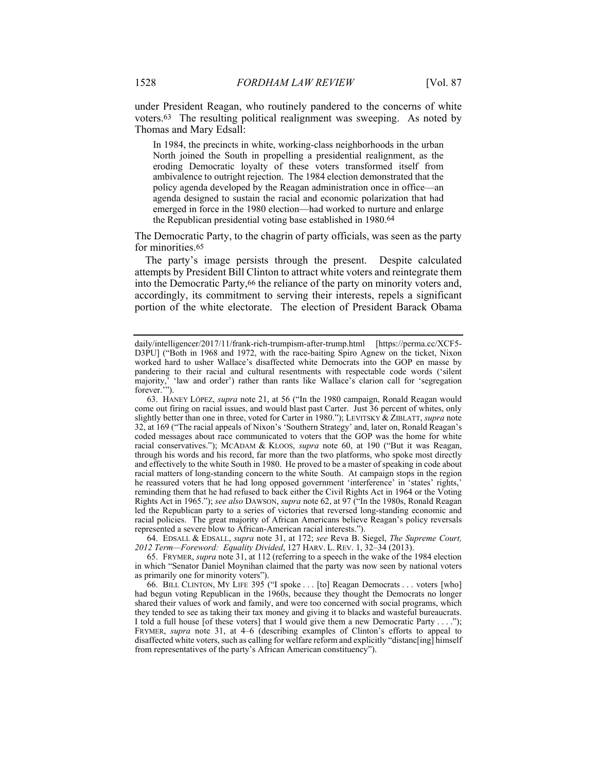under President Reagan, who routinely pandered to the concerns of white voters.[63] The resulting political realignment was sweeping. As noted by Thomas and Mary Edsall:

> In 1984, the precincts in white, working-class neighborhoods in the urban North joined the South in propelling a presidential realignment, as the eroding Democratic loyalty of these voters transformed itself from ambivalence to outright rejection. The 1984 election demonstrated that the policy agenda developed by the Reagan administration once in office—an agenda designed to sustain the racial and economic polarization that had emerged in force in the 1980 election—had worked to nurture and enlarge the Republican presidential voting base established in 1980.[64]

The Democratic Party, to the chagrin of party officials, was seen as the party for minorities.[65]

The party's image persists through the present. Despite calculated attempts by President Bill Clinton to attract white voters and reintegrate them into the Democratic Party,[66] the reliance of the party on minority voters and, accordingly, its commitment to serving their interests, repels a significant portion of the white electorate. The election of President Barack Obama

---

daily/intelligencer/2017/11/frank-rich-trumpism-after-trump.html [https://perma.cc/XCF5-D3PU] ("Both in 1968 and 1972, with the race-baiting Spiro Agnew on the ticket, Nixon worked hard to usher Wallace's disaffected white Democrats into the GOP en masse by pandering to their racial and cultural resentments with respectable code words ('silent majority,' 'law and order') rather than rants like Wallace's clarion call for 'segregation forever.'").

63. HANEY LÓPEZ, *supra* note 21, at 56 ("In the 1980 campaign, Ronald Reagan would come out firing on racial issues, and would blast past Carter. Just 36 percent of whites, only slightly better than one in three, voted for Carter in 1980."); LEVITSKY & ZIBLATT, *supra* note 32, at 169 ("The racial appeals of Nixon's 'Southern Strategy' and, later on, Ronald Reagan's coded messages about race communicated to voters that the GOP was the home for white racial conservatives."); MCADAM & KLOOS, *supra* note 60, at 190 ("But it was Reagan, through his words and his record, far more than the two platforms, who spoke most directly and effectively to the white South in 1980. He proved to be a master of speaking in code about racial matters of long-standing concern to the white South. At campaign stops in the region he reassured voters that he had long opposed government 'interference' in 'states' rights,' reminding them that he had refused to back either the Civil Rights Act in 1964 or the Voting Rights Act in 1965."); *see also* DAWSON, *supra* note 62, at 97 ("In the 1980s, Ronald Reagan led the Republican party to a series of victories that reversed long-standing economic and racial policies. The great majority of African Americans believe Reagan's policy reversals represented a severe blow to African-American racial interests.").

64. EDSALL & EDSALL, *supra* note 31, at 172; *see* Reva B. Siegel, *The Supreme Court, 2012 Term—Foreword: Equality Divided*, 127 HARV. L. REV. 1, 32–34 (2013).

65. FRYMER, *supra* note 31, at 112 (referring to a speech in the wake of the 1984 election in which "Senator Daniel Moynihan claimed that the party was now seen by national voters as primarily one for minority voters").

66. BILL CLINTON, MY LIFE 395 ("I spoke . . . [to] Reagan Democrats . . . voters [who] had begun voting Republican in the 1960s, because they thought the Democrats no longer shared their values of work and family, and were too concerned with social programs, which they tended to see as taking their tax money and giving it to blacks and wasteful bureaucrats. I told a full house [of these voters] that I would give them a new Democratic Party . . . ."); FRYMER, *supra* note 31, at 4–6 (describing examples of Clinton's efforts to appeal to disaffected white voters, such as calling for welfare reform and explicitly "distanc[ing] himself from representatives of the party's African American constituency").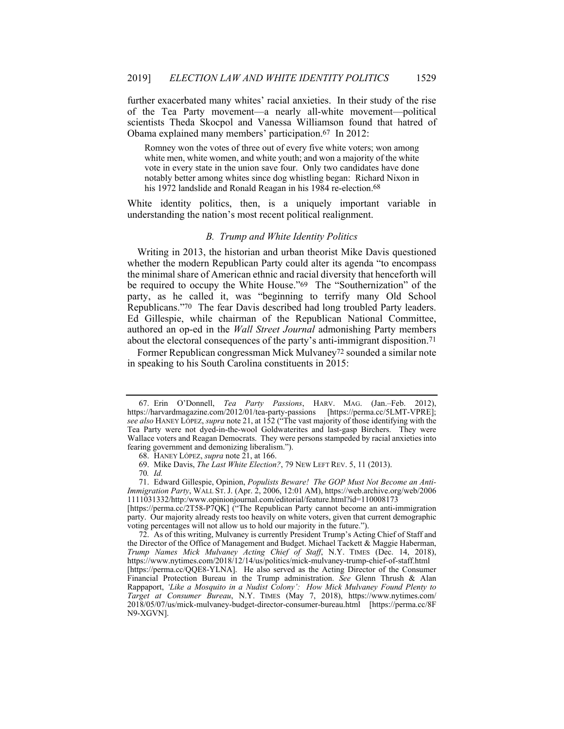further exacerbated many whites' racial anxieties. In their study of the rise of the Tea Party movement—a nearly all-white movement—political scientists Theda Skocpol and Vanessa Williamson found that hatred of Obama explained many members' participation.[67] In 2012:

> Romney won the votes of three out of every five white voters; won among white men, white women, and white youth; and won a majority of the white vote in every state in the union save four. Only two candidates have done notably better among whites since dog whistling began: Richard Nixon in his 1972 landslide and Ronald Reagan in his 1984 re-election.[68]

White identity politics, then, is a uniquely important variable in understanding the nation's most recent political realignment.

### *B. Trump and White Identity Politics*

Writing in 2013, the historian and urban theorist Mike Davis questioned whether the modern Republican Party could alter its agenda "to encompass the minimal share of American ethnic and racial diversity that henceforth will be required to occupy the White House."[69] The "Southernization" of the party, as he called it, was "beginning to terrify many Old School Republicans."[70] The fear Davis described had long troubled Party leaders. Ed Gillespie, while chairman of the Republican National Committee, authored an op-ed in the *Wall Street Journal* admonishing Party members about the electoral consequences of the party's anti-immigrant disposition.[71]

Former Republican congressman Mick Mulvaney[72] sounded a similar note in speaking to his South Carolina constituents in 2015:

---

67. Erin O'Donnell, *Tea Party Passions*, HARV. MAG. (Jan.–Feb. 2012), https://harvardmagazine.com/2012/01/tea-party-passions [https://perma.cc/5LMT-VPRE]; *see also* HANEY LÓPEZ, *supra* note 21, at 152 ("The vast majority of those identifying with the Tea Party were not dyed-in-the-wool Goldwaterites and last-gasp Birchers. They were Wallace voters and Reagan Democrats. They were persons stampeded by racial anxieties into fearing government and demonizing liberalism.").

68. HANEY LÓPEZ, *supra* note 21, at 166.

69. Mike Davis, *The Last White Election?*, 79 NEW LEFT REV. 5, 11 (2013).

70. *Id.*

71. Edward Gillespie, Opinion, *Populists Beware! The GOP Must Not Become an Anti-Immigration Party*, WALL ST. J. (Apr. 2, 2006, 12:01 AM), https://web.archive.org/web/2006 1111031332/http:/www.opinionjournal.com/editorial/feature.html?id=110008173 [https://perma.cc/2T58-P7QK] ("The Republican Party cannot become an anti-immigration party. Our majority already rests too heavily on white voters, given that current demographic voting percentages will not allow us to hold our majority in the future.").

72. As of this writing, Mulvaney is currently President Trump's Acting Chief of Staff and the Director of the Office of Management and Budget. Michael Tackett & Maggie Haberman, *Trump Names Mick Mulvaney Acting Chief of Staff*, N.Y. TIMES (Dec. 14, 2018), https://www.nytimes.com/2018/12/14/us/politics/mick-mulvaney-trump-chief-of-staff.html [https://perma.cc/QQE8-YLNA]. He also served as the Acting Director of the Consumer Financial Protection Bureau in the Trump administration. *See* Glenn Thrush & Alan Rappaport, *'Like a Mosquito in a Nudist Colony': How Mick Mulvaney Found Plenty to Target at Consumer Bureau*, N.Y. TIMES (May 7, 2018), https://www.nytimes.com/ 2018/05/07/us/mick-mulvaney-budget-director-consumer-bureau.html [https://perma.cc/8F N9-XGVN].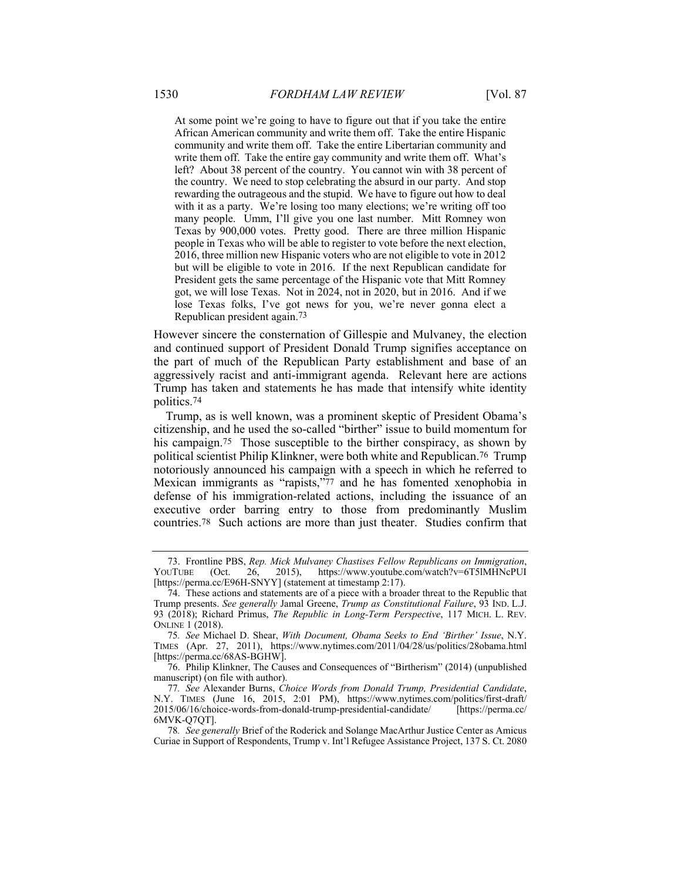> At some point we're going to have to figure out that if you take the entire African American community and write them off. Take the entire Hispanic community and write them off. Take the entire Libertarian community and write them off. Take the entire gay community and write them off. What's left? About 38 percent of the country. You cannot win with 38 percent of the country. We need to stop celebrating the absurd in our party. And stop rewarding the outrageous and the stupid. We have to figure out how to deal with it as a party. We're losing too many elections; we're writing off too many people. Umm, I'll give you one last number. Mitt Romney won Texas by 900,000 votes. Pretty good. There are three million Hispanic people in Texas who will be able to register to vote before the next election, 2016, three million new Hispanic voters who are not eligible to vote in 2012 but will be eligible to vote in 2016. If the next Republican candidate for President gets the same percentage of the Hispanic vote that Mitt Romney got, we will lose Texas. Not in 2024, not in 2020, but in 2016. And if we lose Texas folks, I've got news for you, we're never gonna elect a Republican president again.[73]

However sincere the consternation of Gillespie and Mulvaney, the election and continued support of President Donald Trump signifies acceptance on the part of much of the Republican Party establishment and base of an aggressively racist and anti-immigrant agenda. Relevant here are actions Trump has taken and statements he has made that intensify white identity politics.[74]

Trump, as is well known, was a prominent skeptic of President Obama's citizenship, and he used the so-called "birther" issue to build momentum for his campaign.[75] Those susceptible to the birther conspiracy, as shown by political scientist Philip Klinkner, were both white and Republican.[76] Trump notoriously announced his campaign with a speech in which he referred to Mexican immigrants as "rapists,"[77] and he has fomented xenophobia in defense of his immigration-related actions, including the issuance of an executive order barring entry to those from predominantly Muslim countries.[78] Such actions are more than just theater. Studies confirm that

---

73. Frontline PBS, *Rep. Mick Mulvaney Chastises Fellow Republicans on Immigration*, YOUTUBE (Oct. 26, 2015), https://www.youtube.com/watch?v=6T5lMHNcPUI [https://perma.cc/E96H-SNYY] (statement at timestamp 2:17).

74. These actions and statements are of a piece with a broader threat to the Republic that Trump presents. *See generally* Jamal Greene, *Trump as Constitutional Failure*, 93 IND. L.J. 93 (2018); Richard Primus, *The Republic in Long-Term Perspective*, 117 MICH. L. REV. ONLINE 1 (2018).

75. *See* Michael D. Shear, *With Document, Obama Seeks to End 'Birther' Issue*, N.Y. TIMES (Apr. 27, 2011), https://www.nytimes.com/2011/04/28/us/politics/28obama.html [https://perma.cc/68AS-BGHW].

76. Philip Klinkner, The Causes and Consequences of "Birtherism" (2014) (unpublished manuscript) (on file with author).

77. *See* Alexander Burns, *Choice Words from Donald Trump, Presidential Candidate*, N.Y. TIMES (June 16, 2015, 2:01 PM), https://www.nytimes.com/politics/first-draft/2015/06/16/choice-words-from-donald-trump-presidential-candidate/ [https://perma.cc/6MVK-Q7QT].

78. *See generally* Brief of the Roderick and Solange MacArthur Justice Center as Amicus Curiae in Support of Respondents, Trump v. Int'l Refugee Assistance Project, 137 S. Ct. 2080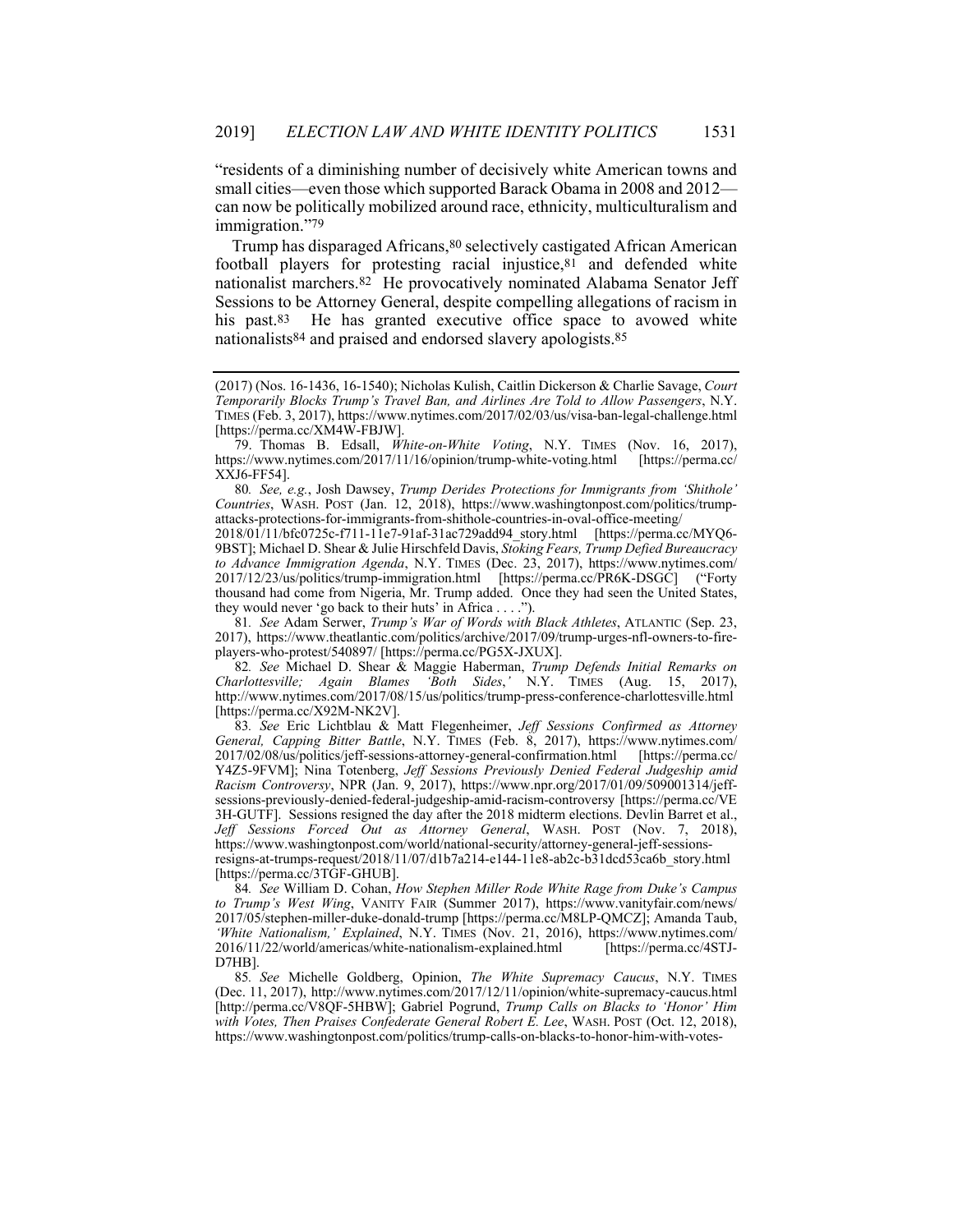"residents of a diminishing number of decisively white American towns and small cities—even those which supported Barack Obama in 2008 and 2012—can now be politically mobilized around race, ethnicity, multiculturalism and immigration."[79]

Trump has disparaged Africans,[80] selectively castigated African American football players for protesting racial injustice,[81] and defended white nationalist marchers.[82] He provocatively nominated Alabama Senator Jeff Sessions to be Attorney General, despite compelling allegations of racism in his past.[83] He has granted executive office space to avowed white nationalists[84] and praised and endorsed slavery apologists.[85]

---

(2017) (Nos. 16-1436, 16-1540); Nicholas Kulish, Caitlin Dickerson & Charlie Savage, *Court Temporarily Blocks Trump's Travel Ban, and Airlines Are Told to Allow Passengers*, N.Y. TIMES (Feb. 3, 2017), https://www.nytimes.com/2017/02/03/us/visa-ban-legal-challenge.html [https://perma.cc/XM4W-FBJW].

79. Thomas B. Edsall, *White-on-White Voting*, N.Y. TIMES (Nov. 16, 2017), https://www.nytimes.com/2017/11/16/opinion/trump-white-voting.html [https://perma.cc/XXJ6-FF54].

80. *See, e.g.*, Josh Dawsey, *Trump Derides Protections for Immigrants from 'Shithole' Countries*, WASH. POST (Jan. 12, 2018), https://www.washingtonpost.com/politics/trump-attacks-protections-for-immigrants-from-shithole-countries-in-oval-office-meeting/2018/01/11/bfc0725c-f711-11e7-91af-31ac729add94_story.html [https://perma.cc/MYQ6-9BST]; Michael D. Shear & Julie Hirschfeld Davis, *Stoking Fears, Trump Defied Bureaucracy to Advance Immigration Agenda*, N.Y. TIMES (Dec. 23, 2017), https://www.nytimes.com/2017/12/23/us/politics/trump-immigration.html [https://perma.cc/PR6K-DSGC] ("Forty thousand had come from Nigeria, Mr. Trump added. Once they had seen the United States, they would never 'go back to their huts' in Africa . . . .").

81. *See* Adam Serwer, *Trump's War of Words with Black Athletes*, ATLANTIC (Sep. 23, 2017), https://www.theatlantic.com/politics/archive/2017/09/trump-urges-nfl-owners-to-fire-players-who-protest/540897/ [https://perma.cc/PG5X-JXUX].

82. *See* Michael D. Shear & Maggie Haberman, *Trump Defends Initial Remarks on Charlottesville; Again Blames 'Both Sides*,*'* N.Y. TIMES (Aug. 15, 2017), http://www.nytimes.com/2017/08/15/us/politics/trump-press-conference-charlottesville.html [https://perma.cc/X92M-NK2V].

83. *See* Eric Lichtblau & Matt Flegenheimer, *Jeff Sessions Confirmed as Attorney General, Capping Bitter Battle*, N.Y. TIMES (Feb. 8, 2017), https://www.nytimes.com/2017/02/08/us/politics/jeff-sessions-attorney-general-confirmation.html [https://perma.cc/Y4Z5-9FVM]; Nina Totenberg, *Jeff Sessions Previously Denied Federal Judgeship amid Racism Controversy*, NPR (Jan. 9, 2017), https://www.npr.org/2017/01/09/509001314/jeff-sessions-previously-denied-federal-judgeship-amid-racism-controversy [https://perma.cc/VE3H-GUTF]. Sessions resigned the day after the 2018 midterm elections. Devlin Barret et al., *Jeff Sessions Forced Out as Attorney General*, WASH. POST (Nov. 7, 2018), https://www.washingtonpost.com/world/national-security/attorney-general-jeff-sessions-resigns-at-trumps-request/2018/11/07/d1b7a214-e144-11e8-ab2c-b31dcd53ca6b_story.html [https://perma.cc/3TGF-GHUB].

84. *See* William D. Cohan, *How Stephen Miller Rode White Rage from Duke's Campus to Trump's West Wing*, VANITY FAIR (Summer 2017), https://www.vanityfair.com/news/2017/05/stephen-miller-duke-donald-trump [https://perma.cc/M8LP-QMCZ]; Amanda Taub, *'White Nationalism,' Explained*, N.Y. TIMES (Nov. 21, 2016), https://www.nytimes.com/2016/11/22/world/americas/white-nationalism-explained.html [https://perma.cc/4STJ-D7HB].

85. *See* Michelle Goldberg, Opinion, *The White Supremacy Caucus*, N.Y. TIMES (Dec. 11, 2017), http://www.nytimes.com/2017/12/11/opinion/white-supremacy-caucus.html [http://perma.cc/V8QF-5HBW]; Gabriel Pogrund, *Trump Calls on Blacks to 'Honor' Him with Votes, Then Praises Confederate General Robert E. Lee*, WASH. POST (Oct. 12, 2018), https://www.washingtonpost.com/politics/trump-calls-on-blacks-to-honor-him-with-votes-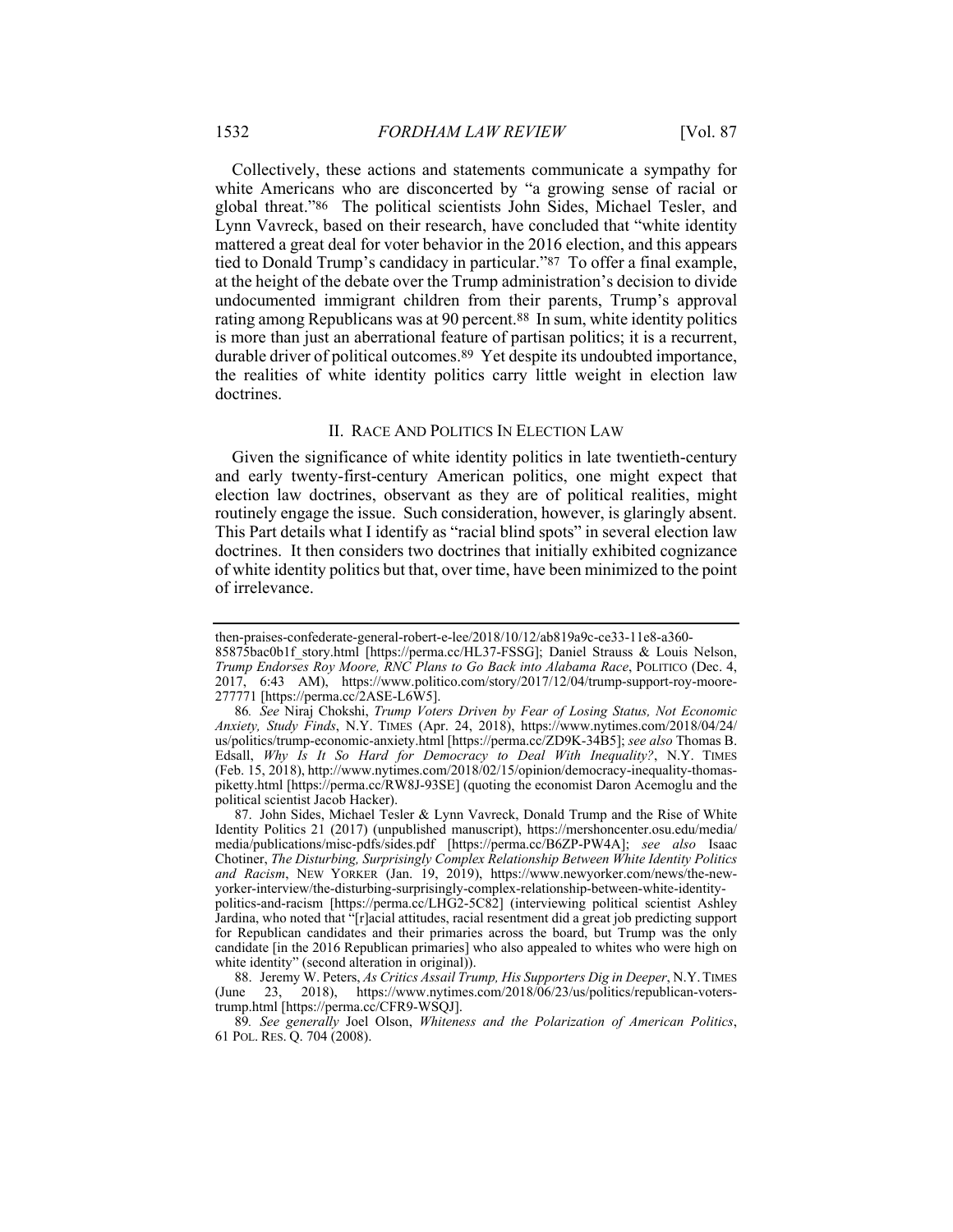Collectively, these actions and statements communicate a sympathy for white Americans who are disconcerted by "a growing sense of racial or global threat."[86] The political scientists John Sides, Michael Tesler, and Lynn Vavreck, based on their research, have concluded that "white identity mattered a great deal for voter behavior in the 2016 election, and this appears tied to Donald Trump's candidacy in particular."[87] To offer a final example, at the height of the debate over the Trump administration's decision to divide undocumented immigrant children from their parents, Trump's approval rating among Republicans was at 90 percent.[88] In sum, white identity politics is more than just an aberrational feature of partisan politics; it is a recurrent, durable driver of political outcomes.[89] Yet despite its undoubted importance, the realities of white identity politics carry little weight in election law doctrines.

## II. RACE AND POLITICS IN ELECTION LAW

Given the significance of white identity politics in late twentieth-century and early twenty-first-century American politics, one might expect that election law doctrines, observant as they are of political realities, might routinely engage the issue. Such consideration, however, is glaringly absent. This Part details what I identify as "racial blind spots" in several election law doctrines. It then considers two doctrines that initially exhibited cognizance of white identity politics but that, over time, have been minimized to the point of irrelevance.

---

then-praises-confederate-general-robert-e-lee/2018/10/12/ab819a9c-ce33-11e8-a360-85875bac0b1f_story.html [https://perma.cc/HL37-FSSG]; Daniel Strauss & Louis Nelson, *Trump Endorses Roy Moore, RNC Plans to Go Back into Alabama Race*, POLITICO (Dec. 4, 2017, 6:43 AM), https://www.politico.com/story/2017/12/04/trump-support-roy-moore-277771 [https://perma.cc/2ASE-L6W5].

86. *See* Niraj Chokshi, *Trump Voters Driven by Fear of Losing Status, Not Economic Anxiety, Study Finds*, N.Y. TIMES (Apr. 24, 2018), https://www.nytimes.com/2018/04/24/us/politics/trump-economic-anxiety.html [https://perma.cc/ZD9K-34B5]; *see also* Thomas B. Edsall, *Why Is It So Hard for Democracy to Deal With Inequality?*, N.Y. TIMES (Feb. 15, 2018), http://www.nytimes.com/2018/02/15/opinion/democracy-inequality-thomas-piketty.html [https://perma.cc/RW8J-93SE] (quoting the economist Daron Acemoglu and the political scientist Jacob Hacker).

87. John Sides, Michael Tesler & Lynn Vavreck, Donald Trump and the Rise of White Identity Politics 21 (2017) (unpublished manuscript), https://mershoncenter.osu.edu/media/media/publications/misc-pdfs/sides.pdf [https://perma.cc/B6ZP-PW4A]; *see also* Isaac Chotiner, *The Disturbing, Surprisingly Complex Relationship Between White Identity Politics and Racism*, NEW YORKER (Jan. 19, 2019), https://www.newyorker.com/news/the-new-yorker-interview/the-disturbing-surprisingly-complex-relationship-between-white-identity-politics-and-racism [https://perma.cc/LHG2-5C82] (interviewing political scientist Ashley Jardina, who noted that "[r]acial attitudes, racial resentment did a great job predicting support for Republican candidates and their primaries across the board, but Trump was the only candidate [in the 2016 Republican primaries] who also appealed to whites who were high on white identity" (second alteration in original)).

88. Jeremy W. Peters, *As Critics Assail Trump, His Supporters Dig in Deeper*, N.Y. TIMES (June 23, 2018), https://www.nytimes.com/2018/06/23/us/politics/republican-voters-trump.html [https://perma.cc/CFR9-WSQJ].

89. *See generally* Joel Olson, *Whiteness and the Polarization of American Politics*, 61 POL. RES. Q. 704 (2008).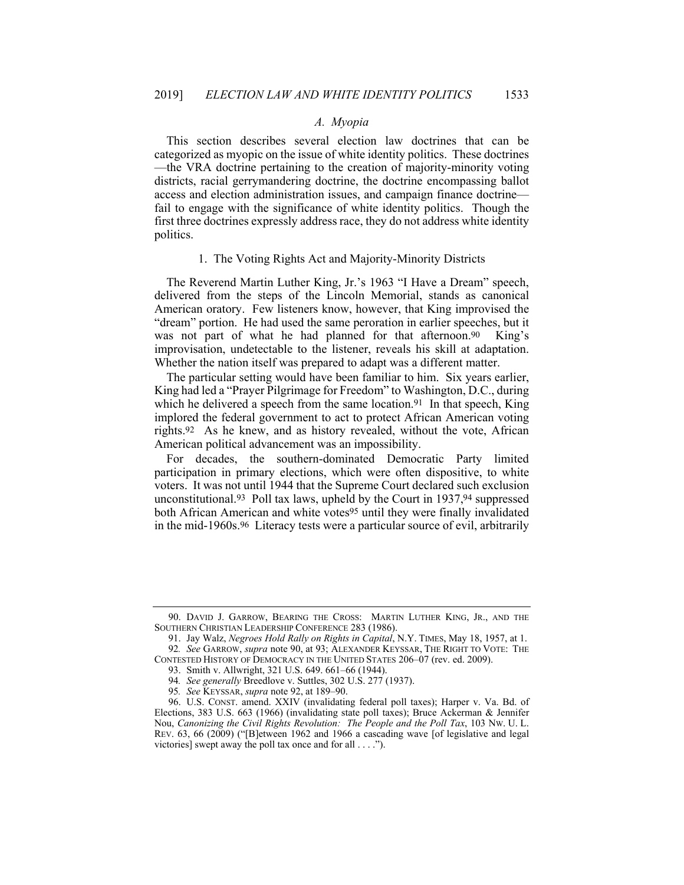### A. Myopia

This section describes several election law doctrines that can be categorized as myopic on the issue of white identity politics. These doctrines —the VRA doctrine pertaining to the creation of majority-minority voting districts, racial gerrymandering doctrine, the doctrine encompassing ballot access and election administration issues, and campaign finance doctrine—fail to engage with the significance of white identity politics. Though the first three doctrines expressly address race, they do not address white identity politics.

#### 1. The Voting Rights Act and Majority-Minority Districts

The Reverend Martin Luther King, Jr.'s 1963 "I Have a Dream" speech, delivered from the steps of the Lincoln Memorial, stands as canonical American oratory. Few listeners know, however, that King improvised the "dream" portion. He had used the same peroration in earlier speeches, but it was not part of what he had planned for that afternoon.[90] King's improvisation, undetectable to the listener, reveals his skill at adaptation. Whether the nation itself was prepared to adapt was a different matter.

The particular setting would have been familiar to him. Six years earlier, King had led a "Prayer Pilgrimage for Freedom" to Washington, D.C., during which he delivered a speech from the same location.[91] In that speech, King implored the federal government to act to protect African American voting rights.[92] As he knew, and as history revealed, without the vote, African American political advancement was an impossibility.

For decades, the southern-dominated Democratic Party limited participation in primary elections, which were often dispositive, to white voters. It was not until 1944 that the Supreme Court declared such exclusion unconstitutional.[93] Poll tax laws, upheld by the Court in 1937,[94] suppressed both African American and white votes[95] until they were finally invalidated in the mid-1960s.[96] Literacy tests were a particular source of evil, arbitrarily

---

90. DAVID J. GARROW, BEARING THE CROSS: MARTIN LUTHER KING, JR., AND THE SOUTHERN CHRISTIAN LEADERSHIP CONFERENCE 283 (1986).

91. Jay Walz, *Negroes Hold Rally on Rights in Capital*, N.Y. TIMES, May 18, 1957, at 1.

92. *See* GARROW, *supra* note 90, at 93; ALEXANDER KEYSSAR, THE RIGHT TO VOTE: THE CONTESTED HISTORY OF DEMOCRACY IN THE UNITED STATES 206–07 (rev. ed. 2009).

93. Smith v. Allwright, 321 U.S. 649. 661–66 (1944).

94. *See generally* Breedlove v. Suttles, 302 U.S. 277 (1937).

95. *See* KEYSSAR, *supra* note 92, at 189–90.

96. U.S. CONST. amend. XXIV (invalidating federal poll taxes); Harper v. Va. Bd. of Elections, 383 U.S. 663 (1966) (invalidating state poll taxes); Bruce Ackerman & Jennifer Nou, *Canonizing the Civil Rights Revolution: The People and the Poll Tax*, 103 NW. U. L. REV. 63, 66 (2009) ("[B]etween 1962 and 1966 a cascading wave [of legislative and legal victories] swept away the poll tax once and for all . . . .").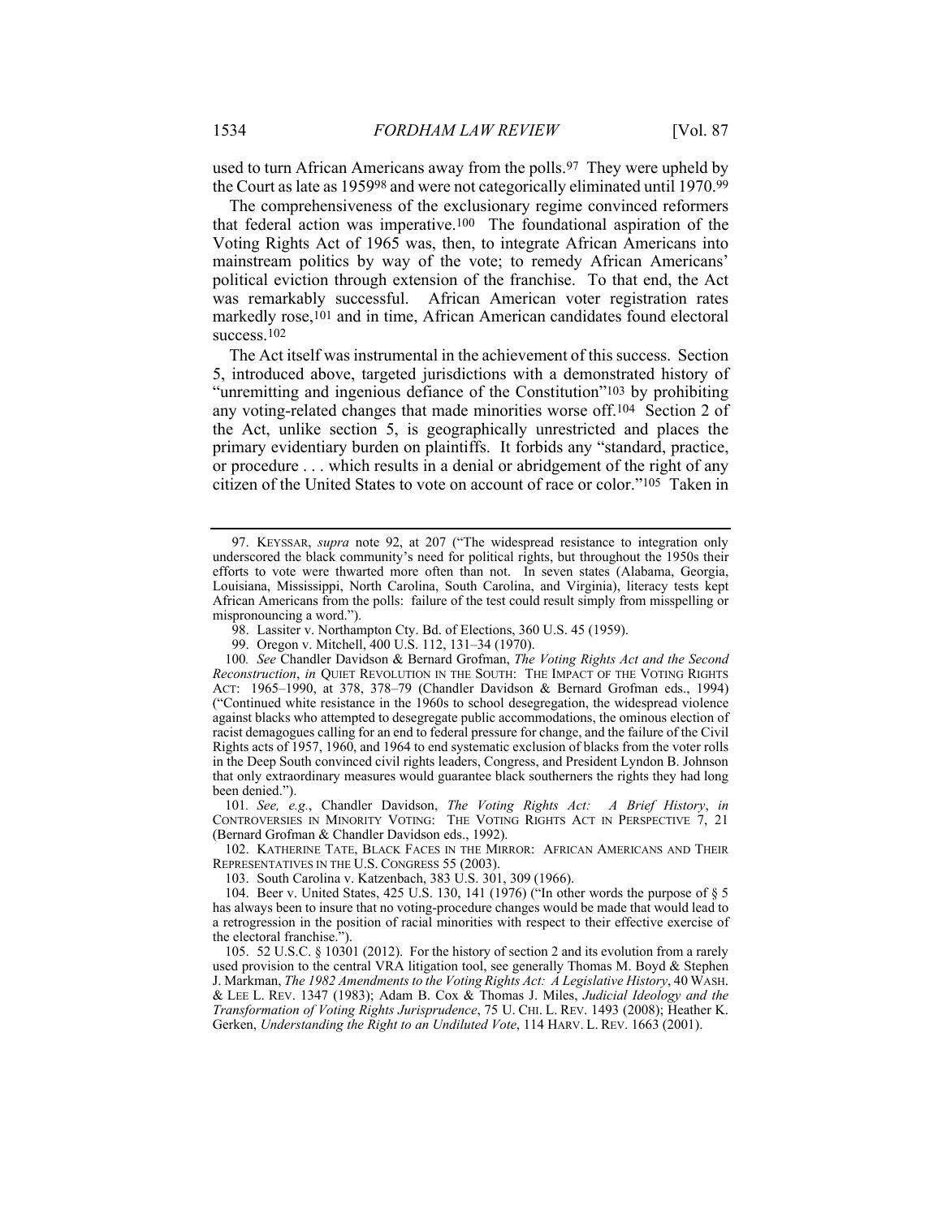used to turn African Americans away from the polls.[97] They were upheld by the Court as late as 1959[98] and were not categorically eliminated until 1970.[99]

The comprehensiveness of the exclusionary regime convinced reformers that federal action was imperative.[100] The foundational aspiration of the Voting Rights Act of 1965 was, then, to integrate African Americans into mainstream politics by way of the vote; to remedy African Americans' political eviction through extension of the franchise. To that end, the Act was remarkably successful. African American voter registration rates markedly rose,[101] and in time, African American candidates found electoral success.[102]

The Act itself was instrumental in the achievement of this success. Section 5, introduced above, targeted jurisdictions with a demonstrated history of "unremitting and ingenious defiance of the Constitution"[103] by prohibiting any voting-related changes that made minorities worse off.[104] Section 2 of the Act, unlike section 5, is geographically unrestricted and places the primary evidentiary burden on plaintiffs. It forbids any "standard, practice, or procedure . . . which results in a denial or abridgement of the right of any citizen of the United States to vote on account of race or color."[105] Taken in

---

97. KEYSSAR, *supra* note 92, at 207 ("The widespread resistance to integration only underscored the black community's need for political rights, but throughout the 1950s their efforts to vote were thwarted more often than not. In seven states (Alabama, Georgia, Louisiana, Mississippi, North Carolina, South Carolina, and Virginia), literacy tests kept African Americans from the polls: failure of the test could result simply from misspelling or mispronouncing a word.").

98. Lassiter v. Northampton Cty. Bd. of Elections, 360 U.S. 45 (1959).

99. Oregon v. Mitchell, 400 U.S. 112, 131–34 (1970).

100. *See* Chandler Davidson & Bernard Grofman, *The Voting Rights Act and the Second Reconstruction*, *in* QUIET REVOLUTION IN THE SOUTH: THE IMPACT OF THE VOTING RIGHTS ACT: 1965–1990, at 378, 378–79 (Chandler Davidson & Bernard Grofman eds., 1994) ("Continued white resistance in the 1960s to school desegregation, the widespread violence against blacks who attempted to desegregate public accommodations, the ominous election of racist demagogues calling for an end to federal pressure for change, and the failure of the Civil Rights acts of 1957, 1960, and 1964 to end systematic exclusion of blacks from the voter rolls in the Deep South convinced civil rights leaders, Congress, and President Lyndon B. Johnson that only extraordinary measures would guarantee black southerners the rights they had long been denied.").

101. *See, e.g.*, Chandler Davidson, *The Voting Rights Act: A Brief History*, *in* CONTROVERSIES IN MINORITY VOTING: THE VOTING RIGHTS ACT IN PERSPECTIVE 7, 21 (Bernard Grofman & Chandler Davidson eds., 1992).

102. KATHERINE TATE, BLACK FACES IN THE MIRROR: AFRICAN AMERICANS AND THEIR REPRESENTATIVES IN THE U.S. CONGRESS 55 (2003).

103. South Carolina v. Katzenbach, 383 U.S. 301, 309 (1966).

104. Beer v. United States, 425 U.S. 130, 141 (1976) ("In other words the purpose of § 5 has always been to insure that no voting-procedure changes would be made that would lead to a retrogression in the position of racial minorities with respect to their effective exercise of the electoral franchise.").

105. 52 U.S.C. § 10301 (2012). For the history of section 2 and its evolution from a rarely used provision to the central VRA litigation tool, see generally Thomas M. Boyd & Stephen J. Markman, *The 1982 Amendments to the Voting Rights Act: A Legislative History*, 40 WASH. & LEE L. REV. 1347 (1983); Adam B. Cox & Thomas J. Miles, *Judicial Ideology and the Transformation of Voting Rights Jurisprudence*, 75 U. CHI. L. REV. 1493 (2008); Heather K. Gerken, *Understanding the Right to an Undiluted Vote*, 114 HARV. L. REV. 1663 (2001).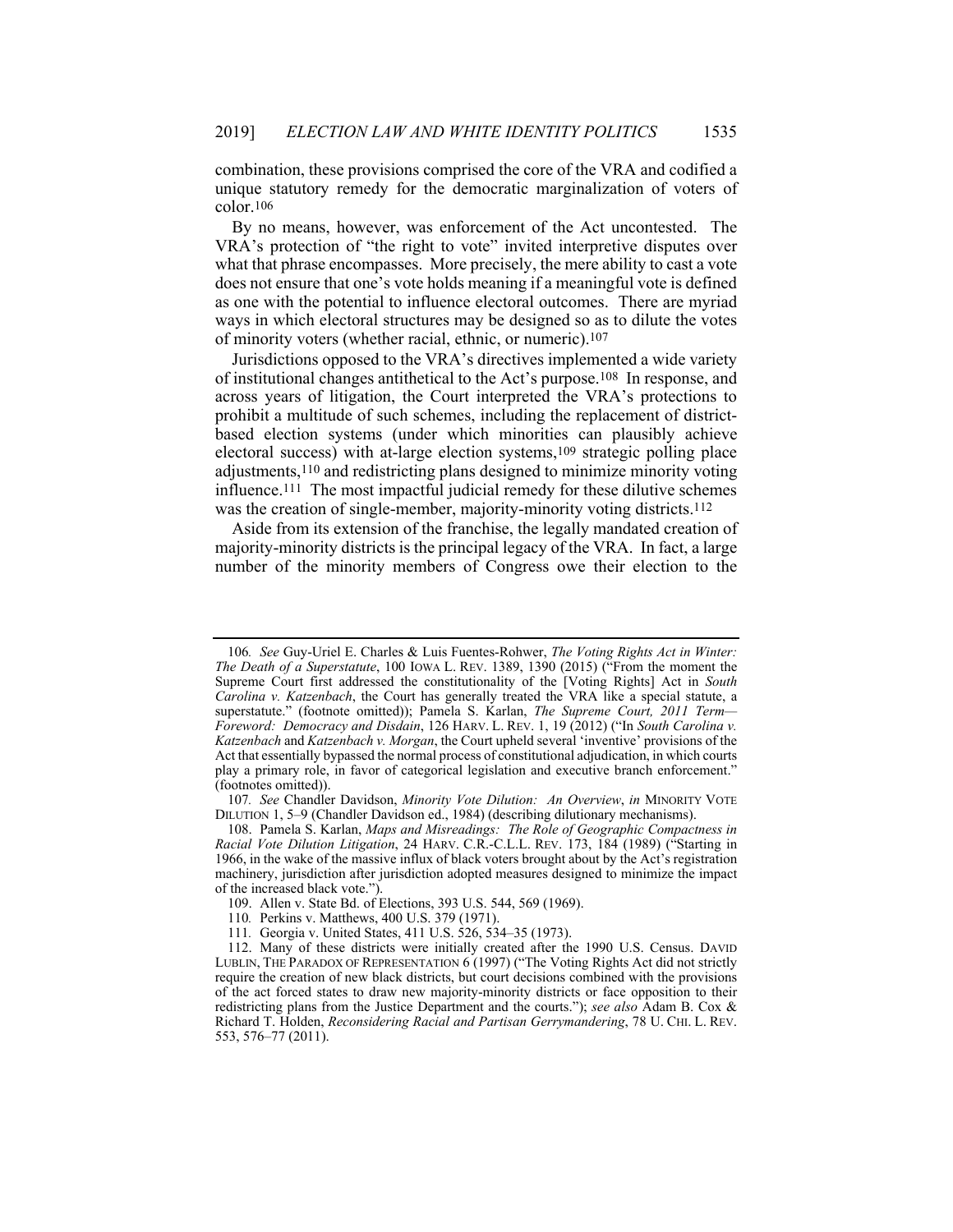combination, these provisions comprised the core of the VRA and codified a unique statutory remedy for the democratic marginalization of voters of color.[106]

By no means, however, was enforcement of the Act uncontested. The VRA's protection of "the right to vote" invited interpretive disputes over what that phrase encompasses. More precisely, the mere ability to cast a vote does not ensure that one's vote holds meaning if a meaningful vote is defined as one with the potential to influence electoral outcomes. There are myriad ways in which electoral structures may be designed so as to dilute the votes of minority voters (whether racial, ethnic, or numeric).[107]

Jurisdictions opposed to the VRA's directives implemented a wide variety of institutional changes antithetical to the Act's purpose.[108] In response, and across years of litigation, the Court interpreted the VRA's protections to prohibit a multitude of such schemes, including the replacement of district-based election systems (under which minorities can plausibly achieve electoral success) with at-large election systems,[109] strategic polling place adjustments,[110] and redistricting plans designed to minimize minority voting influence.[111] The most impactful judicial remedy for these dilutive schemes was the creation of single-member, majority-minority voting districts.[112]

Aside from its extension of the franchise, the legally mandated creation of majority-minority districts is the principal legacy of the VRA. In fact, a large number of the minority members of Congress owe their election to the

---

106. *See* Guy-Uriel E. Charles & Luis Fuentes-Rohwer, *The Voting Rights Act in Winter: The Death of a Superstatute*, 100 IOWA L. REV. 1389, 1390 (2015) ("From the moment the Supreme Court first addressed the constitutionality of the [Voting Rights] Act in *South Carolina v. Katzenbach*, the Court has generally treated the VRA like a special statute, a superstatute." (footnote omitted)); Pamela S. Karlan, *The Supreme Court, 2011 Term—Foreword: Democracy and Disdain*, 126 HARV. L. REV. 1, 19 (2012) ("In *South Carolina v. Katzenbach* and *Katzenbach v. Morgan*, the Court upheld several 'inventive' provisions of the Act that essentially bypassed the normal process of constitutional adjudication, in which courts play a primary role, in favor of categorical legislation and executive branch enforcement." (footnotes omitted)).

107. *See* Chandler Davidson, *Minority Vote Dilution: An Overview*, *in* MINORITY VOTE DILUTION 1, 5–9 (Chandler Davidson ed., 1984) (describing dilutionary mechanisms).

108. Pamela S. Karlan, *Maps and Misreadings: The Role of Geographic Compactness in Racial Vote Dilution Litigation*, 24 HARV. C.R.-C.L.L. REV. 173, 184 (1989) ("Starting in 1966, in the wake of the massive influx of black voters brought about by the Act's registration machinery, jurisdiction after jurisdiction adopted measures designed to minimize the impact of the increased black vote.").

109. Allen v. State Bd. of Elections, 393 U.S. 544, 569 (1969).

110. Perkins v. Matthews, 400 U.S. 379 (1971).

111. Georgia v. United States, 411 U.S. 526, 534–35 (1973).

112. Many of these districts were initially created after the 1990 U.S. Census. DAVID LUBLIN, THE PARADOX OF REPRESENTATION 6 (1997) ("The Voting Rights Act did not strictly require the creation of new black districts, but court decisions combined with the provisions of the act forced states to draw new majority-minority districts or face opposition to their redistricting plans from the Justice Department and the courts."); *see also* Adam B. Cox & Richard T. Holden, *Reconsidering Racial and Partisan Gerrymandering*, 78 U. CHI. L. REV. 553, 576–77 (2011).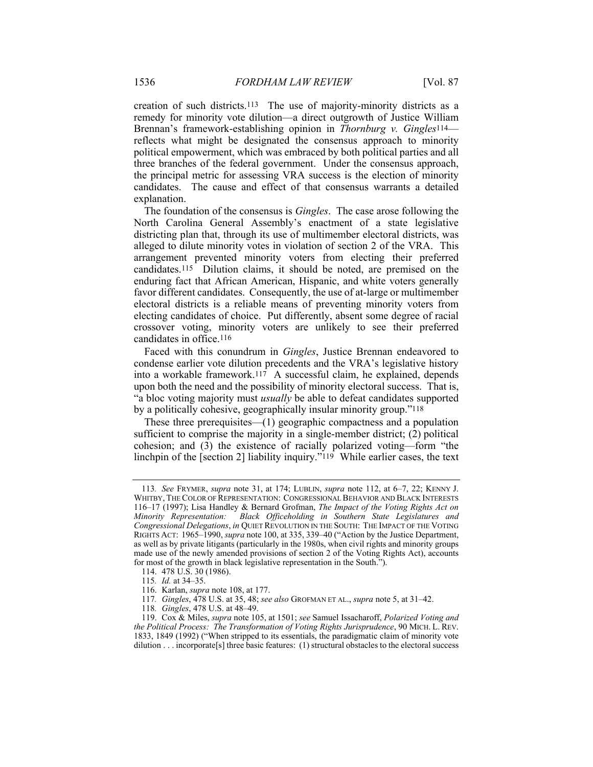creation of such districts.[113] The use of majority-minority districts as a remedy for minority vote dilution—a direct outgrowth of Justice William Brennan's framework-establishing opinion in *Thornburg v. Gingles*[114]—reflects what might be designated the consensus approach to minority political empowerment, which was embraced by both political parties and all three branches of the federal government. Under the consensus approach, the principal metric for assessing VRA success is the election of minority candidates. The cause and effect of that consensus warrants a detailed explanation.

The foundation of the consensus is *Gingles*. The case arose following the North Carolina General Assembly's enactment of a state legislative districting plan that, through its use of multimember electoral districts, was alleged to dilute minority votes in violation of section 2 of the VRA. This arrangement prevented minority voters from electing their preferred candidates.[115] Dilution claims, it should be noted, are premised on the enduring fact that African American, Hispanic, and white voters generally favor different candidates. Consequently, the use of at-large or multimember electoral districts is a reliable means of preventing minority voters from electing candidates of choice. Put differently, absent some degree of racial crossover voting, minority voters are unlikely to see their preferred candidates in office.[116]

Faced with this conundrum in *Gingles*, Justice Brennan endeavored to condense earlier vote dilution precedents and the VRA's legislative history into a workable framework.[117] A successful claim, he explained, depends upon both the need and the possibility of minority electoral success. That is, "a bloc voting majority must *usually* be able to defeat candidates supported by a politically cohesive, geographically insular minority group."[118]

These three prerequisites—(1) geographic compactness and a population sufficient to comprise the majority in a single-member district; (2) political cohesion; and (3) the existence of racially polarized voting—form "the linchpin of the [section 2] liability inquiry."[119] While earlier cases, the text

---

113. *See* FRYMER, *supra* note 31, at 174; LUBLIN, *supra* note 112, at 6–7, 22; KENNY J. WHITBY, THE COLOR OF REPRESENTATION: CONGRESSIONAL BEHAVIOR AND BLACK INTERESTS 116–17 (1997); Lisa Handley & Bernard Grofman, *The Impact of the Voting Rights Act on Minority Representation: Black Officeholding in Southern State Legislatures and Congressional Delegations*, *in* QUIET REVOLUTION IN THE SOUTH: THE IMPACT OF THE VOTING RIGHTS ACT: 1965–1990, *supra* note 100, at 335, 339–40 ("Action by the Justice Department, as well as by private litigants (particularly in the 1980s, when civil rights and minority groups made use of the newly amended provisions of section 2 of the Voting Rights Act), accounts for most of the growth in black legislative representation in the South.").

114. 478 U.S. 30 (1986).

115. *Id.* at 34–35.

116. Karlan, *supra* note 108, at 177.

117. *Gingles*, 478 U.S. at 35, 48; *see also* GROFMAN ET AL., *supra* note 5, at 31–42.

118. *Gingles*, 478 U.S. at 48–49.

119. Cox & Miles, *supra* note 105, at 1501; *see* Samuel Issacharoff, *Polarized Voting and the Political Process: The Transformation of Voting Rights Jurisprudence*, 90 MICH. L. REV. 1833, 1849 (1992) ("When stripped to its essentials, the paradigmatic claim of minority vote dilution . . . incorporate[s] three basic features: (1) structural obstacles to the electoral success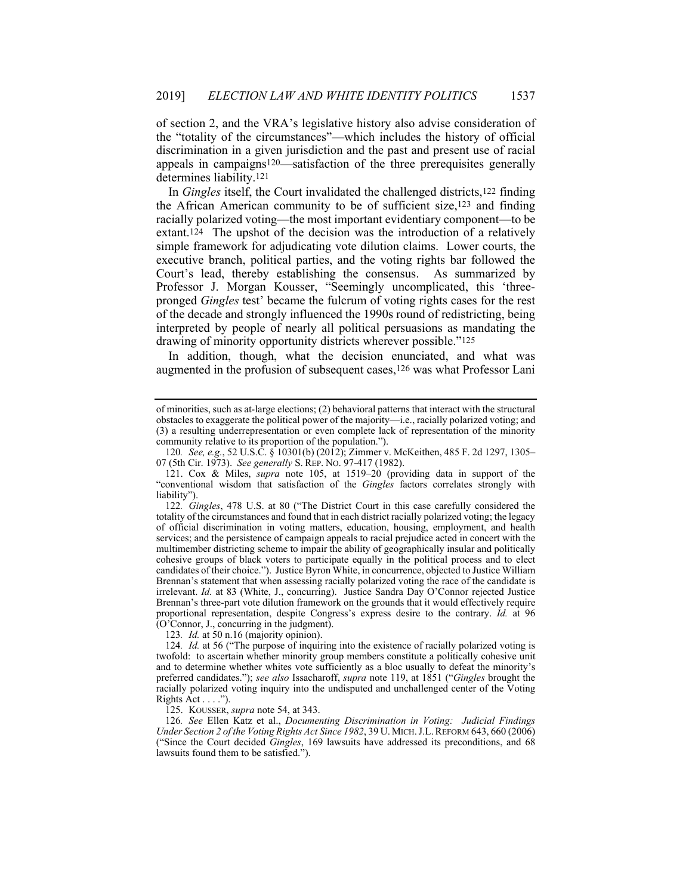of section 2, and the VRA's legislative history also advise consideration of the "totality of the circumstances"—which includes the history of official discrimination in a given jurisdiction and the past and present use of racial appeals in campaigns[120]—satisfaction of the three prerequisites generally determines liability.[121]

In *Gingles* itself, the Court invalidated the challenged districts,[122] finding the African American community to be of sufficient size,[123] and finding racially polarized voting—the most important evidentiary component—to be extant.[124] The upshot of the decision was the introduction of a relatively simple framework for adjudicating vote dilution claims. Lower courts, the executive branch, political parties, and the voting rights bar followed the Court's lead, thereby establishing the consensus. As summarized by Professor J. Morgan Kousser, "Seemingly uncomplicated, this 'three-pronged *Gingles* test' became the fulcrum of voting rights cases for the rest of the decade and strongly influenced the 1990s round of redistricting, being interpreted by people of nearly all political persuasions as mandating the drawing of minority opportunity districts wherever possible."[125]

In addition, though, what the decision enunciated, and what was augmented in the profusion of subsequent cases,[126] was what Professor Lani

---

of minorities, such as at-large elections; (2) behavioral patterns that interact with the structural obstacles to exaggerate the political power of the majority—i.e., racially polarized voting; and (3) a resulting underrepresentation or even complete lack of representation of the minority community relative to its proportion of the population.").

120. *See, e.g.*, 52 U.S.C. § 10301(b) (2012); Zimmer v. McKeithen, 485 F. 2d 1297, 1305–07 (5th Cir. 1973). *See generally* S. REP. NO. 97-417 (1982).

121. Cox & Miles, *supra* note 105, at 1519–20 (providing data in support of the "conventional wisdom that satisfaction of the *Gingles* factors correlates strongly with liability").

122. *Gingles*, 478 U.S. at 80 ("The District Court in this case carefully considered the totality of the circumstances and found that in each district racially polarized voting; the legacy of official discrimination in voting matters, education, housing, employment, and health services; and the persistence of campaign appeals to racial prejudice acted in concert with the multimember districting scheme to impair the ability of geographically insular and politically cohesive groups of black voters to participate equally in the political process and to elect candidates of their choice."). Justice Byron White, in concurrence, objected to Justice William Brennan's statement that when assessing racially polarized voting the race of the candidate is irrelevant. *Id.* at 83 (White, J., concurring). Justice Sandra Day O'Connor rejected Justice Brennan's three-part vote dilution framework on the grounds that it would effectively require proportional representation, despite Congress's express desire to the contrary. *Id.* at 96 (O'Connor, J., concurring in the judgment).

123. *Id.* at 50 n.16 (majority opinion).

124. *Id.* at 56 ("The purpose of inquiring into the existence of racially polarized voting is twofold: to ascertain whether minority group members constitute a politically cohesive unit and to determine whether whites vote sufficiently as a bloc usually to defeat the minority's preferred candidates."); *see also* Issacharoff, *supra* note 119, at 1851 ("*Gingles* brought the racially polarized voting inquiry into the undisputed and unchallenged center of the Voting Rights Act . . . .").

125. KOUSSER, *supra* note 54, at 343.

126. *See* Ellen Katz et al., *Documenting Discrimination in Voting: Judicial Findings Under Section 2 of the Voting Rights Act Since 1982*, 39 U. MICH. J.L. REFORM 643, 660 (2006) ("Since the Court decided *Gingles*, 169 lawsuits have addressed its preconditions, and 68 lawsuits found them to be satisfied.").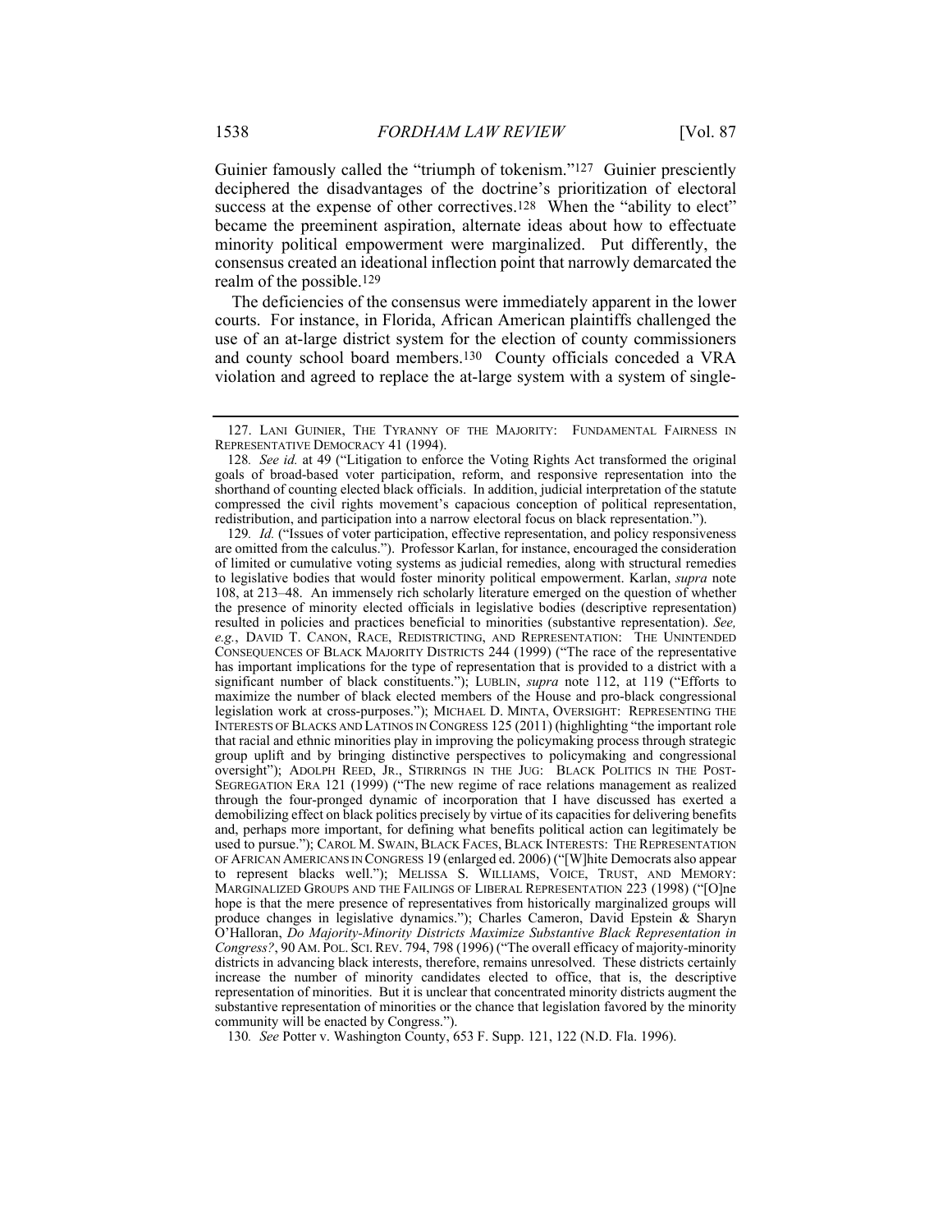Guinier famously called the "triumph of tokenism."[127] Guinier presciently deciphered the disadvantages of the doctrine's prioritization of electoral success at the expense of other correctives.[128] When the "ability to elect" became the preeminent aspiration, alternate ideas about how to effectuate minority political empowerment were marginalized. Put differently, the consensus created an ideational inflection point that narrowly demarcated the realm of the possible.[129]

The deficiencies of the consensus were immediately apparent in the lower courts. For instance, in Florida, African American plaintiffs challenged the use of an at-large district system for the election of county commissioners and county school board members.[130] County officials conceded a VRA violation and agreed to replace the at-large system with a system of single-

---

127. LANI GUINIER, THE TYRANNY OF THE MAJORITY: FUNDAMENTAL FAIRNESS IN REPRESENTATIVE DEMOCRACY 41 (1994).

128. *See id.* at 49 ("Litigation to enforce the Voting Rights Act transformed the original goals of broad-based voter participation, reform, and responsive representation into the shorthand of counting elected black officials. In addition, judicial interpretation of the statute compressed the civil rights movement's capacious conception of political representation, redistribution, and participation into a narrow electoral focus on black representation.").

129. *Id.* ("Issues of voter participation, effective representation, and policy responsiveness are omitted from the calculus."). Professor Karlan, for instance, encouraged the consideration of limited or cumulative voting systems as judicial remedies, along with structural remedies to legislative bodies that would foster minority political empowerment. Karlan, *supra* note 108, at 213–48. An immensely rich scholarly literature emerged on the question of whether the presence of minority elected officials in legislative bodies (descriptive representation) resulted in policies and practices beneficial to minorities (substantive representation). *See, e.g.*, DAVID T. CANON, RACE, REDISTRICTING, AND REPRESENTATION: THE UNINTENDED CONSEQUENCES OF BLACK MAJORITY DISTRICTS 244 (1999) ("The race of the representative has important implications for the type of representation that is provided to a district with a significant number of black constituents."); LUBLIN, *supra* note 112, at 119 ("Efforts to maximize the number of black elected members of the House and pro-black congressional legislation work at cross-purposes."); MICHAEL D. MINTA, OVERSIGHT: REPRESENTING THE INTERESTS OF BLACKS AND LATINOS IN CONGRESS 125 (2011) (highlighting "the important role that racial and ethnic minorities play in improving the policymaking process through strategic group uplift and by bringing distinctive perspectives to policymaking and congressional oversight"); ADOLPH REED, JR., STIRRINGS IN THE JUG: BLACK POLITICS IN THE POST-SEGREGATION ERA 121 (1999) ("The new regime of race relations management as realized through the four-pronged dynamic of incorporation that I have discussed has exerted a demobilizing effect on black politics precisely by virtue of its capacities for delivering benefits and, perhaps more important, for defining what benefits political action can legitimately be used to pursue."); CAROL M. SWAIN, BLACK FACES, BLACK INTERESTS: THE REPRESENTATION OF AFRICAN AMERICANS IN CONGRESS 19 (enlarged ed. 2006) ("[W]hite Democrats also appear to represent blacks well."); MELISSA S. WILLIAMS, VOICE, TRUST, AND MEMORY: MARGINALIZED GROUPS AND THE FAILINGS OF LIBERAL REPRESENTATION 223 (1998) ("[O]ne hope is that the mere presence of representatives from historically marginalized groups will produce changes in legislative dynamics."); Charles Cameron, David Epstein & Sharyn O'Halloran, *Do Majority-Minority Districts Maximize Substantive Black Representation in Congress?*, 90 AM. POL. SCI. REV. 794, 798 (1996) ("The overall efficacy of majority-minority districts in advancing black interests, therefore, remains unresolved. These districts certainly increase the number of minority candidates elected to office, that is, the descriptive representation of minorities. But it is unclear that concentrated minority districts augment the substantive representation of minorities or the chance that legislation favored by the minority community will be enacted by Congress.").

130. *See* Potter v. Washington County, 653 F. Supp. 121, 122 (N.D. Fla. 1996).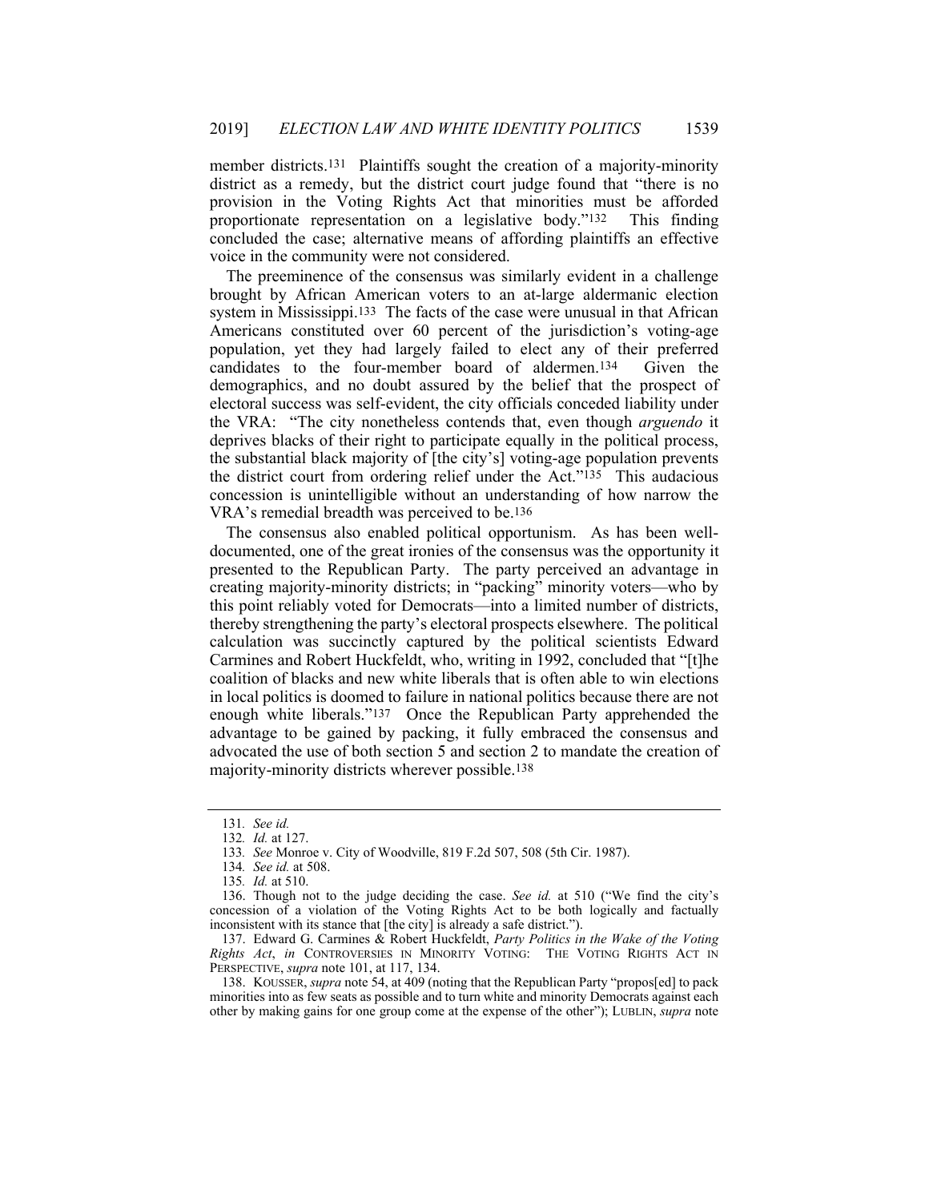member districts.[131] Plaintiffs sought the creation of a majority-minority district as a remedy, but the district court judge found that "there is no provision in the Voting Rights Act that minorities must be afforded proportionate representation on a legislative body."[132] This finding concluded the case; alternative means of affording plaintiffs an effective voice in the community were not considered.

The preeminence of the consensus was similarly evident in a challenge brought by African American voters to an at-large aldermanic election system in Mississippi.[133] The facts of the case were unusual in that African Americans constituted over 60 percent of the jurisdiction's voting-age population, yet they had largely failed to elect any of their preferred candidates to the four-member board of aldermen.[134] Given the demographics, and no doubt assured by the belief that the prospect of electoral success was self-evident, the city officials conceded liability under the VRA: "The city nonetheless contends that, even though *arguendo* it deprives blacks of their right to participate equally in the political process, the substantial black majority of [the city's] voting-age population prevents the district court from ordering relief under the Act."[135] This audacious concession is unintelligible without an understanding of how narrow the VRA's remedial breadth was perceived to be.[136]

The consensus also enabled political opportunism. As has been well-documented, one of the great ironies of the consensus was the opportunity it presented to the Republican Party. The party perceived an advantage in creating majority-minority districts; in "packing" minority voters—who by this point reliably voted for Democrats—into a limited number of districts, thereby strengthening the party's electoral prospects elsewhere. The political calculation was succinctly captured by the political scientists Edward Carmines and Robert Huckfeldt, who, writing in 1992, concluded that "[t]he coalition of blacks and new white liberals that is often able to win elections in local politics is doomed to failure in national politics because there are not enough white liberals."[137] Once the Republican Party apprehended the advantage to be gained by packing, it fully embraced the consensus and advocated the use of both section 5 and section 2 to mandate the creation of majority-minority districts wherever possible.[138]

---

131. *See id.*

132. *Id.* at 127.

133. *See* Monroe v. City of Woodville, 819 F.2d 507, 508 (5th Cir. 1987).

134. *See id.* at 508.

135. *Id.* at 510.

136. Though not to the judge deciding the case. *See id.* at 510 ("We find the city's concession of a violation of the Voting Rights Act to be both logically and factually inconsistent with its stance that [the city] is already a safe district.").

137. Edward G. Carmines & Robert Huckfeldt, *Party Politics in the Wake of the Voting Rights Act*, *in* CONTROVERSIES IN MINORITY VOTING: THE VOTING RIGHTS ACT IN PERSPECTIVE, *supra* note 101, at 117, 134.

138. KOUSSER, *supra* note 54, at 409 (noting that the Republican Party "propos[ed] to pack minorities into as few seats as possible and to turn white and minority Democrats against each other by making gains for one group come at the expense of the other"); LUBLIN, *supra* note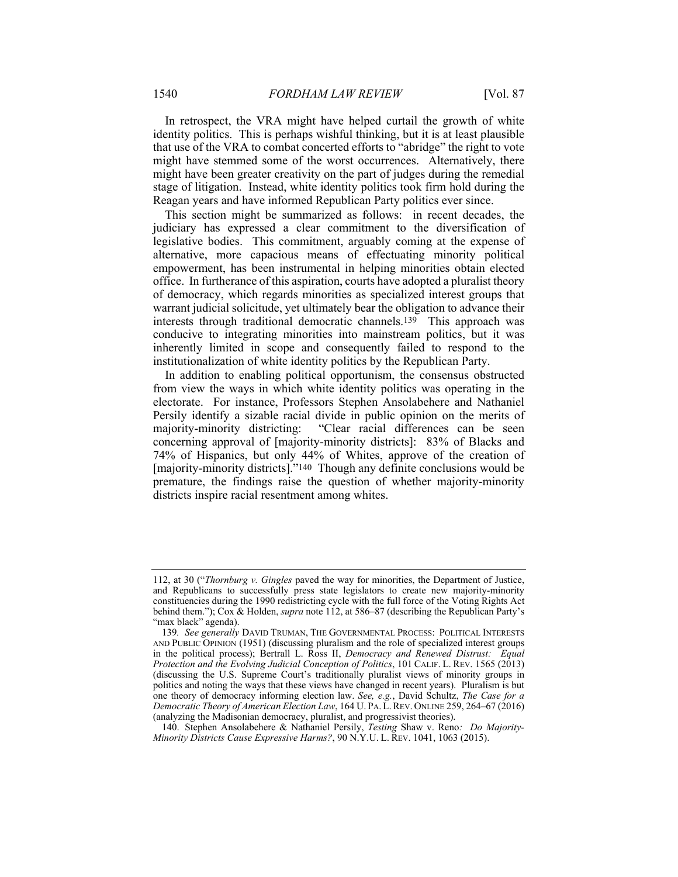In retrospect, the VRA might have helped curtail the growth of white identity politics. This is perhaps wishful thinking, but it is at least plausible that use of the VRA to combat concerted efforts to "abridge" the right to vote might have stemmed some of the worst occurrences. Alternatively, there might have been greater creativity on the part of judges during the remedial stage of litigation. Instead, white identity politics took firm hold during the Reagan years and have informed Republican Party politics ever since.

This section might be summarized as follows: in recent decades, the judiciary has expressed a clear commitment to the diversification of legislative bodies. This commitment, arguably coming at the expense of alternative, more capacious means of effectuating minority political empowerment, has been instrumental in helping minorities obtain elected office. In furtherance of this aspiration, courts have adopted a pluralist theory of democracy, which regards minorities as specialized interest groups that warrant judicial solicitude, yet ultimately bear the obligation to advance their interests through traditional democratic channels.[139] This approach was conducive to integrating minorities into mainstream politics, but it was inherently limited in scope and consequently failed to respond to the institutionalization of white identity politics by the Republican Party.

In addition to enabling political opportunism, the consensus obstructed from view the ways in which white identity politics was operating in the electorate. For instance, Professors Stephen Ansolabehere and Nathaniel Persily identify a sizable racial divide in public opinion on the merits of majority-minority districting: "Clear racial differences can be seen concerning approval of [majority-minority districts]: 83% of Blacks and 74% of Hispanics, but only 44% of Whites, approve of the creation of [majority-minority districts]."[140] Though any definite conclusions would be premature, the findings raise the question of whether majority-minority districts inspire racial resentment among whites.

---

112, at 30 ("*Thornburg v. Gingles* paved the way for minorities, the Department of Justice, and Republicans to successfully press state legislators to create new majority-minority constituencies during the 1990 redistricting cycle with the full force of the Voting Rights Act behind them."); Cox & Holden, *supra* note 112, at 586–87 (describing the Republican Party's "max black" agenda).

139. *See generally* DAVID TRUMAN, THE GOVERNMENTAL PROCESS: POLITICAL INTERESTS AND PUBLIC OPINION (1951) (discussing pluralism and the role of specialized interest groups in the political process); Bertrall L. Ross II, *Democracy and Renewed Distrust: Equal Protection and the Evolving Judicial Conception of Politics*, 101 CALIF. L. REV. 1565 (2013) (discussing the U.S. Supreme Court's traditionally pluralist views of minority groups in politics and noting the ways that these views have changed in recent years). Pluralism is but one theory of democracy informing election law. *See, e.g.*, David Schultz, *The Case for a Democratic Theory of American Election Law*, 164 U. PA. L. REV. ONLINE 259, 264–67 (2016) (analyzing the Madisonian democracy, pluralist, and progressivist theories).

140. Stephen Ansolabehere & Nathaniel Persily, *Testing* Shaw v. Reno*: Do Majority-Minority Districts Cause Expressive Harms?*, 90 N.Y.U. L. REV. 1041, 1063 (2015).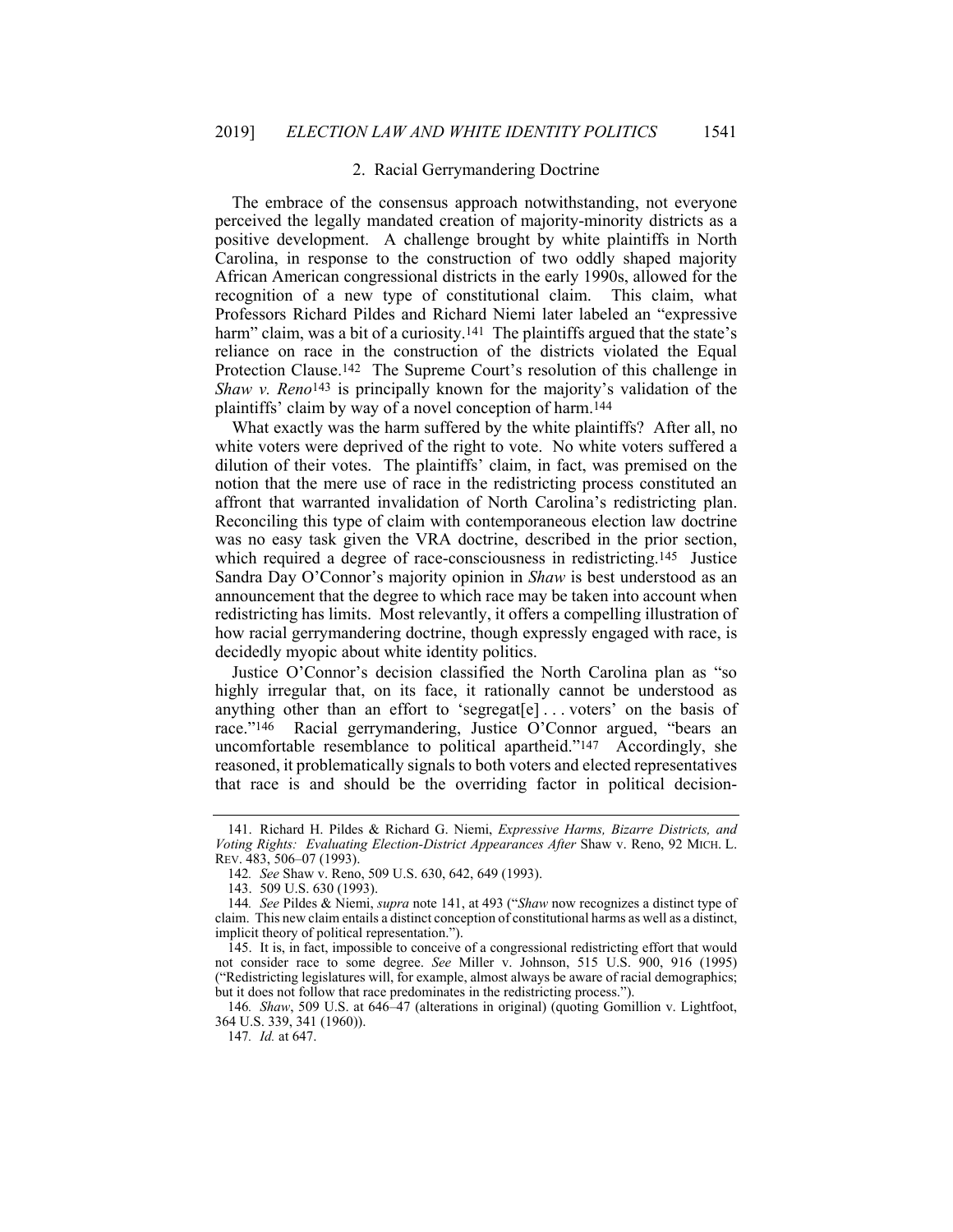### 2. Racial Gerrymandering Doctrine

The embrace of the consensus approach notwithstanding, not everyone perceived the legally mandated creation of majority-minority districts as a positive development. A challenge brought by white plaintiffs in North Carolina, in response to the construction of two oddly shaped majority African American congressional districts in the early 1990s, allowed for the recognition of a new type of constitutional claim. This claim, what Professors Richard Pildes and Richard Niemi later labeled an "expressive harm" claim, was a bit of a curiosity.[141] The plaintiffs argued that the state's reliance on race in the construction of the districts violated the Equal Protection Clause.[142] The Supreme Court's resolution of this challenge in *Shaw v. Reno*[143] is principally known for the majority's validation of the plaintiffs' claim by way of a novel conception of harm.[144]

What exactly was the harm suffered by the white plaintiffs? After all, no white voters were deprived of the right to vote. No white voters suffered a dilution of their votes. The plaintiffs' claim, in fact, was premised on the notion that the mere use of race in the redistricting process constituted an affront that warranted invalidation of North Carolina's redistricting plan. Reconciling this type of claim with contemporaneous election law doctrine was no easy task given the VRA doctrine, described in the prior section, which required a degree of race-consciousness in redistricting.[145] Justice Sandra Day O'Connor's majority opinion in *Shaw* is best understood as an announcement that the degree to which race may be taken into account when redistricting has limits. Most relevantly, it offers a compelling illustration of how racial gerrymandering doctrine, though expressly engaged with race, is decidedly myopic about white identity politics.

Justice O'Connor's decision classified the North Carolina plan as "so highly irregular that, on its face, it rationally cannot be understood as anything other than an effort to 'segregat[e] . . . voters' on the basis of race."[146] Racial gerrymandering, Justice O'Connor argued, "bears an uncomfortable resemblance to political apartheid."[147] Accordingly, she reasoned, it problematically signals to both voters and elected representatives that race is and should be the overriding factor in political decision-

---

141. Richard H. Pildes & Richard G. Niemi, *Expressive Harms, Bizarre Districts, and Voting Rights: Evaluating Election-District Appearances After* Shaw v. Reno, 92 MICH. L. REV. 483, 506–07 (1993).

142. *See* Shaw v. Reno, 509 U.S. 630, 642, 649 (1993).

143. 509 U.S. 630 (1993).

144. *See* Pildes & Niemi, *supra* note 141, at 493 ("*Shaw* now recognizes a distinct type of claim. This new claim entails a distinct conception of constitutional harms as well as a distinct, implicit theory of political representation.").

145. It is, in fact, impossible to conceive of a congressional redistricting effort that would not consider race to some degree. *See* Miller v. Johnson, 515 U.S. 900, 916 (1995) ("Redistricting legislatures will, for example, almost always be aware of racial demographics; but it does not follow that race predominates in the redistricting process.").

146. *Shaw*, 509 U.S. at 646–47 (alterations in original) (quoting Gomillion v. Lightfoot, 364 U.S. 339, 341 (1960)).

147. *Id.* at 647.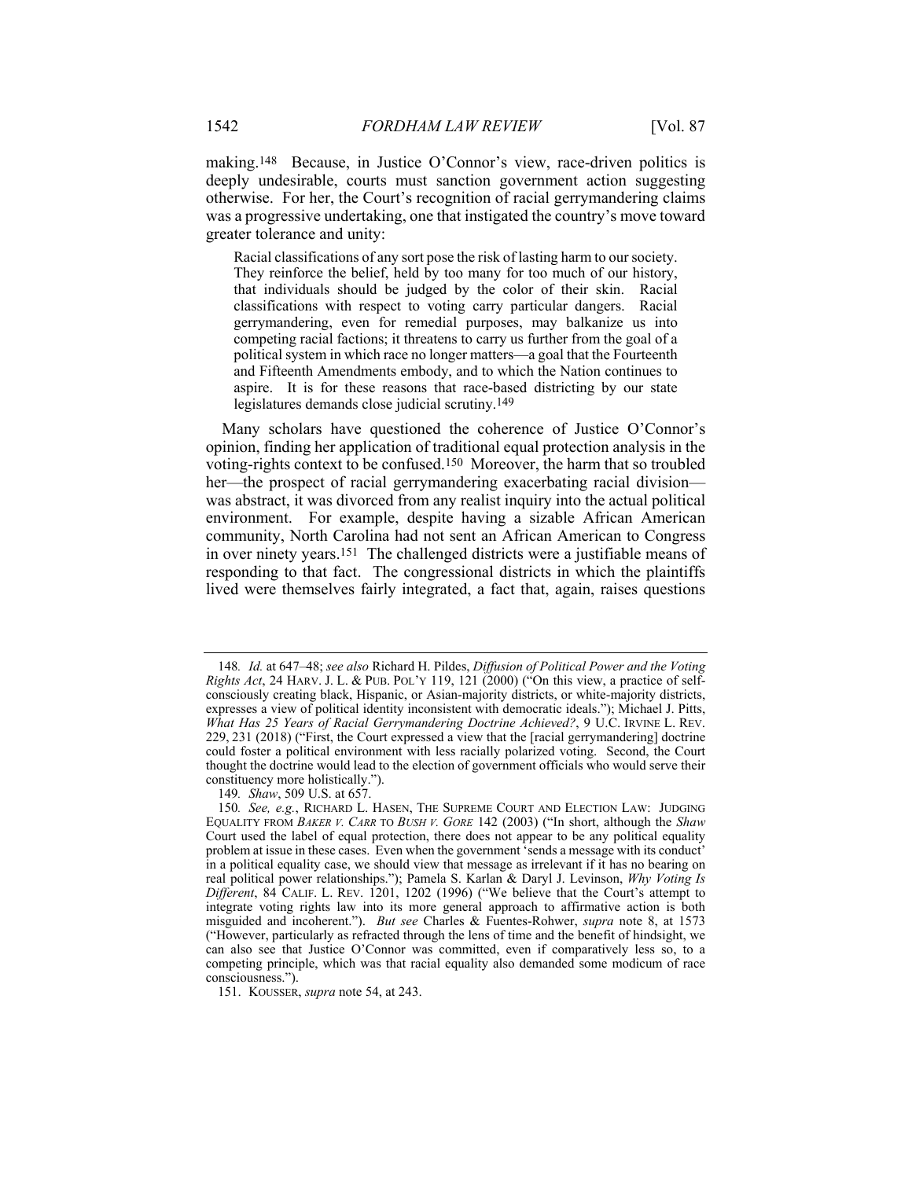making.[148] Because, in Justice O'Connor's view, race-driven politics is deeply undesirable, courts must sanction government action suggesting otherwise. For her, the Court's recognition of racial gerrymandering claims was a progressive undertaking, one that instigated the country's move toward greater tolerance and unity:

> Racial classifications of any sort pose the risk of lasting harm to our society. They reinforce the belief, held by too many for too much of our history, that individuals should be judged by the color of their skin. Racial classifications with respect to voting carry particular dangers. Racial gerrymandering, even for remedial purposes, may balkanize us into competing racial factions; it threatens to carry us further from the goal of a political system in which race no longer matters—a goal that the Fourteenth and Fifteenth Amendments embody, and to which the Nation continues to aspire. It is for these reasons that race-based districting by our state legislatures demands close judicial scrutiny.[149]

Many scholars have questioned the coherence of Justice O'Connor's opinion, finding her application of traditional equal protection analysis in the voting-rights context to be confused.[150] Moreover, the harm that so troubled her—the prospect of racial gerrymandering exacerbating racial division—was abstract, it was divorced from any realist inquiry into the actual political environment. For example, despite having a sizable African American community, North Carolina had not sent an African American to Congress in over ninety years.[151] The challenged districts were a justifiable means of responding to that fact. The congressional districts in which the plaintiffs lived were themselves fairly integrated, a fact that, again, raises questions

---

148. *Id.* at 647–48; *see also* Richard H. Pildes, *Diffusion of Political Power and the Voting Rights Act*, 24 HARV. J. L. & PUB. POL'Y 119, 121 (2000) ("On this view, a practice of self-consciously creating black, Hispanic, or Asian-majority districts, or white-majority districts, expresses a view of political identity inconsistent with democratic ideals."); Michael J. Pitts, *What Has 25 Years of Racial Gerrymandering Doctrine Achieved?*, 9 U.C. IRVINE L. REV. 229, 231 (2018) ("First, the Court expressed a view that the [racial gerrymandering] doctrine could foster a political environment with less racially polarized voting. Second, the Court thought the doctrine would lead to the election of government officials who would serve their constituency more holistically.").

149. *Shaw*, 509 U.S. at 657.

150. *See, e.g.*, RICHARD L. HASEN, THE SUPREME COURT AND ELECTION LAW: JUDGING EQUALITY FROM *BAKER V. CARR* TO *BUSH V. GORE* 142 (2003) ("In short, although the *Shaw* Court used the label of equal protection, there does not appear to be any political equality problem at issue in these cases. Even when the government 'sends a message with its conduct' in a political equality case, we should view that message as irrelevant if it has no bearing on real political power relationships."); Pamela S. Karlan & Daryl J. Levinson, *Why Voting Is Different*, 84 CALIF. L. REV. 1201, 1202 (1996) ("We believe that the Court's attempt to integrate voting rights law into its more general approach to affirmative action is both misguided and incoherent."). *But see* Charles & Fuentes-Rohwer, *supra* note 8, at 1573 ("However, particularly as refracted through the lens of time and the benefit of hindsight, we can also see that Justice O'Connor was committed, even if comparatively less so, to a competing principle, which was that racial equality also demanded some modicum of race consciousness.").

151. KOUSSER, *supra* note 54, at 243.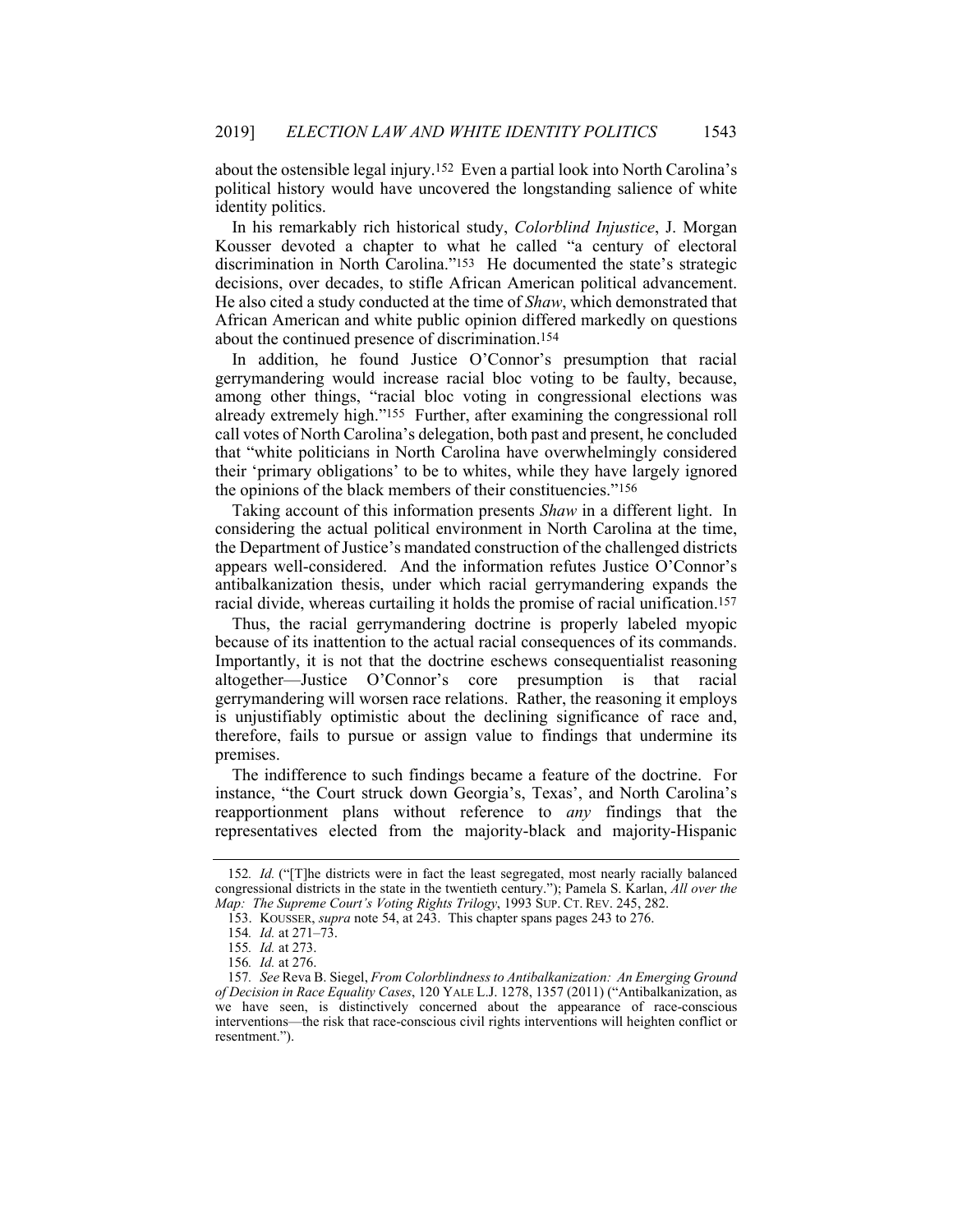about the ostensible legal injury.[152] Even a partial look into North Carolina's political history would have uncovered the longstanding salience of white identity politics.

In his remarkably rich historical study, *Colorblind Injustice*, J. Morgan Kousser devoted a chapter to what he called "a century of electoral discrimination in North Carolina."[153] He documented the state's strategic decisions, over decades, to stifle African American political advancement. He also cited a study conducted at the time of *Shaw*, which demonstrated that African American and white public opinion differed markedly on questions about the continued presence of discrimination.[154]

In addition, he found Justice O'Connor's presumption that racial gerrymandering would increase racial bloc voting to be faulty, because, among other things, "racial bloc voting in congressional elections was already extremely high."[155] Further, after examining the congressional roll call votes of North Carolina's delegation, both past and present, he concluded that "white politicians in North Carolina have overwhelmingly considered their 'primary obligations' to be to whites, while they have largely ignored the opinions of the black members of their constituencies."[156]

Taking account of this information presents *Shaw* in a different light. In considering the actual political environment in North Carolina at the time, the Department of Justice's mandated construction of the challenged districts appears well-considered. And the information refutes Justice O'Connor's antibalkanization thesis, under which racial gerrymandering expands the racial divide, whereas curtailing it holds the promise of racial unification.[157]

Thus, the racial gerrymandering doctrine is properly labeled myopic because of its inattention to the actual racial consequences of its commands. Importantly, it is not that the doctrine eschews consequentialist reasoning altogether—Justice O'Connor's core presumption is that racial gerrymandering will worsen race relations. Rather, the reasoning it employs is unjustifiably optimistic about the declining significance of race and, therefore, fails to pursue or assign value to findings that undermine its premises.

The indifference to such findings became a feature of the doctrine. For instance, "the Court struck down Georgia's, Texas', and North Carolina's reapportionment plans without reference to *any* findings that the representatives elected from the majority-black and majority-Hispanic

---

152. *Id.* ("[T]he districts were in fact the least segregated, most nearly racially balanced congressional districts in the state in the twentieth century."); Pamela S. Karlan, *All over the Map: The Supreme Court's Voting Rights Trilogy*, 1993 SUP. CT. REV. 245, 282.

153. KOUSSER, *supra* note 54, at 243. This chapter spans pages 243 to 276.

154. *Id.* at 271–73.

155. *Id.* at 273.

156. *Id.* at 276.

157. *See* Reva B. Siegel, *From Colorblindness to Antibalkanization: An Emerging Ground of Decision in Race Equality Cases*, 120 YALE L.J. 1278, 1357 (2011) ("Antibalkanization, as we have seen, is distinctively concerned about the appearance of race-conscious interventions—the risk that race-conscious civil rights interventions will heighten conflict or resentment.").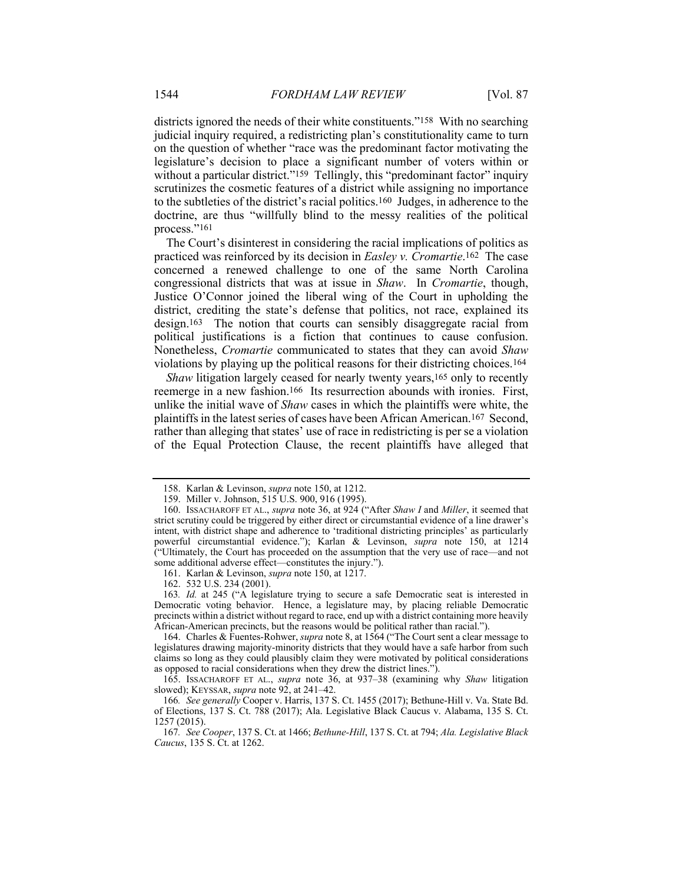districts ignored the needs of their white constituents."[158] With no searching judicial inquiry required, a redistricting plan's constitutionality came to turn on the question of whether "race was the predominant factor motivating the legislature's decision to place a significant number of voters within or without a particular district."[159] Tellingly, this "predominant factor" inquiry scrutinizes the cosmetic features of a district while assigning no importance to the subtleties of the district's racial politics.[160] Judges, in adherence to the doctrine, are thus "willfully blind to the messy realities of the political process."[161]

The Court's disinterest in considering the racial implications of politics as practiced was reinforced by its decision in *Easley v. Cromartie*.[162] The case concerned a renewed challenge to one of the same North Carolina congressional districts that was at issue in *Shaw*. In *Cromartie*, though, Justice O'Connor joined the liberal wing of the Court in upholding the district, crediting the state's defense that politics, not race, explained its design.[163] The notion that courts can sensibly disaggregate racial from political justifications is a fiction that continues to cause confusion. Nonetheless, *Cromartie* communicated to states that they can avoid *Shaw* violations by playing up the political reasons for their districting choices.[164]

*Shaw* litigation largely ceased for nearly twenty years,[165] only to recently reemerge in a new fashion.[166] Its resurrection abounds with ironies. First, unlike the initial wave of *Shaw* cases in which the plaintiffs were white, the plaintiffs in the latest series of cases have been African American.[167] Second, rather than alleging that states' use of race in redistricting is per se a violation of the Equal Protection Clause, the recent plaintiffs have alleged that

---

158. Karlan & Levinson, *supra* note 150, at 1212.

159. Miller v. Johnson, 515 U.S. 900, 916 (1995).

160. ISSACHAROFF ET AL., *supra* note 36, at 924 ("After *Shaw I* and *Miller*, it seemed that strict scrutiny could be triggered by either direct or circumstantial evidence of a line drawer's intent, with district shape and adherence to 'traditional districting principles' as particularly powerful circumstantial evidence."); Karlan & Levinson, *supra* note 150, at 1214 ("Ultimately, the Court has proceeded on the assumption that the very use of race—and not some additional adverse effect—constitutes the injury.").

161. Karlan & Levinson, *supra* note 150, at 1217.

162. 532 U.S. 234 (2001).

163. *Id.* at 245 ("A legislature trying to secure a safe Democratic seat is interested in Democratic voting behavior. Hence, a legislature may, by placing reliable Democratic precincts within a district without regard to race, end up with a district containing more heavily African-American precincts, but the reasons would be political rather than racial.").

164. Charles & Fuentes-Rohwer, *supra* note 8, at 1564 ("The Court sent a clear message to legislatures drawing majority-minority districts that they would have a safe harbor from such claims so long as they could plausibly claim they were motivated by political considerations as opposed to racial considerations when they drew the district lines.").

165. ISSACHAROFF ET AL., *supra* note 36, at 937–38 (examining why *Shaw* litigation slowed); KEYSSAR, *supra* note 92, at 241–42.

166. *See generally* Cooper v. Harris, 137 S. Ct. 1455 (2017); Bethune-Hill v. Va. State Bd. of Elections, 137 S. Ct. 788 (2017); Ala. Legislative Black Caucus v. Alabama, 135 S. Ct. 1257 (2015).

167. *See Cooper*, 137 S. Ct. at 1466; *Bethune-Hill*, 137 S. Ct. at 794; *Ala. Legislative Black Caucus*, 135 S. Ct. at 1262.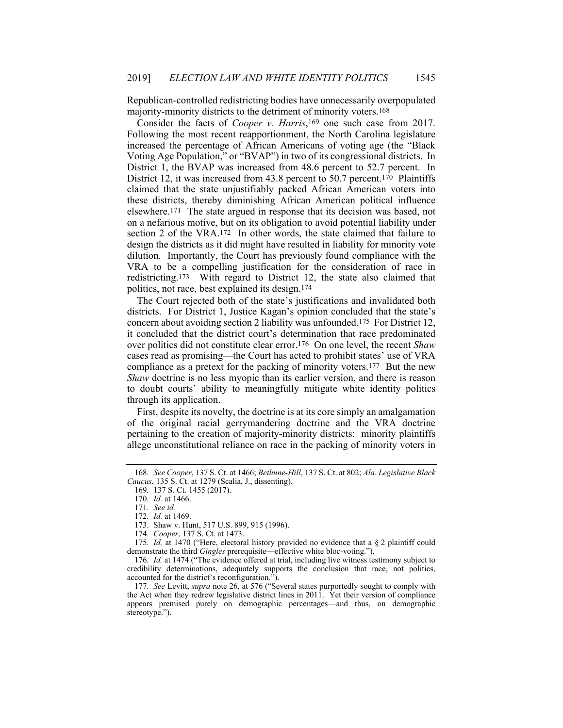Republican-controlled redistricting bodies have unnecessarily overpopulated majority-minority districts to the detriment of minority voters.[168]

Consider the facts of *Cooper v. Harris*,[169] one such case from 2017. Following the most recent reapportionment, the North Carolina legislature increased the percentage of African Americans of voting age (the "Black Voting Age Population," or "BVAP") in two of its congressional districts. In District 1, the BVAP was increased from 48.6 percent to 52.7 percent. In District 12, it was increased from 43.8 percent to 50.7 percent.[170] Plaintiffs claimed that the state unjustifiably packed African American voters into these districts, thereby diminishing African American political influence elsewhere.[171] The state argued in response that its decision was based, not on a nefarious motive, but on its obligation to avoid potential liability under section 2 of the VRA.[172] In other words, the state claimed that failure to design the districts as it did might have resulted in liability for minority vote dilution. Importantly, the Court has previously found compliance with the VRA to be a compelling justification for the consideration of race in redistricting.[173] With regard to District 12, the state also claimed that politics, not race, best explained its design.[174]

The Court rejected both of the state's justifications and invalidated both districts. For District 1, Justice Kagan's opinion concluded that the state's concern about avoiding section 2 liability was unfounded.[175] For District 12, it concluded that the district court's determination that race predominated over politics did not constitute clear error.[176] On one level, the recent *Shaw* cases read as promising—the Court has acted to prohibit states' use of VRA compliance as a pretext for the packing of minority voters.[177] But the new *Shaw* doctrine is no less myopic than its earlier version, and there is reason to doubt courts' ability to meaningfully mitigate white identity politics through its application.

First, despite its novelty, the doctrine is at its core simply an amalgamation of the original racial gerrymandering doctrine and the VRA doctrine pertaining to the creation of majority-minority districts: minority plaintiffs allege unconstitutional reliance on race in the packing of minority voters in

---

168. *See Cooper*, 137 S. Ct. at 1466; *Bethune-Hill*, 137 S. Ct. at 802; *Ala. Legislative Black Caucus*, 135 S. Ct. at 1279 (Scalia, J., dissenting).

169. 137 S. Ct. 1455 (2017).

170. *Id.* at 1466.

171. *See id.*

172. *Id.* at 1469.

173. Shaw v. Hunt, 517 U.S. 899, 915 (1996).

174. *Cooper*, 137 S. Ct. at 1473.

175. *Id.* at 1470 ("Here, electoral history provided no evidence that a § 2 plaintiff could demonstrate the third *Gingles* prerequisite—effective white bloc-voting.").

176. *Id.* at 1474 ("The evidence offered at trial, including live witness testimony subject to credibility determinations, adequately supports the conclusion that race, not politics, accounted for the district's reconfiguration.").

177. *See* Levitt, *supra* note 26, at 576 ("Several states purportedly sought to comply with the Act when they redrew legislative district lines in 2011. Yet their version of compliance appears premised purely on demographic percentages—and thus, on demographic stereotype.").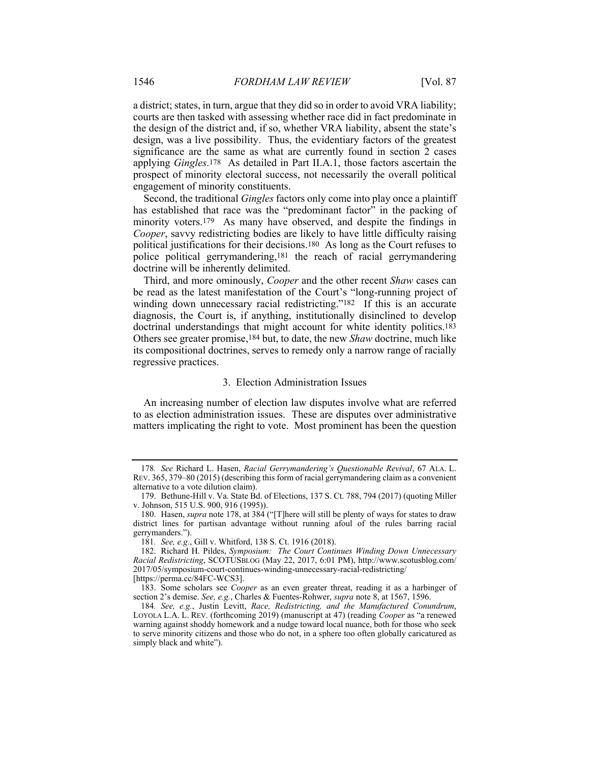a district; states, in turn, argue that they did so in order to avoid VRA liability; courts are then tasked with assessing whether race did in fact predominate in the design of the district and, if so, whether VRA liability, absent the state's design, was a live possibility. Thus, the evidentiary factors of the greatest significance are the same as what are currently found in section 2 cases applying *Gingles*.[178] As detailed in Part II.A.1, those factors ascertain the prospect of minority electoral success, not necessarily the overall political engagement of minority constituents.

Second, the traditional *Gingles* factors only come into play once a plaintiff has established that race was the "predominant factor" in the packing of minority voters.[179] As many have observed, and despite the findings in *Cooper*, savvy redistricting bodies are likely to have little difficulty raising political justifications for their decisions.[180] As long as the Court refuses to police political gerrymandering,[181] the reach of racial gerrymandering doctrine will be inherently delimited.

Third, and more ominously, *Cooper* and the other recent *Shaw* cases can be read as the latest manifestation of the Court's "long-running project of winding down unnecessary racial redistricting."[182] If this is an accurate diagnosis, the Court is, if anything, institutionally disinclined to develop doctrinal understandings that might account for white identity politics.[183] Others see greater promise,[184] but, to date, the new *Shaw* doctrine, much like its compositional doctrines, serves to remedy only a narrow range of racially regressive practices.

### 3. Election Administration Issues

An increasing number of election law disputes involve what are referred to as election administration issues. These are disputes over administrative matters implicating the right to vote. Most prominent has been the question

---

178. *See* Richard L. Hasen, *Racial Gerrymandering's Questionable Revival*, 67 ALA. L. REV. 365, 379–80 (2015) (describing this form of racial gerrymandering claim as a convenient alternative to a vote dilution claim).

179. Bethune-Hill v. Va. State Bd. of Elections, 137 S. Ct. 788, 794 (2017) (quoting Miller v. Johnson, 515 U.S. 900, 916 (1995)).

180. Hasen, *supra* note 178, at 384 ("[T]here will still be plenty of ways for states to draw district lines for partisan advantage without running afoul of the rules barring racial gerrymanders.").

181. *See, e.g.*, Gill v. Whitford, 138 S. Ct. 1916 (2018).

182. Richard H. Pildes, *Symposium: The Court Continues Winding Down Unnecessary Racial Redistricting*, SCOTUSBLOG (May 22, 2017, 6:01 PM), http://www.scotusblog.com/2017/05/symposium-court-continues-winding-unnecessary-racial-redistricting/ [https://perma.cc/84FC-WCS3].

183. Some scholars see *Cooper* as an even greater threat, reading it as a harbinger of section 2's demise. *See, e.g.*, Charles & Fuentes-Rohwer, *supra* note 8, at 1567, 1596.

184. *See, e.g.*, Justin Levitt, *Race, Redistricting, and the Manufactured Conundrum*, LOYOLA L.A. L. REV. (forthcoming 2019) (manuscript at 47) (reading *Cooper* as "a renewed warning against shoddy homework and a nudge toward local nuance, both for those who seek to serve minority citizens and those who do not, in a sphere too often globally caricatured as simply black and white").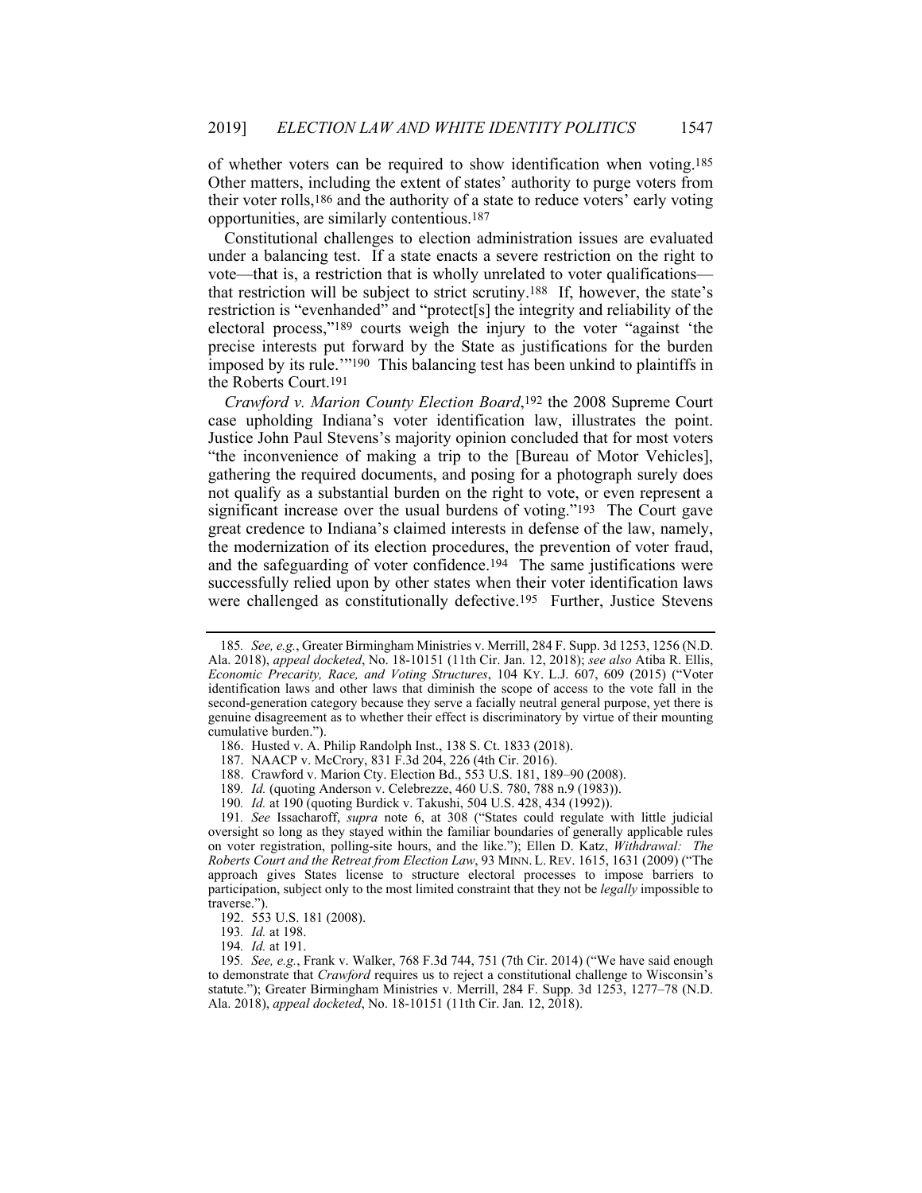of whether voters can be required to show identification when voting.[185] Other matters, including the extent of states' authority to purge voters from their voter rolls,[186] and the authority of a state to reduce voters' early voting opportunities, are similarly contentious.[187]

Constitutional challenges to election administration issues are evaluated under a balancing test. If a state enacts a severe restriction on the right to vote—that is, a restriction that is wholly unrelated to voter qualifications—that restriction will be subject to strict scrutiny.[188] If, however, the state's restriction is "evenhanded" and "protect[s] the integrity and reliability of the electoral process,"[189] courts weigh the injury to the voter "against 'the precise interests put forward by the State as justifications for the burden imposed by its rule.'"[190] This balancing test has been unkind to plaintiffs in the Roberts Court.[191]

*Crawford v. Marion County Election Board*,[192] the 2008 Supreme Court case upholding Indiana's voter identification law, illustrates the point. Justice John Paul Stevens's majority opinion concluded that for most voters "the inconvenience of making a trip to the [Bureau of Motor Vehicles], gathering the required documents, and posing for a photograph surely does not qualify as a substantial burden on the right to vote, or even represent a significant increase over the usual burdens of voting."[193] The Court gave great credence to Indiana's claimed interests in defense of the law, namely, the modernization of its election procedures, the prevention of voter fraud, and the safeguarding of voter confidence.[194] The same justifications were successfully relied upon by other states when their voter identification laws were challenged as constitutionally defective.[195] Further, Justice Stevens

---

185. *See, e.g.*, Greater Birmingham Ministries v. Merrill, 284 F. Supp. 3d 1253, 1256 (N.D. Ala. 2018), *appeal docketed*, No. 18-10151 (11th Cir. Jan. 12, 2018); *see also* Atiba R. Ellis, *Economic Precarity, Race, and Voting Structures*, 104 KY. L.J. 607, 609 (2015) ("Voter identification laws and other laws that diminish the scope of access to the vote fall in the second-generation category because they serve a facially neutral general purpose, yet there is genuine disagreement as to whether their effect is discriminatory by virtue of their mounting cumulative burden.").

186. Husted v. A. Philip Randolph Inst., 138 S. Ct. 1833 (2018).

187. NAACP v. McCrory, 831 F.3d 204, 226 (4th Cir. 2016).

188. Crawford v. Marion Cty. Election Bd., 553 U.S. 181, 189–90 (2008).

189. *Id.* (quoting Anderson v. Celebrezze, 460 U.S. 780, 788 n.9 (1983)).

190. *Id.* at 190 (quoting Burdick v. Takushi, 504 U.S. 428, 434 (1992)).

191. *See* Issacharoff, *supra* note 6, at 308 ("States could regulate with little judicial oversight so long as they stayed within the familiar boundaries of generally applicable rules on voter registration, polling-site hours, and the like."); Ellen D. Katz, *Withdrawal: The Roberts Court and the Retreat from Election Law*, 93 MINN. L. REV. 1615, 1631 (2009) ("The approach gives States license to structure electoral processes to impose barriers to participation, subject only to the most limited constraint that they not be *legally* impossible to traverse.").

192. 553 U.S. 181 (2008).

193. *Id.* at 198.

194. *Id.* at 191.

195. *See, e.g.*, Frank v. Walker, 768 F.3d 744, 751 (7th Cir. 2014) ("We have said enough to demonstrate that *Crawford* requires us to reject a constitutional challenge to Wisconsin's statute."); Greater Birmingham Ministries v. Merrill, 284 F. Supp. 3d 1253, 1277–78 (N.D. Ala. 2018), *appeal docketed*, No. 18-10151 (11th Cir. Jan. 12, 2018).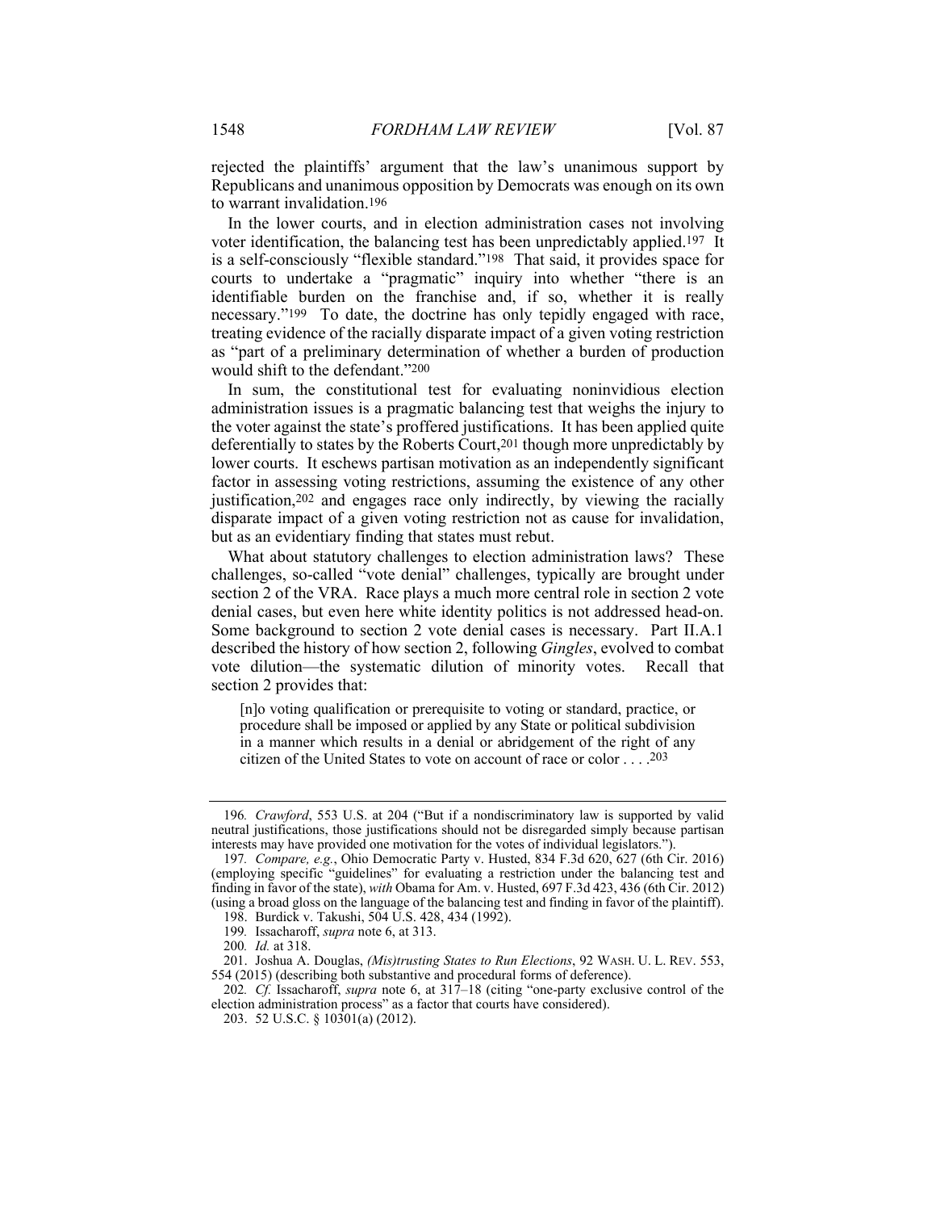rejected the plaintiffs' argument that the law's unanimous support by Republicans and unanimous opposition by Democrats was enough on its own to warrant invalidation.[196]

In the lower courts, and in election administration cases not involving voter identification, the balancing test has been unpredictably applied.[197] It is a self-consciously "flexible standard."[198] That said, it provides space for courts to undertake a "pragmatic" inquiry into whether "there is an identifiable burden on the franchise and, if so, whether it is really necessary."[199] To date, the doctrine has only tepidly engaged with race, treating evidence of the racially disparate impact of a given voting restriction as "part of a preliminary determination of whether a burden of production would shift to the defendant."[200]

In sum, the constitutional test for evaluating noninvidious election administration issues is a pragmatic balancing test that weighs the injury to the voter against the state's proffered justifications. It has been applied quite deferentially to states by the Roberts Court,[201] though more unpredictably by lower courts. It eschews partisan motivation as an independently significant factor in assessing voting restrictions, assuming the existence of any other justification,[202] and engages race only indirectly, by viewing the racially disparate impact of a given voting restriction not as cause for invalidation, but as an evidentiary finding that states must rebut.

What about statutory challenges to election administration laws? These challenges, so-called "vote denial" challenges, typically are brought under section 2 of the VRA. Race plays a much more central role in section 2 vote denial cases, but even here white identity politics is not addressed head-on. Some background to section 2 vote denial cases is necessary. Part II.A.1 described the history of how section 2, following *Gingles*, evolved to combat vote dilution—the systematic dilution of minority votes. Recall that section 2 provides that:

> [n]o voting qualification or prerequisite to voting or standard, practice, or procedure shall be imposed or applied by any State or political subdivision in a manner which results in a denial or abridgement of the right of any citizen of the United States to vote on account of race or color . . . .[203]

---

196. *Crawford*, 553 U.S. at 204 ("But if a nondiscriminatory law is supported by valid neutral justifications, those justifications should not be disregarded simply because partisan interests may have provided one motivation for the votes of individual legislators.").

197. *Compare, e.g.*, Ohio Democratic Party v. Husted, 834 F.3d 620, 627 (6th Cir. 2016) (employing specific "guidelines" for evaluating a restriction under the balancing test and finding in favor of the state), *with* Obama for Am. v. Husted, 697 F.3d 423, 436 (6th Cir. 2012) (using a broad gloss on the language of the balancing test and finding in favor of the plaintiff).

198. Burdick v. Takushi, 504 U.S. 428, 434 (1992).

199. Issacharoff, *supra* note 6, at 313.

200. *Id.* at 318.

201. Joshua A. Douglas, *(Mis)trusting States to Run Elections*, 92 WASH. U. L. REV. 553, 554 (2015) (describing both substantive and procedural forms of deference).

202. *Cf.* Issacharoff, *supra* note 6, at 317–18 (citing "one-party exclusive control of the election administration process" as a factor that courts have considered).

203. 52 U.S.C. § 10301(a) (2012).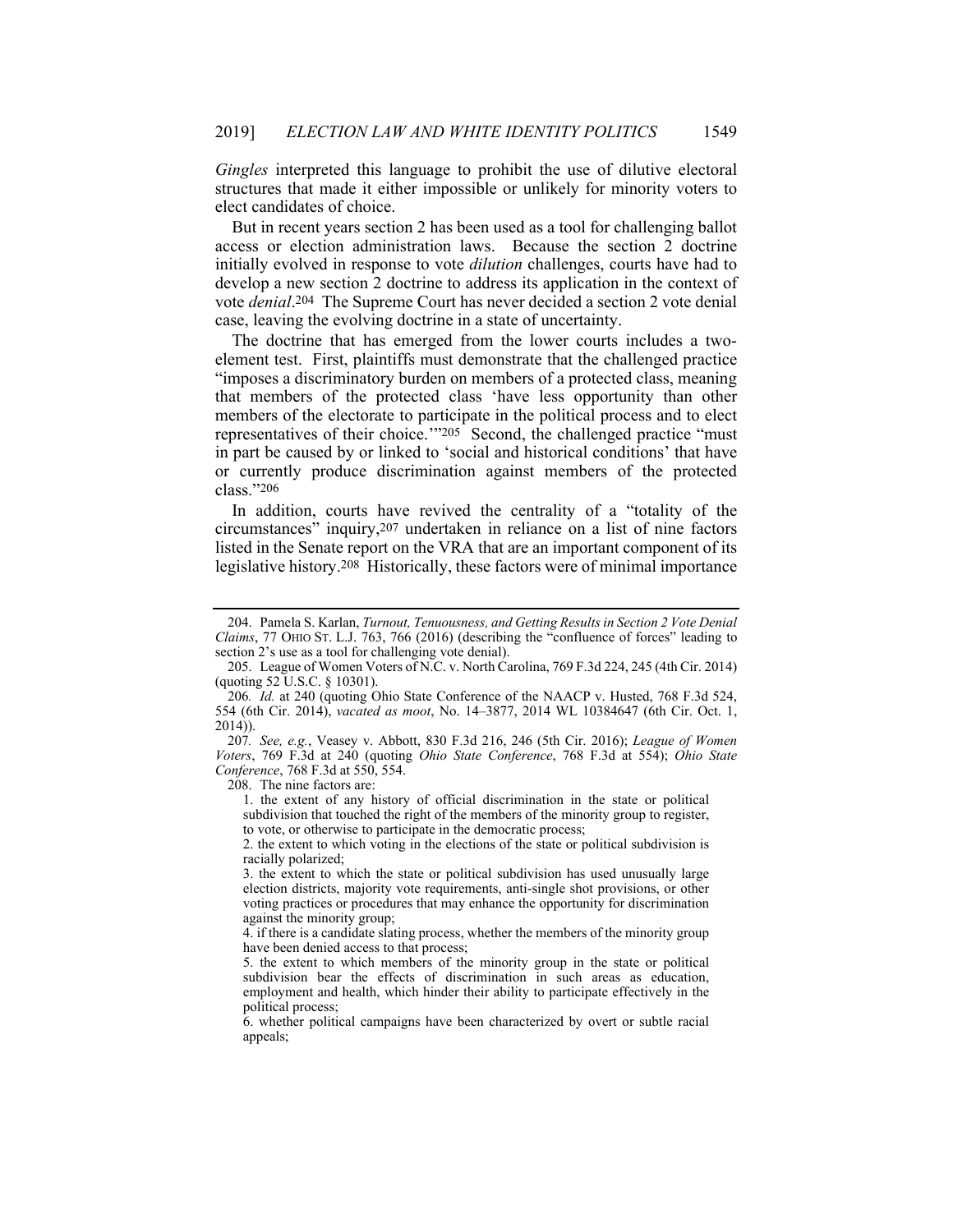*Gingles* interpreted this language to prohibit the use of dilutive electoral structures that made it either impossible or unlikely for minority voters to elect candidates of choice.

But in recent years section 2 has been used as a tool for challenging ballot access or election administration laws. Because the section 2 doctrine initially evolved in response to vote *dilution* challenges, courts have had to develop a new section 2 doctrine to address its application in the context of vote *denial*.[204] The Supreme Court has never decided a section 2 vote denial case, leaving the evolving doctrine in a state of uncertainty.

The doctrine that has emerged from the lower courts includes a two-element test. First, plaintiffs must demonstrate that the challenged practice "imposes a discriminatory burden on members of a protected class, meaning that members of the protected class 'have less opportunity than other members of the electorate to participate in the political process and to elect representatives of their choice.'"[205] Second, the challenged practice "must in part be caused by or linked to 'social and historical conditions' that have or currently produce discrimination against members of the protected class."[206]

In addition, courts have revived the centrality of a "totality of the circumstances" inquiry,[207] undertaken in reliance on a list of nine factors listed in the Senate report on the VRA that are an important component of its legislative history.[208] Historically, these factors were of minimal importance

---

204. Pamela S. Karlan, *Turnout, Tenuousness, and Getting Results in Section 2 Vote Denial Claims*, 77 OHIO ST. L.J. 763, 766 (2016) (describing the "confluence of forces" leading to section 2's use as a tool for challenging vote denial).

205. League of Women Voters of N.C. v. North Carolina, 769 F.3d 224, 245 (4th Cir. 2014) (quoting 52 U.S.C. § 10301).

206. *Id.* at 240 (quoting Ohio State Conference of the NAACP v. Husted, 768 F.3d 524, 554 (6th Cir. 2014), *vacated as moot*, No. 14–3877, 2014 WL 10384647 (6th Cir. Oct. 1, 2014)).

207. *See, e.g.*, Veasey v. Abbott, 830 F.3d 216, 246 (5th Cir. 2016); *League of Women Voters*, 769 F.3d at 240 (quoting *Ohio State Conference*, 768 F.3d at 554); *Ohio State Conference*, 768 F.3d at 550, 554.

208. The nine factors are:

> 1. the extent of any history of official discrimination in the state or political subdivision that touched the right of the members of the minority group to register, to vote, or otherwise to participate in the democratic process;
>
> 2. the extent to which voting in the elections of the state or political subdivision is racially polarized;
>
> 3. the extent to which the state or political subdivision has used unusually large election districts, majority vote requirements, anti-single shot provisions, or other voting practices or procedures that may enhance the opportunity for discrimination against the minority group;
>
> 4. if there is a candidate slating process, whether the members of the minority group have been denied access to that process;
>
> 5. the extent to which members of the minority group in the state or political subdivision bear the effects of discrimination in such areas as education, employment and health, which hinder their ability to participate effectively in the political process;
>
> 6. whether political campaigns have been characterized by overt or subtle racial appeals;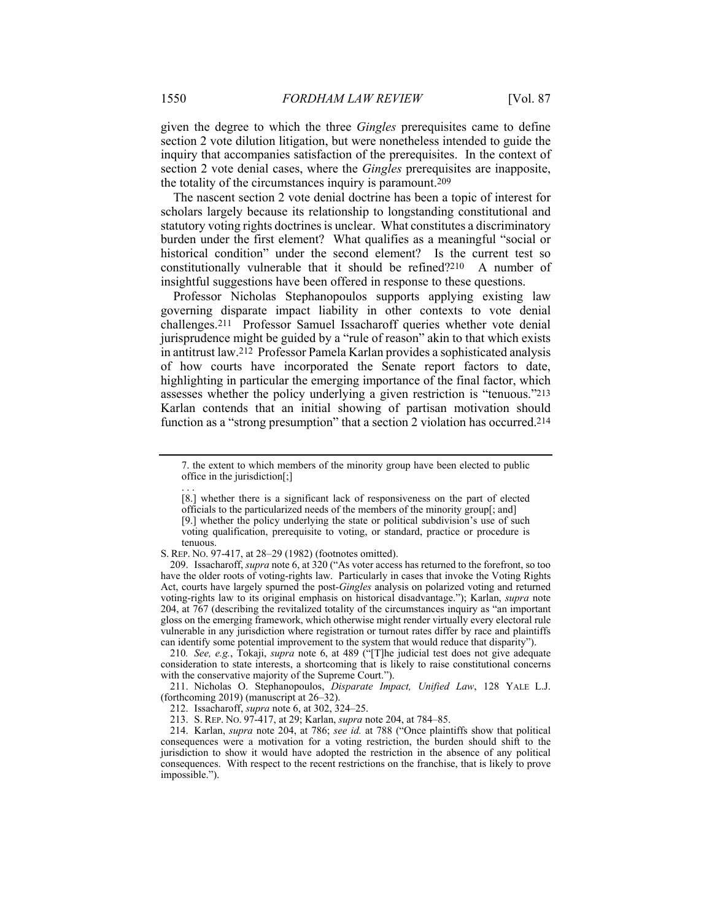given the degree to which the three *Gingles* prerequisites came to define section 2 vote dilution litigation, but were nonetheless intended to guide the inquiry that accompanies satisfaction of the prerequisites. In the context of section 2 vote denial cases, where the *Gingles* prerequisites are inapposite, the totality of the circumstances inquiry is paramount.[209]

The nascent section 2 vote denial doctrine has been a topic of interest for scholars largely because its relationship to longstanding constitutional and statutory voting rights doctrines is unclear. What constitutes a discriminatory burden under the first element? What qualifies as a meaningful "social or historical condition" under the second element? Is the current test so constitutionally vulnerable that it should be refined?[210] A number of insightful suggestions have been offered in response to these questions.

Professor Nicholas Stephanopoulos supports applying existing law governing disparate impact liability in other contexts to vote denial challenges.[211] Professor Samuel Issacharoff queries whether vote denial jurisprudence might be guided by a "rule of reason" akin to that which exists in antitrust law.[212] Professor Pamela Karlan provides a sophisticated analysis of how courts have incorporated the Senate report factors to date, highlighting in particular the emerging importance of the final factor, which assesses whether the policy underlying a given restriction is "tenuous."[213] Karlan contends that an initial showing of partisan motivation should function as a "strong presumption" that a section 2 violation has occurred.[214]

---

> 7. the extent to which members of the minority group have been elected to public office in the jurisdiction[;]
>
> . . .
>
> [8.] whether there is a significant lack of responsiveness on the part of elected officials to the particularized needs of the members of the minority group[; and]
>
> [9.] whether the policy underlying the state or political subdivision's use of such voting qualification, prerequisite to voting, or standard, practice or procedure is tenuous.

S. REP. NO. 97-417, at 28–29 (1982) (footnotes omitted).

209. Issacharoff, *supra* note 6, at 320 ("As voter access has returned to the forefront, so too have the older roots of voting-rights law. Particularly in cases that invoke the Voting Rights Act, courts have largely spurned the post-*Gingles* analysis on polarized voting and returned voting-rights law to its original emphasis on historical disadvantage."); Karlan, *supra* note 204, at 767 (describing the revitalized totality of the circumstances inquiry as "an important gloss on the emerging framework, which otherwise might render virtually every electoral rule vulnerable in any jurisdiction where registration or turnout rates differ by race and plaintiffs can identify some potential improvement to the system that would reduce that disparity").

210. *See, e.g.*, Tokaji, *supra* note 6, at 489 ("[T]he judicial test does not give adequate consideration to state interests, a shortcoming that is likely to raise constitutional concerns with the conservative majority of the Supreme Court.").

211. Nicholas O. Stephanopoulos, *Disparate Impact, Unified Law*, 128 YALE L.J. (forthcoming 2019) (manuscript at 26–32).

212. Issacharoff, *supra* note 6, at 302, 324–25.

213. S. REP. NO. 97-417, at 29; Karlan, *supra* note 204, at 784–85.

214. Karlan, *supra* note 204, at 786; *see id.* at 788 ("Once plaintiffs show that political consequences were a motivation for a voting restriction, the burden should shift to the jurisdiction to show it would have adopted the restriction in the absence of any political consequences. With respect to the recent restrictions on the franchise, that is likely to prove impossible.").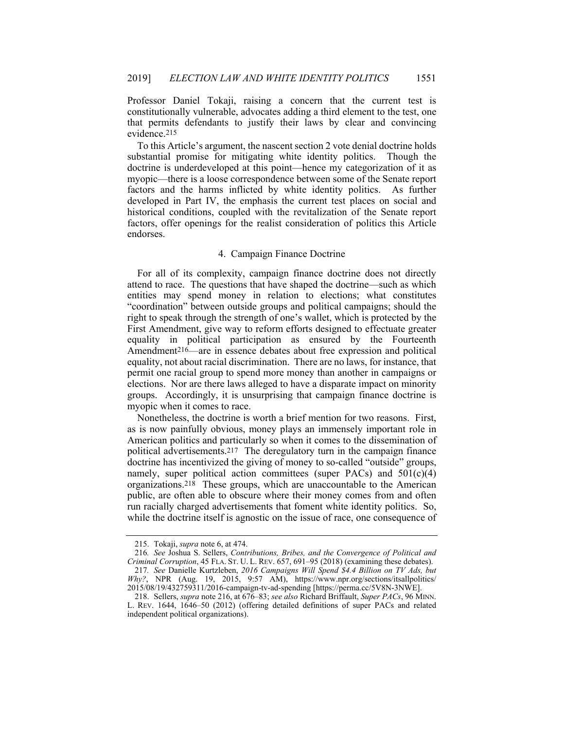Professor Daniel Tokaji, raising a concern that the current test is constitutionally vulnerable, advocates adding a third element to the test, one that permits defendants to justify their laws by clear and convincing evidence.[215]

To this Article's argument, the nascent section 2 vote denial doctrine holds substantial promise for mitigating white identity politics. Though the doctrine is underdeveloped at this point—hence my categorization of it as myopic—there is a loose correspondence between some of the Senate report factors and the harms inflicted by white identity politics. As further developed in Part IV, the emphasis the current test places on social and historical conditions, coupled with the revitalization of the Senate report factors, offer openings for the realist consideration of politics this Article endorses.

#### 4. Campaign Finance Doctrine

For all of its complexity, campaign finance doctrine does not directly attend to race. The questions that have shaped the doctrine—such as which entities may spend money in relation to elections; what constitutes "coordination" between outside groups and political campaigns; should the right to speak through the strength of one's wallet, which is protected by the First Amendment, give way to reform efforts designed to effectuate greater equality in political participation as ensured by the Fourteenth Amendment[216]—are in essence debates about free expression and political equality, not about racial discrimination. There are no laws, for instance, that permit one racial group to spend more money than another in campaigns or elections. Nor are there laws alleged to have a disparate impact on minority groups. Accordingly, it is unsurprising that campaign finance doctrine is myopic when it comes to race.

Nonetheless, the doctrine is worth a brief mention for two reasons. First, as is now painfully obvious, money plays an immensely important role in American politics and particularly so when it comes to the dissemination of political advertisements.[217] The deregulatory turn in the campaign finance doctrine has incentivized the giving of money to so-called "outside" groups, namely, super political action committees (super PACs) and 501(c)(4) organizations.[218] These groups, which are unaccountable to the American public, are often able to obscure where their money comes from and often run racially charged advertisements that foment white identity politics. So, while the doctrine itself is agnostic on the issue of race, one consequence of

---

215. Tokaji, *supra* note 6, at 474.

216. *See* Joshua S. Sellers, *Contributions, Bribes, and the Convergence of Political and Criminal Corruption*, 45 FLA. ST. U. L. REV. 657, 691–95 (2018) (examining these debates).

217. *See* Danielle Kurtzleben, *2016 Campaigns Will Spend $4.4 Billion on TV Ads, but Why?*, NPR (Aug. 19, 2015, 9:57 AM), https://www.npr.org/sections/itsallpolitics/2015/08/19/432759311/2016-campaign-tv-ad-spending [https://perma.cc/5V8N-3NWE].

218. Sellers, *supra* note 216, at 676–83; *see also* Richard Briffault, *Super PACs*, 96 MINN. L. REV. 1644, 1646–50 (2012) (offering detailed definitions of super PACs and related independent political organizations).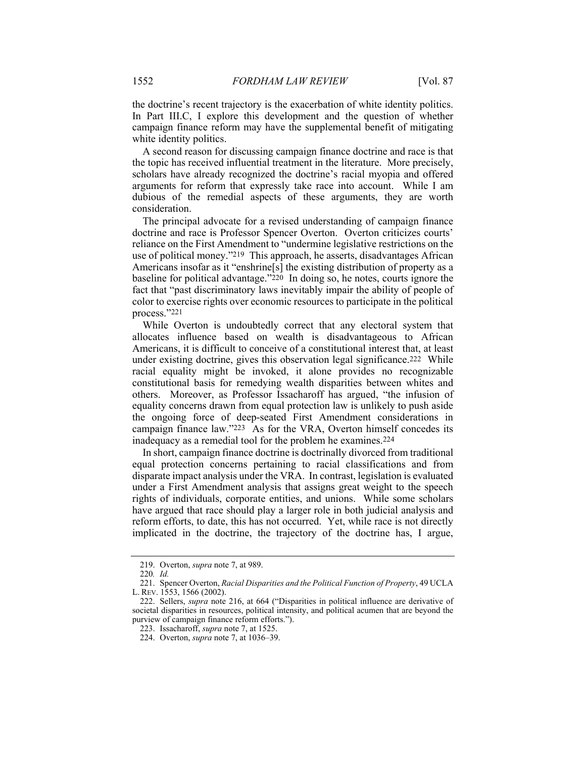the doctrine's recent trajectory is the exacerbation of white identity politics. In Part III.C, I explore this development and the question of whether campaign finance reform may have the supplemental benefit of mitigating white identity politics.

A second reason for discussing campaign finance doctrine and race is that the topic has received influential treatment in the literature. More precisely, scholars have already recognized the doctrine's racial myopia and offered arguments for reform that expressly take race into account. While I am dubious of the remedial aspects of these arguments, they are worth consideration.

The principal advocate for a revised understanding of campaign finance doctrine and race is Professor Spencer Overton. Overton criticizes courts' reliance on the First Amendment to "undermine legislative restrictions on the use of political money."[219] This approach, he asserts, disadvantages African Americans insofar as it "enshrine[s] the existing distribution of property as a baseline for political advantage."[220] In doing so, he notes, courts ignore the fact that "past discriminatory laws inevitably impair the ability of people of color to exercise rights over economic resources to participate in the political process."[221]

While Overton is undoubtedly correct that any electoral system that allocates influence based on wealth is disadvantageous to African Americans, it is difficult to conceive of a constitutional interest that, at least under existing doctrine, gives this observation legal significance.[222] While racial equality might be invoked, it alone provides no recognizable constitutional basis for remedying wealth disparities between whites and others. Moreover, as Professor Issacharoff has argued, "the infusion of equality concerns drawn from equal protection law is unlikely to push aside the ongoing force of deep-seated First Amendment considerations in campaign finance law."[223] As for the VRA, Overton himself concedes its inadequacy as a remedial tool for the problem he examines.[224]

In short, campaign finance doctrine is doctrinally divorced from traditional equal protection concerns pertaining to racial classifications and from disparate impact analysis under the VRA. In contrast, legislation is evaluated under a First Amendment analysis that assigns great weight to the speech rights of individuals, corporate entities, and unions. While some scholars have argued that race should play a larger role in both judicial analysis and reform efforts, to date, this has not occurred. Yet, while race is not directly implicated in the doctrine, the trajectory of the doctrine has, I argue,

---

219. Overton, *supra* note 7, at 989.

220. *Id.*

221. Spencer Overton, *Racial Disparities and the Political Function of Property*, 49 UCLA L. REV. 1553, 1566 (2002).

222. Sellers, *supra* note 216, at 664 ("Disparities in political influence are derivative of societal disparities in resources, political intensity, and political acumen that are beyond the purview of campaign finance reform efforts.").

223. Issacharoff, *supra* note 7, at 1525.

224. Overton, *supra* note 7, at 1036–39.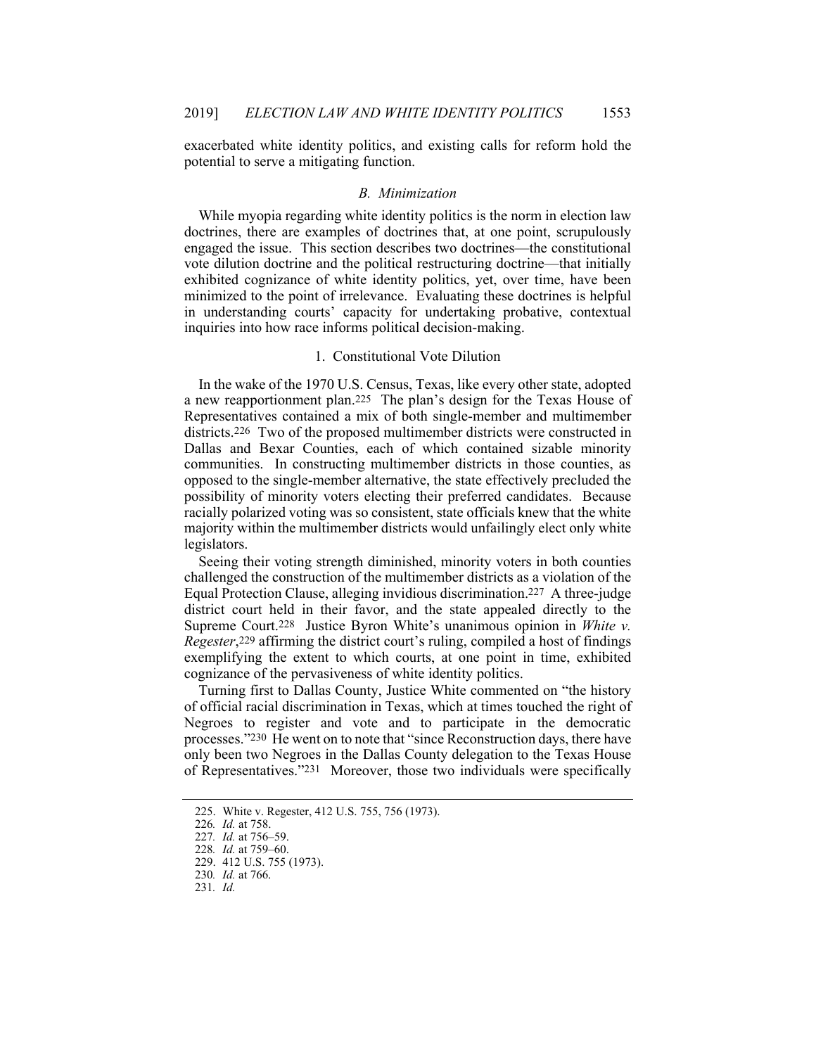exacerbated white identity politics, and existing calls for reform hold the potential to serve a mitigating function.

### *B. Minimization*

While myopia regarding white identity politics is the norm in election law doctrines, there are examples of doctrines that, at one point, scrupulously engaged the issue. This section describes two doctrines—the constitutional vote dilution doctrine and the political restructuring doctrine—that initially exhibited cognizance of white identity politics, yet, over time, have been minimized to the point of irrelevance. Evaluating these doctrines is helpful in understanding courts' capacity for undertaking probative, contextual inquiries into how race informs political decision-making.

#### 1. Constitutional Vote Dilution

In the wake of the 1970 U.S. Census, Texas, like every other state, adopted a new reapportionment plan.[225] The plan's design for the Texas House of Representatives contained a mix of both single-member and multimember districts.[226] Two of the proposed multimember districts were constructed in Dallas and Bexar Counties, each of which contained sizable minority communities. In constructing multimember districts in those counties, as opposed to the single-member alternative, the state effectively precluded the possibility of minority voters electing their preferred candidates. Because racially polarized voting was so consistent, state officials knew that the white majority within the multimember districts would unfailingly elect only white legislators.

Seeing their voting strength diminished, minority voters in both counties challenged the construction of the multimember districts as a violation of the Equal Protection Clause, alleging invidious discrimination.[227] A three-judge district court held in their favor, and the state appealed directly to the Supreme Court.[228] Justice Byron White's unanimous opinion in *White v. Regester*,[229] affirming the district court's ruling, compiled a host of findings exemplifying the extent to which courts, at one point in time, exhibited cognizance of the pervasiveness of white identity politics.

Turning first to Dallas County, Justice White commented on "the history of official racial discrimination in Texas, which at times touched the right of Negroes to register and vote and to participate in the democratic processes."[230] He went on to note that "since Reconstruction days, there have only been two Negroes in the Dallas County delegation to the Texas House of Representatives."[231] Moreover, those two individuals were specifically

---

225. White v. Regester, 412 U.S. 755, 756 (1973).

226. *Id.* at 758.

227. *Id.* at 756–59.

228. *Id.* at 759–60.

229. 412 U.S. 755 (1973).

230. *Id.* at 766.

231. *Id.*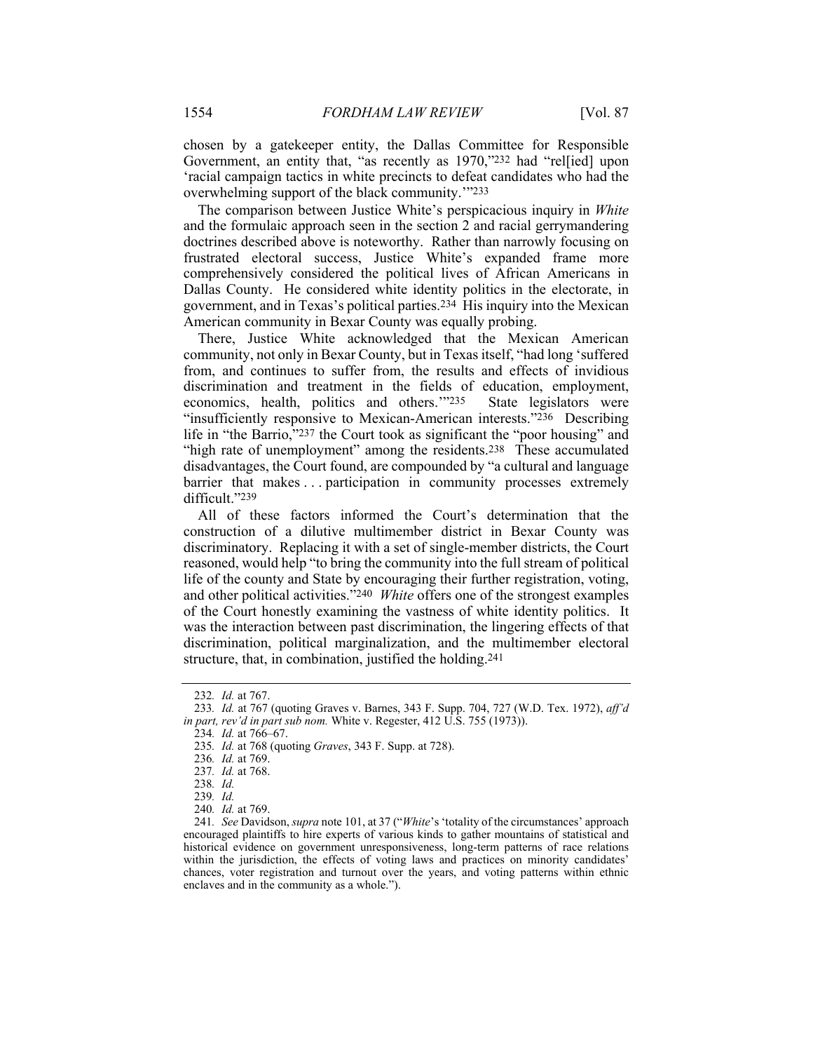chosen by a gatekeeper entity, the Dallas Committee for Responsible Government, an entity that, "as recently as 1970,"[232] had "rel[ied] upon 'racial campaign tactics in white precincts to defeat candidates who had the overwhelming support of the black community.'"[233]

The comparison between Justice White's perspicacious inquiry in *White* and the formulaic approach seen in the section 2 and racial gerrymandering doctrines described above is noteworthy. Rather than narrowly focusing on frustrated electoral success, Justice White's expanded frame more comprehensively considered the political lives of African Americans in Dallas County. He considered white identity politics in the electorate, in government, and in Texas's political parties.[234] His inquiry into the Mexican American community in Bexar County was equally probing.

There, Justice White acknowledged that the Mexican American community, not only in Bexar County, but in Texas itself, "had long 'suffered from, and continues to suffer from, the results and effects of invidious discrimination and treatment in the fields of education, employment, economics, health, politics and others.'"[235] State legislators were "insufficiently responsive to Mexican-American interests."[236] Describing life in "the Barrio,"[237] the Court took as significant the "poor housing" and "high rate of unemployment" among the residents.[238] These accumulated disadvantages, the Court found, are compounded by "a cultural and language barrier that makes . . . participation in community processes extremely difficult."[239]

All of these factors informed the Court's determination that the construction of a dilutive multimember district in Bexar County was discriminatory. Replacing it with a set of single-member districts, the Court reasoned, would help "to bring the community into the full stream of political life of the county and State by encouraging their further registration, voting, and other political activities."[240] *White* offers one of the strongest examples of the Court honestly examining the vastness of white identity politics. It was the interaction between past discrimination, the lingering effects of that discrimination, political marginalization, and the multimember electoral structure, that, in combination, justified the holding.[241]

---

232. *Id.* at 767.

233. *Id.* at 767 (quoting Graves v. Barnes, 343 F. Supp. 704, 727 (W.D. Tex. 1972), *aff'd in part, rev'd in part sub nom.* White v. Regester, 412 U.S. 755 (1973)).

234. *Id.* at 766–67.

235. *Id.* at 768 (quoting *Graves*, 343 F. Supp. at 728).

236. *Id.* at 769.

237. *Id.* at 768.

238. *Id.*

239. *Id.*

240. *Id.* at 769.

241. *See* Davidson, *supra* note 101, at 37 ("*White*'s 'totality of the circumstances' approach encouraged plaintiffs to hire experts of various kinds to gather mountains of statistical and historical evidence on government unresponsiveness, long-term patterns of race relations within the jurisdiction, the effects of voting laws and practices on minority candidates' chances, voter registration and turnout over the years, and voting patterns within ethnic enclaves and in the community as a whole.").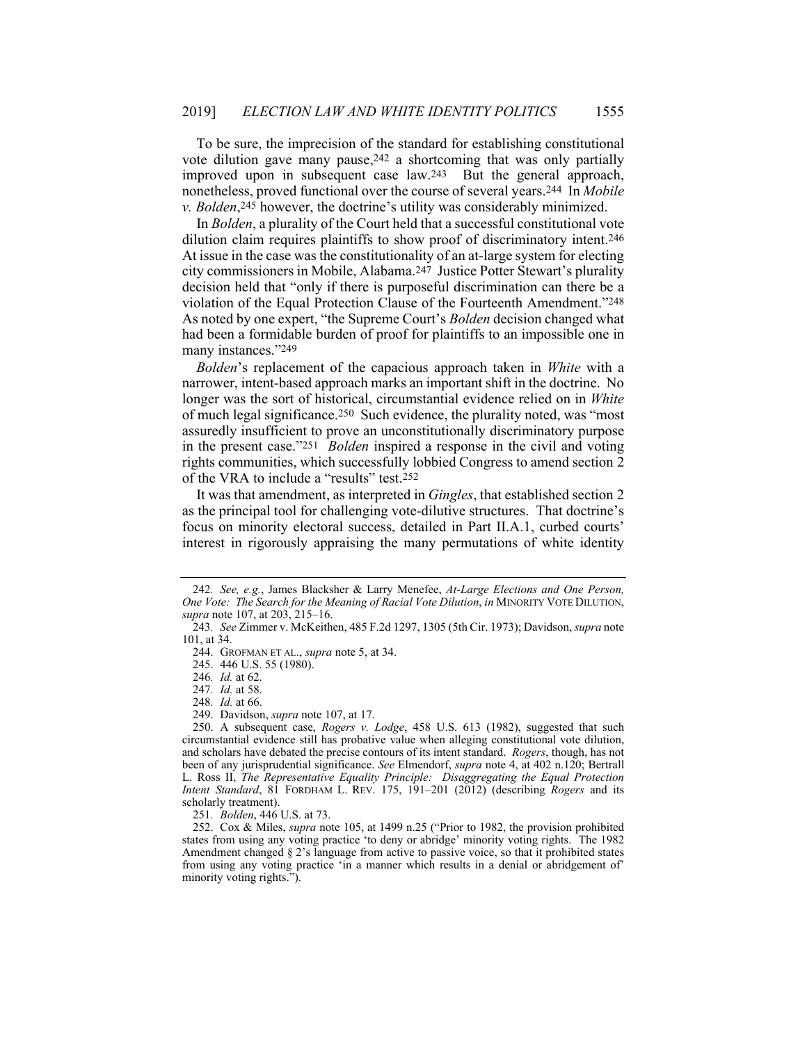To be sure, the imprecision of the standard for establishing constitutional vote dilution gave many pause,[242] a shortcoming that was only partially improved upon in subsequent case law.[243] But the general approach, nonetheless, proved functional over the course of several years.[244] In *Mobile v. Bolden*,[245] however, the doctrine's utility was considerably minimized.

In *Bolden*, a plurality of the Court held that a successful constitutional vote dilution claim requires plaintiffs to show proof of discriminatory intent.[246] At issue in the case was the constitutionality of an at-large system for electing city commissioners in Mobile, Alabama.[247] Justice Potter Stewart's plurality decision held that "only if there is purposeful discrimination can there be a violation of the Equal Protection Clause of the Fourteenth Amendment."[248] As noted by one expert, "the Supreme Court's *Bolden* decision changed what had been a formidable burden of proof for plaintiffs to an impossible one in many instances."[249]

*Bolden*'s replacement of the capacious approach taken in *White* with a narrower, intent-based approach marks an important shift in the doctrine. No longer was the sort of historical, circumstantial evidence relied on in *White* of much legal significance.[250] Such evidence, the plurality noted, was "most assuredly insufficient to prove an unconstitutionally discriminatory purpose in the present case."[251] *Bolden* inspired a response in the civil and voting rights communities, which successfully lobbied Congress to amend section 2 of the VRA to include a "results" test.[252]

It was that amendment, as interpreted in *Gingles*, that established section 2 as the principal tool for challenging vote-dilutive structures. That doctrine's focus on minority electoral success, detailed in Part II.A.1, curbed courts' interest in rigorously appraising the many permutations of white identity

---

242. *See, e.g.*, James Blacksher & Larry Menefee, *At-Large Elections and One Person, One Vote: The Search for the Meaning of Racial Vote Dilution*, *in* MINORITY VOTE DILUTION, *supra* note 107, at 203, 215–16.

243. *See* Zimmer v. McKeithen, 485 F.2d 1297, 1305 (5th Cir. 1973); Davidson, *supra* note 101, at 34.

244. GROFMAN ET AL., *supra* note 5, at 34.

245. 446 U.S. 55 (1980).

246. *Id.* at 62.

247. *Id.* at 58.

248. *Id.* at 66.

249. Davidson, *supra* note 107, at 17.

250. A subsequent case, *Rogers v. Lodge*, 458 U.S. 613 (1982), suggested that such circumstantial evidence still has probative value when alleging constitutional vote dilution, and scholars have debated the precise contours of its intent standard. *Rogers*, though, has not been of any jurisprudential significance. *See* Elmendorf, *supra* note 4, at 402 n.120; Bertrall L. Ross II, *The Representative Equality Principle: Disaggregating the Equal Protection Intent Standard*, 81 FORDHAM L. REV. 175, 191–201 (2012) (describing *Rogers* and its scholarly treatment).

251. *Bolden*, 446 U.S. at 73.

252. Cox & Miles, *supra* note 105, at 1499 n.25 ("Prior to 1982, the provision prohibited states from using any voting practice 'to deny or abridge' minority voting rights. The 1982 Amendment changed § 2's language from active to passive voice, so that it prohibited states from using any voting practice 'in a manner which results in a denial or abridgement of' minority voting rights.").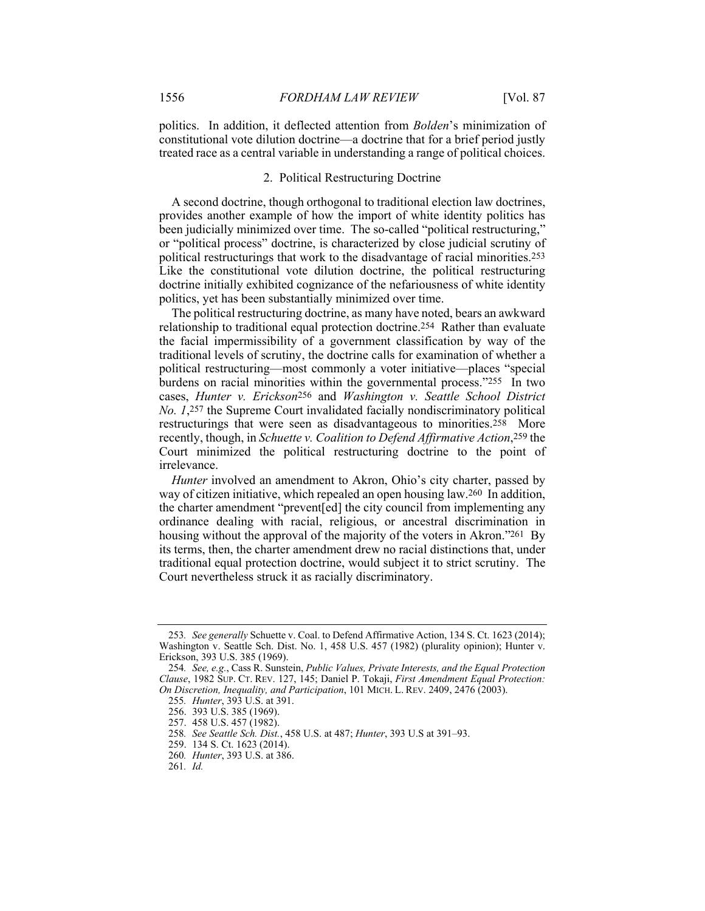politics. In addition, it deflected attention from *Bolden*'s minimization of constitutional vote dilution doctrine—a doctrine that for a brief period justly treated race as a central variable in understanding a range of political choices.

### 2. Political Restructuring Doctrine

A second doctrine, though orthogonal to traditional election law doctrines, provides another example of how the import of white identity politics has been judicially minimized over time. The so-called "political restructuring," or "political process" doctrine, is characterized by close judicial scrutiny of political restructurings that work to the disadvantage of racial minorities.[253] Like the constitutional vote dilution doctrine, the political restructuring doctrine initially exhibited cognizance of the nefariousness of white identity politics, yet has been substantially minimized over time.

The political restructuring doctrine, as many have noted, bears an awkward relationship to traditional equal protection doctrine.[254] Rather than evaluate the facial impermissibility of a government classification by way of the traditional levels of scrutiny, the doctrine calls for examination of whether a political restructuring—most commonly a voter initiative—places "special burdens on racial minorities within the governmental process."[255] In two cases, *Hunter v. Erickson*[256] and *Washington v. Seattle School District No. 1*,[257] the Supreme Court invalidated facially nondiscriminatory political restructurings that were seen as disadvantageous to minorities.[258] More recently, though, in *Schuette v. Coalition to Defend Affirmative Action*,[259] the Court minimized the political restructuring doctrine to the point of irrelevance.

*Hunter* involved an amendment to Akron, Ohio's city charter, passed by way of citizen initiative, which repealed an open housing law.[260] In addition, the charter amendment "prevent[ed] the city council from implementing any ordinance dealing with racial, religious, or ancestral discrimination in housing without the approval of the majority of the voters in Akron."[261] By its terms, then, the charter amendment drew no racial distinctions that, under traditional equal protection doctrine, would subject it to strict scrutiny. The Court nevertheless struck it as racially discriminatory.

---

253. *See generally* Schuette v. Coal. to Defend Affirmative Action, 134 S. Ct. 1623 (2014); Washington v. Seattle Sch. Dist. No. 1, 458 U.S. 457 (1982) (plurality opinion); Hunter v. Erickson, 393 U.S. 385 (1969).

254. *See, e.g.*, Cass R. Sunstein, *Public Values, Private Interests, and the Equal Protection Clause*, 1982 SUP. CT. REV. 127, 145; Daniel P. Tokaji, *First Amendment Equal Protection: On Discretion, Inequality, and Participation*, 101 MICH. L. REV. 2409, 2476 (2003).

255. *Hunter*, 393 U.S. at 391.

256. 393 U.S. 385 (1969).

257. 458 U.S. 457 (1982).

258. *See Seattle Sch. Dist.*, 458 U.S. at 487; *Hunter*, 393 U.S at 391–93.

259. 134 S. Ct. 1623 (2014).

260. *Hunter*, 393 U.S. at 386.

261. *Id.*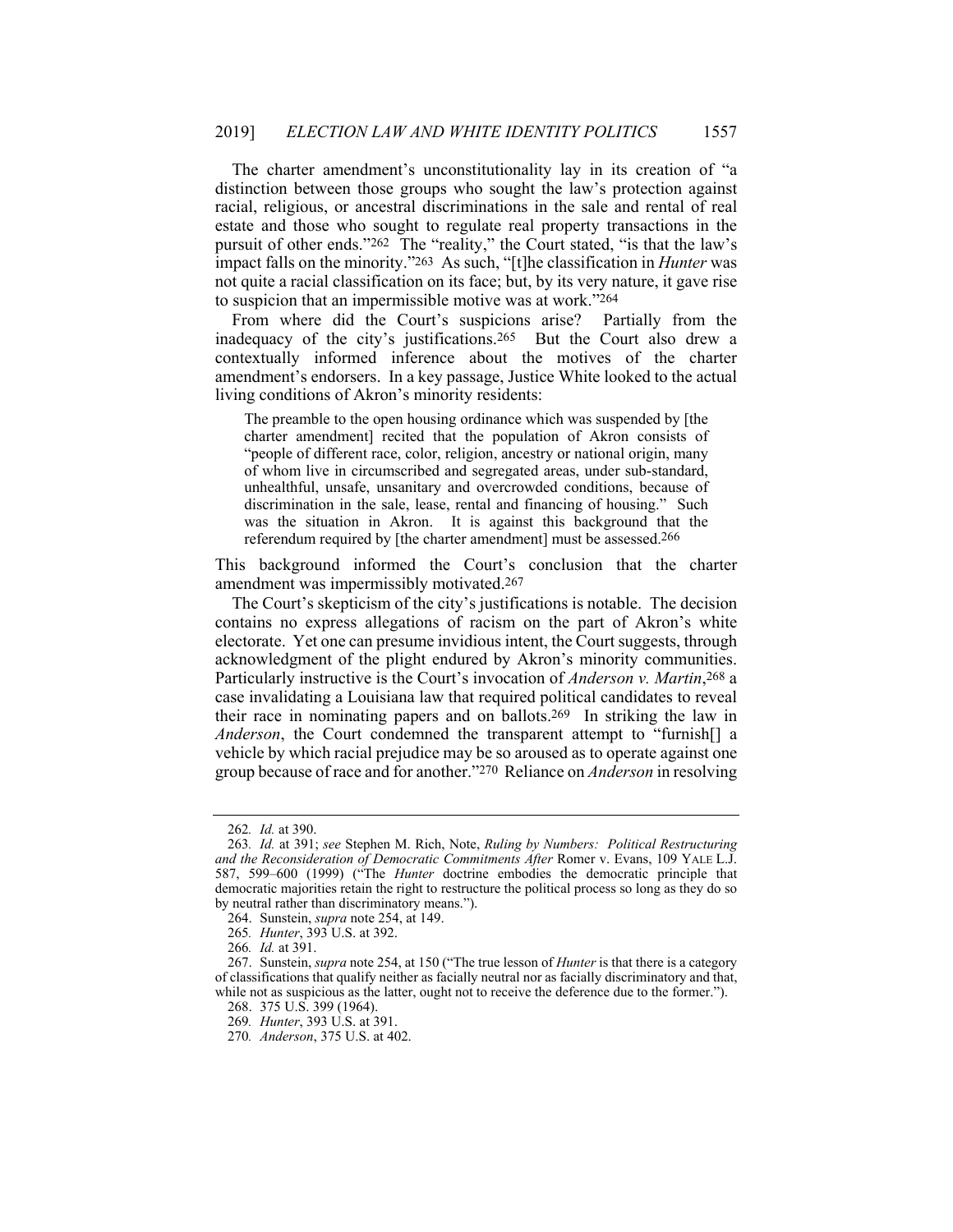The charter amendment's unconstitutionality lay in its creation of "a distinction between those groups who sought the law's protection against racial, religious, or ancestral discriminations in the sale and rental of real estate and those who sought to regulate real property transactions in the pursuit of other ends."[262] The "reality," the Court stated, "is that the law's impact falls on the minority."[263] As such, "[t]he classification in *Hunter* was not quite a racial classification on its face; but, by its very nature, it gave rise to suspicion that an impermissible motive was at work."[264]

From where did the Court's suspicions arise? Partially from the inadequacy of the city's justifications.[265] But the Court also drew a contextually informed inference about the motives of the charter amendment's endorsers. In a key passage, Justice White looked to the actual living conditions of Akron's minority residents:

> The preamble to the open housing ordinance which was suspended by [the charter amendment] recited that the population of Akron consists of "people of different race, color, religion, ancestry or national origin, many of whom live in circumscribed and segregated areas, under sub-standard, unhealthful, unsafe, unsanitary and overcrowded conditions, because of discrimination in the sale, lease, rental and financing of housing." Such was the situation in Akron. It is against this background that the referendum required by [the charter amendment] must be assessed.[266]

This background informed the Court's conclusion that the charter amendment was impermissibly motivated.[267]

The Court's skepticism of the city's justifications is notable. The decision contains no express allegations of racism on the part of Akron's white electorate. Yet one can presume invidious intent, the Court suggests, through acknowledgment of the plight endured by Akron's minority communities. Particularly instructive is the Court's invocation of *Anderson v. Martin*,[268] a case invalidating a Louisiana law that required political candidates to reveal their race in nominating papers and on ballots.[269] In striking the law in *Anderson*, the Court condemned the transparent attempt to "furnish[] a vehicle by which racial prejudice may be so aroused as to operate against one group because of race and for another."[270] Reliance on *Anderson* in resolving

---

262. *Id.* at 390.

263. *Id.* at 391; *see* Stephen M. Rich, Note, *Ruling by Numbers: Political Restructuring and the Reconsideration of Democratic Commitments After* Romer v. Evans, 109 YALE L.J. 587, 599–600 (1999) ("The *Hunter* doctrine embodies the democratic principle that democratic majorities retain the right to restructure the political process so long as they do so by neutral rather than discriminatory means.").

264. Sunstein, *supra* note 254, at 149.

265. *Hunter*, 393 U.S. at 392.

266. *Id.* at 391.

267. Sunstein, *supra* note 254, at 150 ("The true lesson of *Hunter* is that there is a category of classifications that qualify neither as facially neutral nor as facially discriminatory and that, while not as suspicious as the latter, ought not to receive the deference due to the former.").

268. 375 U.S. 399 (1964).

269. *Hunter*, 393 U.S. at 391.

270. *Anderson*, 375 U.S. at 402.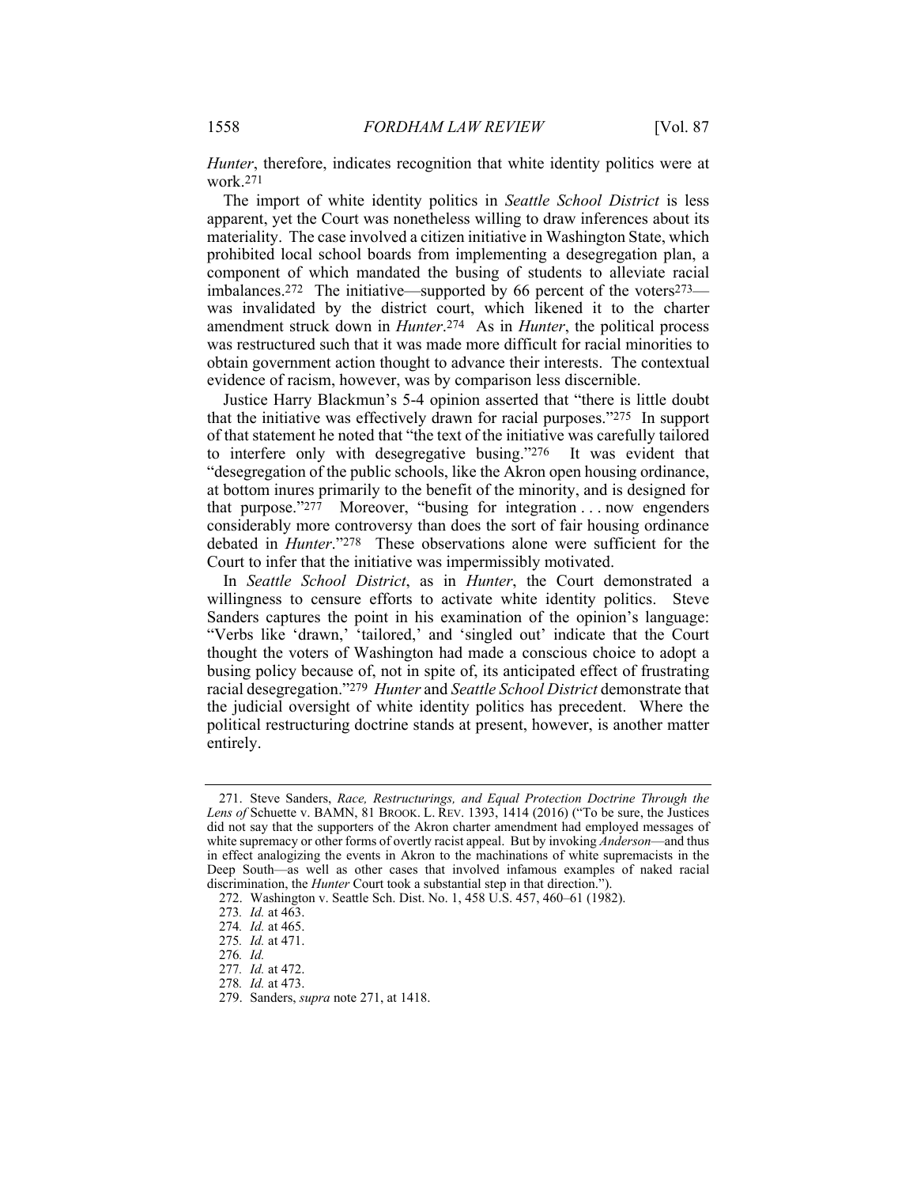*Hunter*, therefore, indicates recognition that white identity politics were at work.[271]

The import of white identity politics in *Seattle School District* is less apparent, yet the Court was nonetheless willing to draw inferences about its materiality. The case involved a citizen initiative in Washington State, which prohibited local school boards from implementing a desegregation plan, a component of which mandated the busing of students to alleviate racial imbalances.[272] The initiative—supported by 66 percent of the voters[273]—was invalidated by the district court, which likened it to the charter amendment struck down in *Hunter*.[274] As in *Hunter*, the political process was restructured such that it was made more difficult for racial minorities to obtain government action thought to advance their interests. The contextual evidence of racism, however, was by comparison less discernible.

Justice Harry Blackmun's 5-4 opinion asserted that "there is little doubt that the initiative was effectively drawn for racial purposes."[275] In support of that statement he noted that "the text of the initiative was carefully tailored to interfere only with desegregative busing."[276] It was evident that "desegregation of the public schools, like the Akron open housing ordinance, at bottom inures primarily to the benefit of the minority, and is designed for that purpose."[277] Moreover, "busing for integration . . . now engenders considerably more controversy than does the sort of fair housing ordinance debated in *Hunter*."[278] These observations alone were sufficient for the Court to infer that the initiative was impermissibly motivated.

In *Seattle School District*, as in *Hunter*, the Court demonstrated a willingness to censure efforts to activate white identity politics. Steve Sanders captures the point in his examination of the opinion's language: "Verbs like 'drawn,' 'tailored,' and 'singled out' indicate that the Court thought the voters of Washington had made a conscious choice to adopt a busing policy because of, not in spite of, its anticipated effect of frustrating racial desegregation."[279] *Hunter* and *Seattle School District* demonstrate that the judicial oversight of white identity politics has precedent. Where the political restructuring doctrine stands at present, however, is another matter entirely.

---

271. Steve Sanders, *Race, Restructurings, and Equal Protection Doctrine Through the Lens of* Schuette v. BAMN, 81 BROOK. L. REV. 1393, 1414 (2016) ("To be sure, the Justices did not say that the supporters of the Akron charter amendment had employed messages of white supremacy or other forms of overtly racist appeal. But by invoking *Anderson*—and thus in effect analogizing the events in Akron to the machinations of white supremacists in the Deep South—as well as other cases that involved infamous examples of naked racial discrimination, the *Hunter* Court took a substantial step in that direction.").

272. Washington v. Seattle Sch. Dist. No. 1, 458 U.S. 457, 460–61 (1982).

273. *Id.* at 463.

274. *Id.* at 465.

275. *Id.* at 471.

276. *Id.*

277. *Id.* at 472.

278. *Id.* at 473.

279. Sanders, *supra* note 271, at 1418.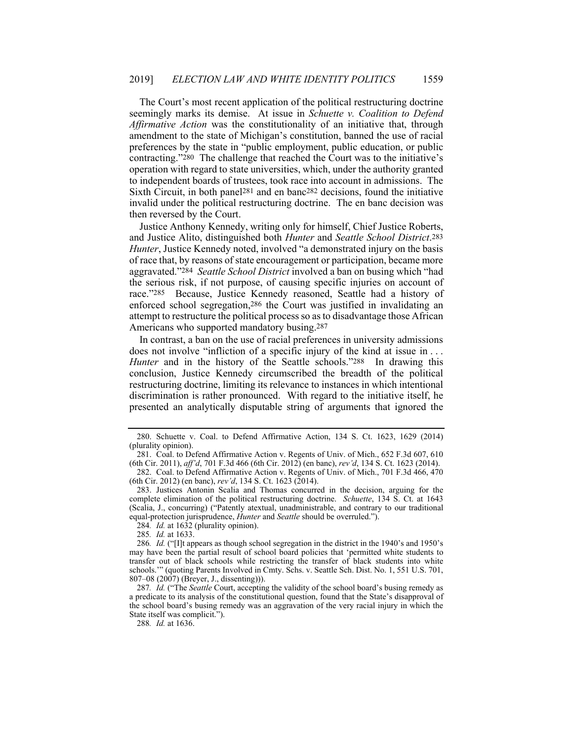The Court's most recent application of the political restructuring doctrine seemingly marks its demise. At issue in *Schuette v. Coalition to Defend Affirmative Action* was the constitutionality of an initiative that, through amendment to the state of Michigan's constitution, banned the use of racial preferences by the state in "public employment, public education, or public contracting."[280] The challenge that reached the Court was to the initiative's operation with regard to state universities, which, under the authority granted to independent boards of trustees, took race into account in admissions. The Sixth Circuit, in both panel[281] and en banc[282] decisions, found the initiative invalid under the political restructuring doctrine. The en banc decision was then reversed by the Court.

Justice Anthony Kennedy, writing only for himself, Chief Justice Roberts, and Justice Alito, distinguished both *Hunter* and *Seattle School District*.[283] *Hunter*, Justice Kennedy noted, involved "a demonstrated injury on the basis of race that, by reasons of state encouragement or participation, became more aggravated."[284] *Seattle School District* involved a ban on busing which "had the serious risk, if not purpose, of causing specific injuries on account of race."[285] Because, Justice Kennedy reasoned, Seattle had a history of enforced school segregation,[286] the Court was justified in invalidating an attempt to restructure the political process so as to disadvantage those African Americans who supported mandatory busing.[287]

In contrast, a ban on the use of racial preferences in university admissions does not involve "infliction of a specific injury of the kind at issue in . . . *Hunter* and in the history of the Seattle schools."[288] In drawing this conclusion, Justice Kennedy circumscribed the breadth of the political restructuring doctrine, limiting its relevance to instances in which intentional discrimination is rather pronounced. With regard to the initiative itself, he presented an analytically disputable string of arguments that ignored the

---

280. Schuette v. Coal. to Defend Affirmative Action, 134 S. Ct. 1623, 1629 (2014) (plurality opinion).

281. Coal. to Defend Affirmative Action v. Regents of Univ. of Mich., 652 F.3d 607, 610 (6th Cir. 2011), *aff'd*, 701 F.3d 466 (6th Cir. 2012) (en banc), *rev'd*, 134 S. Ct. 1623 (2014).

282. Coal. to Defend Affirmative Action v. Regents of Univ. of Mich., 701 F.3d 466, 470 (6th Cir. 2012) (en banc), *rev'd*, 134 S. Ct. 1623 (2014).

283. Justices Antonin Scalia and Thomas concurred in the decision, arguing for the complete elimination of the political restructuring doctrine. *Schuette*, 134 S. Ct. at 1643 (Scalia, J., concurring) ("Patently atextual, unadministrable, and contrary to our traditional equal-protection jurisprudence, *Hunter* and *Seattle* should be overruled.").

284. *Id.* at 1632 (plurality opinion).

285. *Id.* at 1633.

286. *Id.* ("[I]t appears as though school segregation in the district in the 1940's and 1950's may have been the partial result of school board policies that 'permitted white students to transfer out of black schools while restricting the transfer of black students into white schools.'" (quoting Parents Involved in Cmty. Schs. v. Seattle Sch. Dist. No. 1, 551 U.S. 701, 807–08 (2007) (Breyer, J., dissenting))).

287. *Id.* ("The *Seattle* Court, accepting the validity of the school board's busing remedy as a predicate to its analysis of the constitutional question, found that the State's disapproval of the school board's busing remedy was an aggravation of the very racial injury in which the State itself was complicit.").

288. *Id.* at 1636.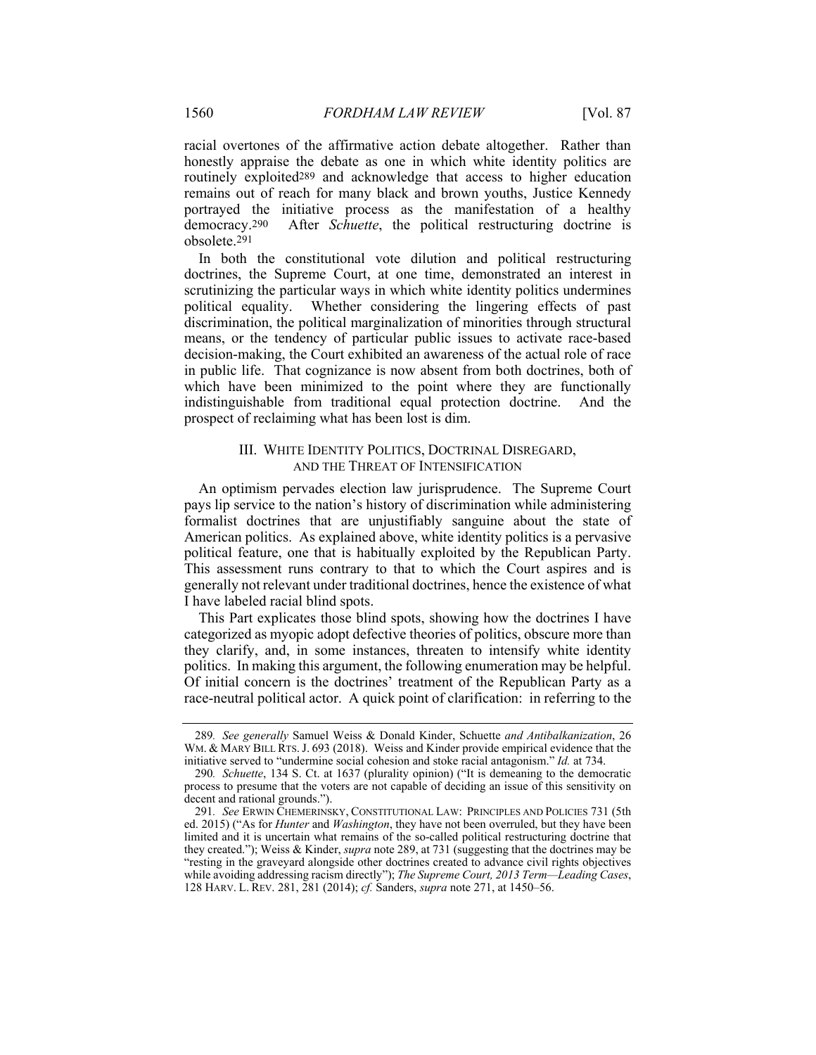racial overtones of the affirmative action debate altogether. Rather than honestly appraise the debate as one in which white identity politics are routinely exploited[289] and acknowledge that access to higher education remains out of reach for many black and brown youths, Justice Kennedy portrayed the initiative process as the manifestation of a healthy democracy.[290] After *Schuette*, the political restructuring doctrine is obsolete.[291]

In both the constitutional vote dilution and political restructuring doctrines, the Supreme Court, at one time, demonstrated an interest in scrutinizing the particular ways in which white identity politics undermines political equality. Whether considering the lingering effects of past discrimination, the political marginalization of minorities through structural means, or the tendency of particular public issues to activate race-based decision-making, the Court exhibited an awareness of the actual role of race in public life. That cognizance is now absent from both doctrines, both of which have been minimized to the point where they are functionally indistinguishable from traditional equal protection doctrine. And the prospect of reclaiming what has been lost is dim.

## III. White Identity Politics, Doctrinal Disregard, and the Threat of Intensification

An optimism pervades election law jurisprudence. The Supreme Court pays lip service to the nation's history of discrimination while administering formalist doctrines that are unjustifiably sanguine about the state of American politics. As explained above, white identity politics is a pervasive political feature, one that is habitually exploited by the Republican Party. This assessment runs contrary to that to which the Court aspires and is generally not relevant under traditional doctrines, hence the existence of what I have labeled racial blind spots.

This Part explicates those blind spots, showing how the doctrines I have categorized as myopic adopt defective theories of politics, obscure more than they clarify, and, in some instances, threaten to intensify white identity politics. In making this argument, the following enumeration may be helpful. Of initial concern is the doctrines' treatment of the Republican Party as a race-neutral political actor. A quick point of clarification: in referring to the

---

289. *See generally* Samuel Weiss & Donald Kinder, Schuette *and Antibalkanization*, 26 Wm. & Mary Bill Rts. J. 693 (2018). Weiss and Kinder provide empirical evidence that the initiative served to "undermine social cohesion and stoke racial antagonism." *Id.* at 734.

290. *Schuette*, 134 S. Ct. at 1637 (plurality opinion) ("It is demeaning to the democratic process to presume that the voters are not capable of deciding an issue of this sensitivity on decent and rational grounds.").

291. *See* Erwin Chemerinsky, Constitutional Law: Principles and Policies 731 (5th ed. 2015) ("As for *Hunter* and *Washington*, they have not been overruled, but they have been limited and it is uncertain what remains of the so-called political restructuring doctrine that they created."); Weiss & Kinder, *supra* note 289, at 731 (suggesting that the doctrines may be "resting in the graveyard alongside other doctrines created to advance civil rights objectives while avoiding addressing racism directly"); *The Supreme Court, 2013 Term—Leading Cases*, 128 Harv. L. Rev. 281, 281 (2014); *cf.* Sanders, *supra* note 271, at 1450–56.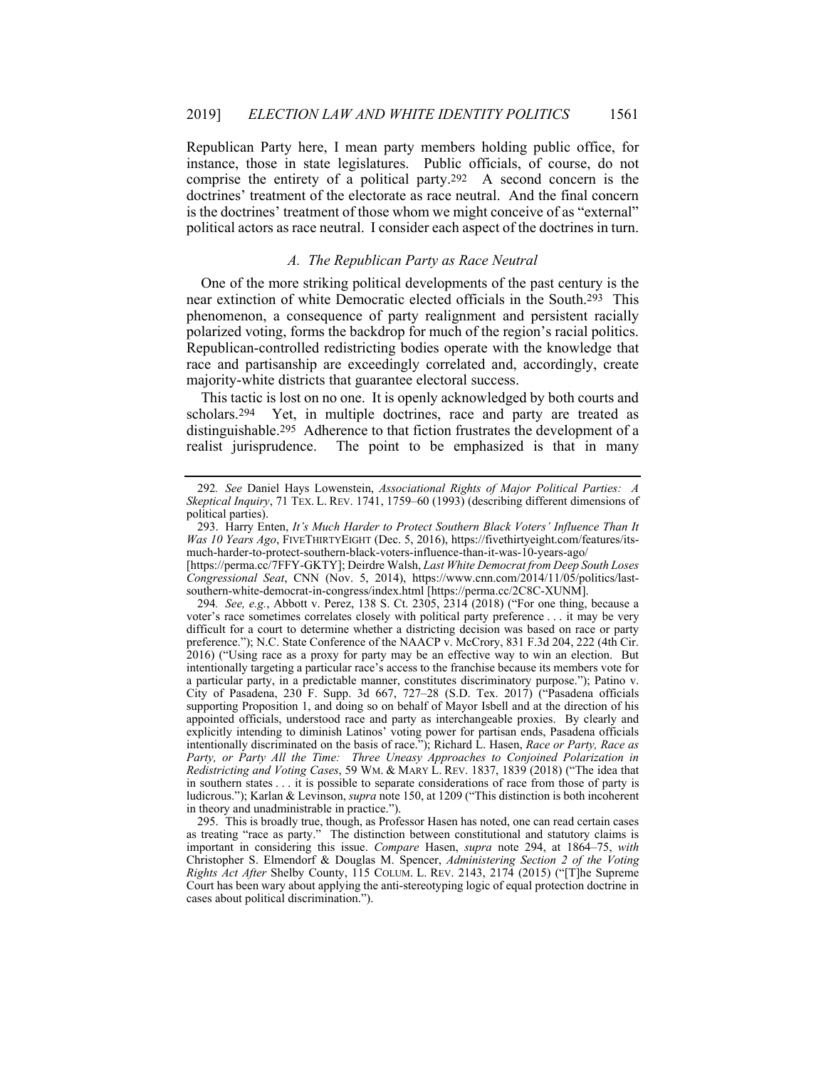Republican Party here, I mean party members holding public office, for instance, those in state legislatures. Public officials, of course, do not comprise the entirety of a political party.[292] A second concern is the doctrines' treatment of the electorate as race neutral. And the final concern is the doctrines' treatment of those whom we might conceive of as "external" political actors as race neutral. I consider each aspect of the doctrines in turn.

### *A. The Republican Party as Race Neutral*

One of the more striking political developments of the past century is the near extinction of white Democratic elected officials in the South.[293] This phenomenon, a consequence of party realignment and persistent racially polarized voting, forms the backdrop for much of the region's racial politics. Republican-controlled redistricting bodies operate with the knowledge that race and partisanship are exceedingly correlated and, accordingly, create majority-white districts that guarantee electoral success.

This tactic is lost on no one. It is openly acknowledged by both courts and scholars.[294] Yet, in multiple doctrines, race and party are treated as distinguishable.[295] Adherence to that fiction frustrates the development of a realist jurisprudence. The point to be emphasized is that in many

---

292. *See* Daniel Hays Lowenstein, *Associational Rights of Major Political Parties: A Skeptical Inquiry*, 71 TEX. L. REV. 1741, 1759–60 (1993) (describing different dimensions of political parties).

293. Harry Enten, *It's Much Harder to Protect Southern Black Voters' Influence Than It Was 10 Years Ago*, FIVETHIRTYEIGHT (Dec. 5, 2016), https://fivethirtyeight.com/features/its-much-harder-to-protect-southern-black-voters-influence-than-it-was-10-years-ago/ [https://perma.cc/7FFY-GKTY]; Deirdre Walsh, *Last White Democrat from Deep South Loses Congressional Seat*, CNN (Nov. 5, 2014), https://www.cnn.com/2014/11/05/politics/last-southern-white-democrat-in-congress/index.html [https://perma.cc/2C8C-XUNM].

294. *See, e.g.*, Abbott v. Perez, 138 S. Ct. 2305, 2314 (2018) ("For one thing, because a voter's race sometimes correlates closely with political party preference . . . it may be very difficult for a court to determine whether a districting decision was based on race or party preference."); N.C. State Conference of the NAACP v. McCrory, 831 F.3d 204, 222 (4th Cir. 2016) ("Using race as a proxy for party may be an effective way to win an election. But intentionally targeting a particular race's access to the franchise because its members vote for a particular party, in a predictable manner, constitutes discriminatory purpose."); Patino v. City of Pasadena, 230 F. Supp. 3d 667, 727–28 (S.D. Tex. 2017) ("Pasadena officials supporting Proposition 1, and doing so on behalf of Mayor Isbell and at the direction of his appointed officials, understood race and party as interchangeable proxies. By clearly and explicitly intending to diminish Latinos' voting power for partisan ends, Pasadena officials intentionally discriminated on the basis of race."); Richard L. Hasen, *Race or Party, Race as Party, or Party All the Time: Three Uneasy Approaches to Conjoined Polarization in Redistricting and Voting Cases*, 59 WM. & MARY L. REV. 1837, 1839 (2018) ("The idea that in southern states . . . it is possible to separate considerations of race from those of party is ludicrous."); Karlan & Levinson, *supra* note 150, at 1209 ("This distinction is both incoherent in theory and unadministrable in practice.").

295. This is broadly true, though, as Professor Hasen has noted, one can read certain cases as treating "race as party." The distinction between constitutional and statutory claims is important in considering this issue. *Compare* Hasen, *supra* note 294, at 1864–75, *with* Christopher S. Elmendorf & Douglas M. Spencer, *Administering Section 2 of the Voting Rights Act After* Shelby County, 115 COLUM. L. REV. 2143, 2174 (2015) ("[T]he Supreme Court has been wary about applying the anti-stereotyping logic of equal protection doctrine in cases about political discrimination.").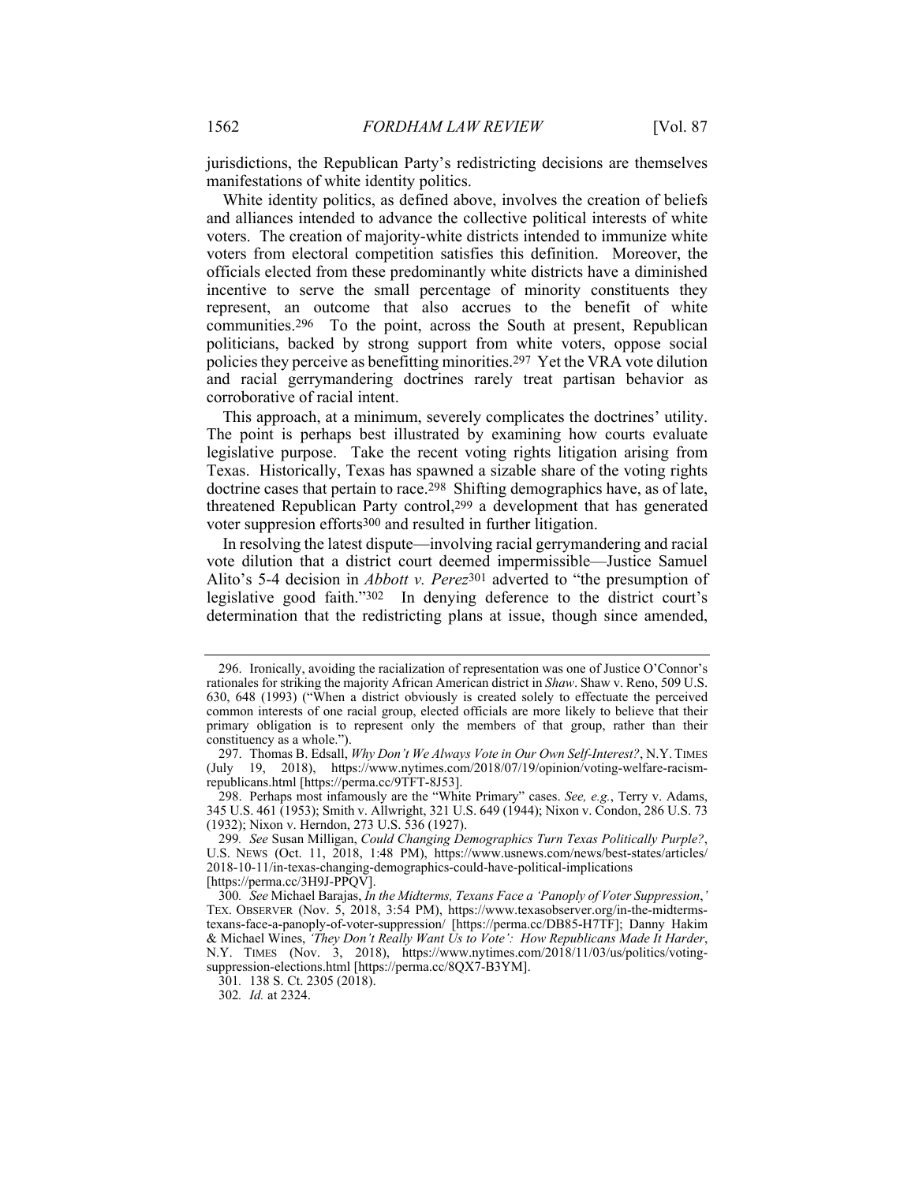jurisdictions, the Republican Party's redistricting decisions are themselves manifestations of white identity politics.

White identity politics, as defined above, involves the creation of beliefs and alliances intended to advance the collective political interests of white voters. The creation of majority-white districts intended to immunize white voters from electoral competition satisfies this definition. Moreover, the officials elected from these predominantly white districts have a diminished incentive to serve the small percentage of minority constituents they represent, an outcome that also accrues to the benefit of white communities.[296] To the point, across the South at present, Republican politicians, backed by strong support from white voters, oppose social policies they perceive as benefitting minorities.[297] Yet the VRA vote dilution and racial gerrymandering doctrines rarely treat partisan behavior as corroborative of racial intent.

This approach, at a minimum, severely complicates the doctrines' utility. The point is perhaps best illustrated by examining how courts evaluate legislative purpose. Take the recent voting rights litigation arising from Texas. Historically, Texas has spawned a sizable share of the voting rights doctrine cases that pertain to race.[298] Shifting demographics have, as of late, threatened Republican Party control,[299] a development that has generated voter suppresion efforts[300] and resulted in further litigation.

In resolving the latest dispute—involving racial gerrymandering and racial vote dilution that a district court deemed impermissible—Justice Samuel Alito's 5-4 decision in *Abbott v. Perez*[301] adverted to "the presumption of legislative good faith."[302] In denying deference to the district court's determination that the redistricting plans at issue, though since amended,

---

296. Ironically, avoiding the racialization of representation was one of Justice O'Connor's rationales for striking the majority African American district in *Shaw*. Shaw v. Reno, 509 U.S. 630, 648 (1993) ("When a district obviously is created solely to effectuate the perceived common interests of one racial group, elected officials are more likely to believe that their primary obligation is to represent only the members of that group, rather than their constituency as a whole.").

297. Thomas B. Edsall, *Why Don't We Always Vote in Our Own Self-Interest?*, N.Y. TIMES (July 19, 2018), https://www.nytimes.com/2018/07/19/opinion/voting-welfare-racism-republicans.html [https://perma.cc/9TFT-8J53].

298. Perhaps most infamously are the "White Primary" cases. *See, e.g.*, Terry v. Adams, 345 U.S. 461 (1953); Smith v. Allwright, 321 U.S. 649 (1944); Nixon v. Condon, 286 U.S. 73 (1932); Nixon v. Herndon, 273 U.S. 536 (1927).

299. *See* Susan Milligan, *Could Changing Demographics Turn Texas Politically Purple?*, U.S. NEWS (Oct. 11, 2018, 1:48 PM), https://www.usnews.com/news/best-states/articles/2018-10-11/in-texas-changing-demographics-could-have-political-implications [https://perma.cc/3H9J-PPQV].

300. *See* Michael Barajas, *In the Midterms, Texans Face a 'Panoply of Voter Suppression,'* TEX. OBSERVER (Nov. 5, 2018, 3:54 PM), https://www.texasobserver.org/in-the-midterms-texans-face-a-panoply-of-voter-suppression/ [https://perma.cc/DB85-H7TF]; Danny Hakim & Michael Wines, *'They Don't Really Want Us to Vote': How Republicans Made It Harder*, N.Y. TIMES (Nov. 3, 2018), https://www.nytimes.com/2018/11/03/us/politics/voting-suppression-elections.html [https://perma.cc/8QX7-B3YM].

301. 138 S. Ct. 2305 (2018).

302. *Id.* at 2324.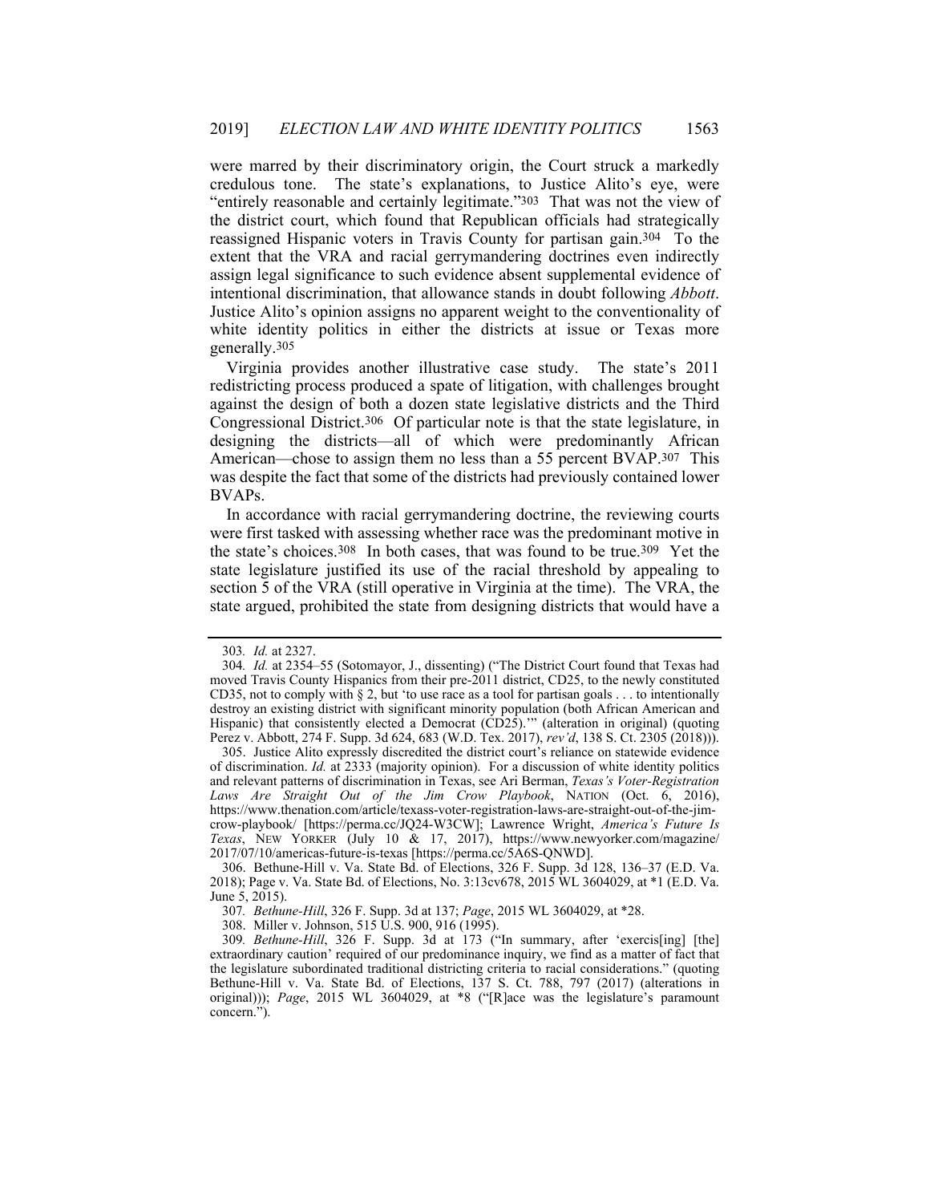were marred by their discriminatory origin, the Court struck a markedly credulous tone. The state's explanations, to Justice Alito's eye, were "entirely reasonable and certainly legitimate."[303] That was not the view of the district court, which found that Republican officials had strategically reassigned Hispanic voters in Travis County for partisan gain.[304] To the extent that the VRA and racial gerrymandering doctrines even indirectly assign legal significance to such evidence absent supplemental evidence of intentional discrimination, that allowance stands in doubt following *Abbott*. Justice Alito's opinion assigns no apparent weight to the conventionality of white identity politics in either the districts at issue or Texas more generally.[305]

Virginia provides another illustrative case study. The state's 2011 redistricting process produced a spate of litigation, with challenges brought against the design of both a dozen state legislative districts and the Third Congressional District.[306] Of particular note is that the state legislature, in designing the districts—all of which were predominantly African American—chose to assign them no less than a 55 percent BVAP.[307] This was despite the fact that some of the districts had previously contained lower BVAPs.

In accordance with racial gerrymandering doctrine, the reviewing courts were first tasked with assessing whether race was the predominant motive in the state's choices.[308] In both cases, that was found to be true.[309] Yet the state legislature justified its use of the racial threshold by appealing to section 5 of the VRA (still operative in Virginia at the time). The VRA, the state argued, prohibited the state from designing districts that would have a

---

303. *Id.* at 2327.

304. *Id.* at 2354–55 (Sotomayor, J., dissenting) ("The District Court found that Texas had moved Travis County Hispanics from their pre-2011 district, CD25, to the newly constituted CD35, not to comply with § 2, but 'to use race as a tool for partisan goals . . . to intentionally destroy an existing district with significant minority population (both African American and Hispanic) that consistently elected a Democrat (CD25).'" (alteration in original) (quoting Perez v. Abbott, 274 F. Supp. 3d 624, 683 (W.D. Tex. 2017), *rev'd*, 138 S. Ct. 2305 (2018))).

305. Justice Alito expressly discredited the district court's reliance on statewide evidence of discrimination. *Id.* at 2333 (majority opinion). For a discussion of white identity politics and relevant patterns of discrimination in Texas, see Ari Berman, *Texas's Voter-Registration Laws Are Straight Out of the Jim Crow Playbook*, NATION (Oct. 6, 2016), https://www.thenation.com/article/texass-voter-registration-laws-are-straight-out-of-the-jim-crow-playbook/ [https://perma.cc/JQ24-W3CW]; Lawrence Wright, *America's Future Is Texas*, NEW YORKER (July 10 & 17, 2017), https://www.newyorker.com/magazine/2017/07/10/americas-future-is-texas [https://perma.cc/5A6S-QNWD].

306. Bethune-Hill v. Va. State Bd. of Elections, 326 F. Supp. 3d 128, 136–37 (E.D. Va. 2018); Page v. Va. State Bd. of Elections, No. 3:13cv678, 2015 WL 3604029, at *1 (E.D. Va. June 5, 2015).

307. *Bethune-Hill*, 326 F. Supp. 3d at 137; *Page*, 2015 WL 3604029, at *28.

308. Miller v. Johnson, 515 U.S. 900, 916 (1995).

309. *Bethune-Hill*, 326 F. Supp. 3d at 173 ("In summary, after 'exercis[ing] [the] extraordinary caution' required of our predominance inquiry, we find as a matter of fact that the legislature subordinated traditional districting criteria to racial considerations." (quoting Bethune-Hill v. Va. State Bd. of Elections, 137 S. Ct. 788, 797 (2017) (alterations in original))); *Page*, 2015 WL 3604029, at *8 ("[R]ace was the legislature's paramount concern.").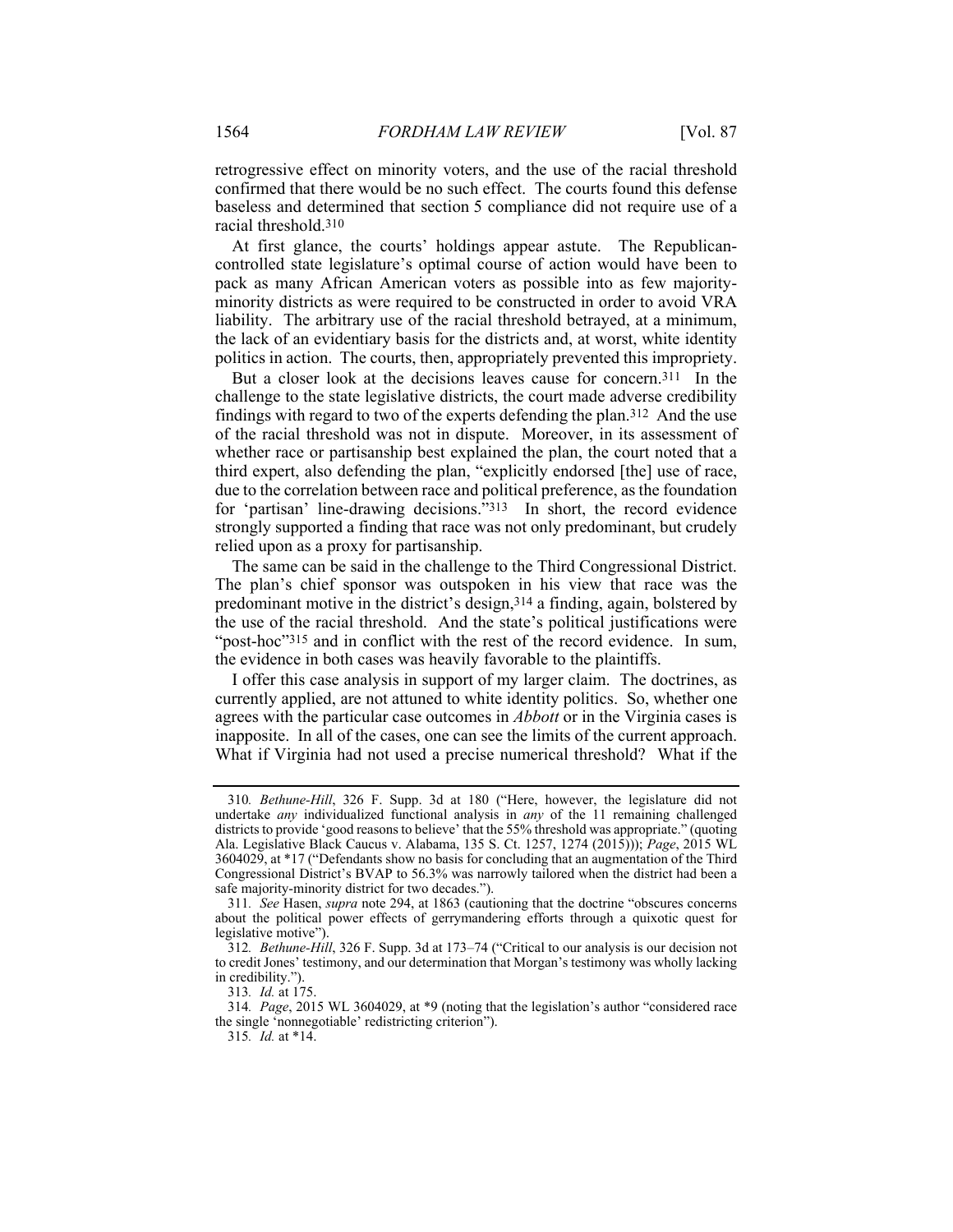retrogressive effect on minority voters, and the use of the racial threshold confirmed that there would be no such effect. The courts found this defense baseless and determined that section 5 compliance did not require use of a racial threshold.[310]

At first glance, the courts' holdings appear astute. The Republican-controlled state legislature's optimal course of action would have been to pack as many African American voters as possible into as few majority-minority districts as were required to be constructed in order to avoid VRA liability. The arbitrary use of the racial threshold betrayed, at a minimum, the lack of an evidentiary basis for the districts and, at worst, white identity politics in action. The courts, then, appropriately prevented this impropriety.

But a closer look at the decisions leaves cause for concern.[311] In the challenge to the state legislative districts, the court made adverse credibility findings with regard to two of the experts defending the plan.[312] And the use of the racial threshold was not in dispute. Moreover, in its assessment of whether race or partisanship best explained the plan, the court noted that a third expert, also defending the plan, "explicitly endorsed [the] use of race, due to the correlation between race and political preference, as the foundation for 'partisan' line-drawing decisions."[313] In short, the record evidence strongly supported a finding that race was not only predominant, but crudely relied upon as a proxy for partisanship.

The same can be said in the challenge to the Third Congressional District. The plan's chief sponsor was outspoken in his view that race was the predominant motive in the district's design,[314] a finding, again, bolstered by the use of the racial threshold. And the state's political justifications were "post-hoc"[315] and in conflict with the rest of the record evidence. In sum, the evidence in both cases was heavily favorable to the plaintiffs.

I offer this case analysis in support of my larger claim. The doctrines, as currently applied, are not attuned to white identity politics. So, whether one agrees with the particular case outcomes in *Abbott* or in the Virginia cases is inapposite. In all of the cases, one can see the limits of the current approach. What if Virginia had not used a precise numerical threshold? What if the

---

310. *Bethune-Hill*, 326 F. Supp. 3d at 180 ("Here, however, the legislature did not undertake *any* individualized functional analysis in *any* of the 11 remaining challenged districts to provide 'good reasons to believe' that the 55% threshold was appropriate." (quoting Ala. Legislative Black Caucus v. Alabama, 135 S. Ct. 1257, 1274 (2015))); *Page*, 2015 WL 3604029, at *17 ("Defendants show no basis for concluding that an augmentation of the Third Congressional District's BVAP to 56.3% was narrowly tailored when the district had been a safe majority-minority district for two decades.").

311. *See* Hasen, *supra* note 294, at 1863 (cautioning that the doctrine "obscures concerns about the political power effects of gerrymandering efforts through a quixotic quest for legislative motive").

312. *Bethune-Hill*, 326 F. Supp. 3d at 173–74 ("Critical to our analysis is our decision not to credit Jones' testimony, and our determination that Morgan's testimony was wholly lacking in credibility.").

313. *Id.* at 175.

314. *Page*, 2015 WL 3604029, at *9 (noting that the legislation's author "considered race the single 'nonnegotiable' redistricting criterion").

315. *Id.* at *14.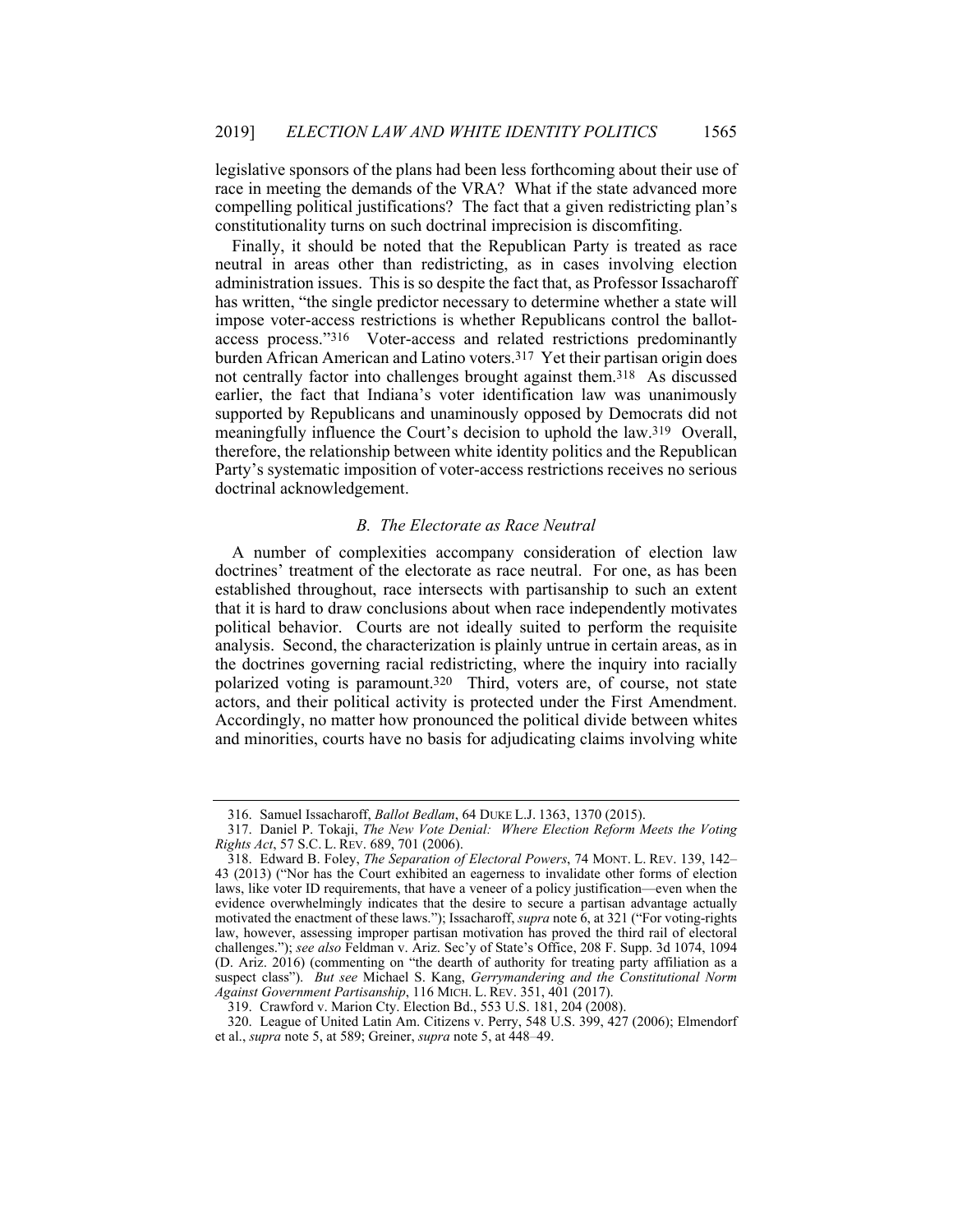legislative sponsors of the plans had been less forthcoming about their use of race in meeting the demands of the VRA? What if the state advanced more compelling political justifications? The fact that a given redistricting plan's constitutionality turns on such doctrinal imprecision is discomfiting.

Finally, it should be noted that the Republican Party is treated as race neutral in areas other than redistricting, as in cases involving election administration issues. This is so despite the fact that, as Professor Issacharoff has written, "the single predictor necessary to determine whether a state will impose voter-access restrictions is whether Republicans control the ballot-access process."[316] Voter-access and related restrictions predominantly burden African American and Latino voters.[317] Yet their partisan origin does not centrally factor into challenges brought against them.[318] As discussed earlier, the fact that Indiana's voter identification law was unanimously supported by Republicans and unaminously opposed by Democrats did not meaningfully influence the Court's decision to uphold the law.[319] Overall, therefore, the relationship between white identity politics and the Republican Party's systematic imposition of voter-access restrictions receives no serious doctrinal acknowledgement.

### *B. The Electorate as Race Neutral*

A number of complexities accompany consideration of election law doctrines' treatment of the electorate as race neutral. For one, as has been established throughout, race intersects with partisanship to such an extent that it is hard to draw conclusions about when race independently motivates political behavior. Courts are not ideally suited to perform the requisite analysis. Second, the characterization is plainly untrue in certain areas, as in the doctrines governing racial redistricting, where the inquiry into racially polarized voting is paramount.[320] Third, voters are, of course, not state actors, and their political activity is protected under the First Amendment. Accordingly, no matter how pronounced the political divide between whites and minorities, courts have no basis for adjudicating claims involving white

---

316. Samuel Issacharoff, *Ballot Bedlam*, 64 DUKE L.J. 1363, 1370 (2015).

317. Daniel P. Tokaji, *The New Vote Denial: Where Election Reform Meets the Voting Rights Act*, 57 S.C. L. REV. 689, 701 (2006).

318. Edward B. Foley, *The Separation of Electoral Powers*, 74 MONT. L. REV. 139, 142–43 (2013) ("Nor has the Court exhibited an eagerness to invalidate other forms of election laws, like voter ID requirements, that have a veneer of a policy justification—even when the evidence overwhelmingly indicates that the desire to secure a partisan advantage actually motivated the enactment of these laws."); Issacharoff, *supra* note 6, at 321 ("For voting-rights law, however, assessing improper partisan motivation has proved the third rail of electoral challenges."); *see also* Feldman v. Ariz. Sec'y of State's Office, 208 F. Supp. 3d 1074, 1094 (D. Ariz. 2016) (commenting on "the dearth of authority for treating party affiliation as a suspect class"). *But see* Michael S. Kang, *Gerrymandering and the Constitutional Norm Against Government Partisanship*, 116 MICH. L. REV. 351, 401 (2017).

319. Crawford v. Marion Cty. Election Bd., 553 U.S. 181, 204 (2008).

320. League of United Latin Am. Citizens v. Perry, 548 U.S. 399, 427 (2006); Elmendorf et al., *supra* note 5, at 589; Greiner, *supra* note 5, at 448–49.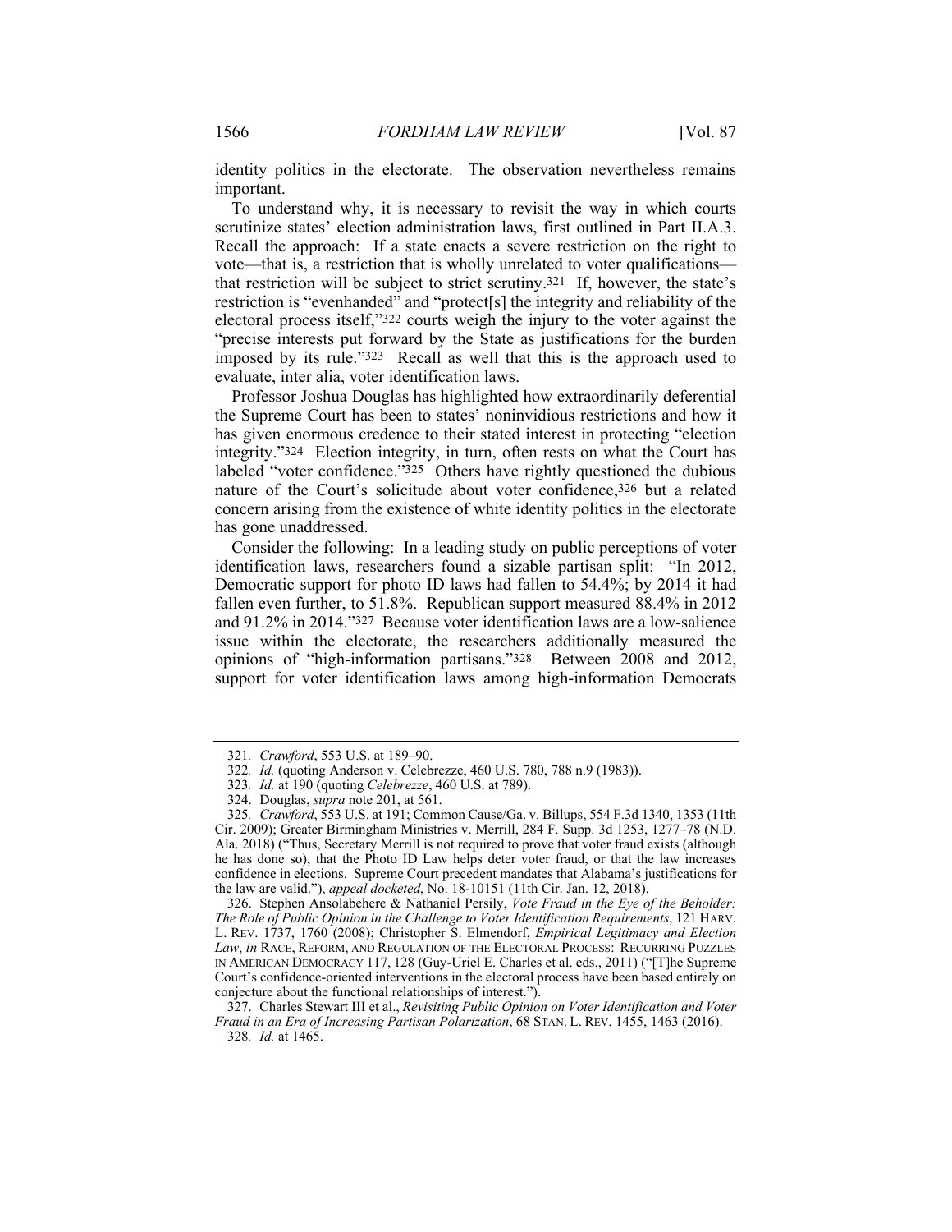identity politics in the electorate. The observation nevertheless remains important.

To understand why, it is necessary to revisit the way in which courts scrutinize states' election administration laws, first outlined in Part II.A.3. Recall the approach: If a state enacts a severe restriction on the right to vote—that is, a restriction that is wholly unrelated to voter qualifications—that restriction will be subject to strict scrutiny.[321] If, however, the state's restriction is "evenhanded" and "protect[s] the integrity and reliability of the electoral process itself,"[322] courts weigh the injury to the voter against the "precise interests put forward by the State as justifications for the burden imposed by its rule."[323] Recall as well that this is the approach used to evaluate, inter alia, voter identification laws.

Professor Joshua Douglas has highlighted how extraordinarily deferential the Supreme Court has been to states' noninvidious restrictions and how it has given enormous credence to their stated interest in protecting "election integrity."[324] Election integrity, in turn, often rests on what the Court has labeled "voter confidence."[325] Others have rightly questioned the dubious nature of the Court's solicitude about voter confidence,[326] but a related concern arising from the existence of white identity politics in the electorate has gone unaddressed.

Consider the following: In a leading study on public perceptions of voter identification laws, researchers found a sizable partisan split: "In 2012, Democratic support for photo ID laws had fallen to 54.4%; by 2014 it had fallen even further, to 51.8%. Republican support measured 88.4% in 2012 and 91.2% in 2014."[327] Because voter identification laws are a low-salience issue within the electorate, the researchers additionally measured the opinions of "high-information partisans."[328] Between 2008 and 2012, support for voter identification laws among high-information Democrats

---

321. *Crawford*, 553 U.S. at 189–90.

322. *Id.* (quoting Anderson v. Celebrezze, 460 U.S. 780, 788 n.9 (1983)).

323. *Id.* at 190 (quoting *Celebrezze*, 460 U.S. at 789).

324. Douglas, *supra* note 201, at 561.

325. *Crawford*, 553 U.S. at 191; Common Cause/Ga. v. Billups, 554 F.3d 1340, 1353 (11th Cir. 2009); Greater Birmingham Ministries v. Merrill, 284 F. Supp. 3d 1253, 1277–78 (N.D. Ala. 2018) ("Thus, Secretary Merrill is not required to prove that voter fraud exists (although he has done so), that the Photo ID Law helps deter voter fraud, or that the law increases confidence in elections. Supreme Court precedent mandates that Alabama's justifications for the law are valid."), *appeal docketed*, No. 18-10151 (11th Cir. Jan. 12, 2018).

326. Stephen Ansolabehere & Nathaniel Persily, *Vote Fraud in the Eye of the Beholder: The Role of Public Opinion in the Challenge to Voter Identification Requirements*, 121 HARV. L. REV. 1737, 1760 (2008); Christopher S. Elmendorf, *Empirical Legitimacy and Election Law*, *in* RACE, REFORM, AND REGULATION OF THE ELECTORAL PROCESS: RECURRING PUZZLES IN AMERICAN DEMOCRACY 117, 128 (Guy-Uriel E. Charles et al. eds., 2011) ("[T]he Supreme Court's confidence-oriented interventions in the electoral process have been based entirely on conjecture about the functional relationships of interest.").

327. Charles Stewart III et al., *Revisiting Public Opinion on Voter Identification and Voter Fraud in an Era of Increasing Partisan Polarization*, 68 STAN. L. REV. 1455, 1463 (2016).

328. *Id.* at 1465.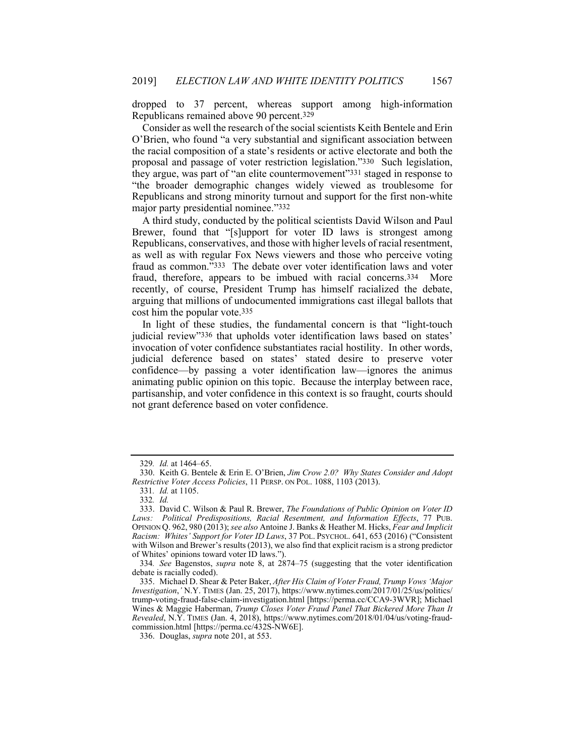dropped to 37 percent, whereas support among high-information Republicans remained above 90 percent.[329]

Consider as well the research of the social scientists Keith Bentele and Erin O'Brien, who found "a very substantial and significant association between the racial composition of a state's residents or active electorate and both the proposal and passage of voter restriction legislation."[330] Such legislation, they argue, was part of "an elite countermovement"[331] staged in response to "the broader demographic changes widely viewed as troublesome for Republicans and strong minority turnout and support for the first non-white major party presidential nominee."[332]

A third study, conducted by the political scientists David Wilson and Paul Brewer, found that "[s]upport for voter ID laws is strongest among Republicans, conservatives, and those with higher levels of racial resentment, as well as with regular Fox News viewers and those who perceive voting fraud as common."[333] The debate over voter identification laws and voter fraud, therefore, appears to be imbued with racial concerns.[334] More recently, of course, President Trump has himself racialized the debate, arguing that millions of undocumented immigrations cast illegal ballots that cost him the popular vote.[335]

In light of these studies, the fundamental concern is that "light-touch judicial review"[336] that upholds voter identification laws based on states' invocation of voter confidence substantiates racial hostility. In other words, judicial deference based on states' stated desire to preserve voter confidence—by passing a voter identification law—ignores the animus animating public opinion on this topic. Because the interplay between race, partisanship, and voter confidence in this context is so fraught, courts should not grant deference based on voter confidence.

---

329. *Id.* at 1464–65.

330. Keith G. Bentele & Erin E. O'Brien, *Jim Crow 2.0? Why States Consider and Adopt Restrictive Voter Access Policies*, 11 PERSP. ON POL. 1088, 1103 (2013).

331. *Id.* at 1105.

332. *Id.*

333. David C. Wilson & Paul R. Brewer, *The Foundations of Public Opinion on Voter ID Laws: Political Predispositions, Racial Resentment, and Information Effects*, 77 PUB. OPINION Q. 962, 980 (2013); *see also* Antoine J. Banks & Heather M. Hicks, *Fear and Implicit Racism: Whites' Support for Voter ID Laws*, 37 POL. PSYCHOL. 641, 653 (2016) ("Consistent with Wilson and Brewer's results (2013), we also find that explicit racism is a strong predictor of Whites' opinions toward voter ID laws.").

334. *See* Bagenstos, *supra* note 8, at 2874–75 (suggesting that the voter identification debate is racially coded).

335. Michael D. Shear & Peter Baker, *After His Claim of Voter Fraud, Trump Vows 'Major Investigation*,*'* N.Y. TIMES (Jan. 25, 2017), https://www.nytimes.com/2017/01/25/us/politics/trump-voting-fraud-false-claim-investigation.html [https://perma.cc/CCA9-3WVR]; Michael Wines & Maggie Haberman, *Trump Closes Voter Fraud Panel That Bickered More Than It Revealed*, N.Y. TIMES (Jan. 4, 2018), https://www.nytimes.com/2018/01/04/us/voting-fraud-commission.html [https://perma.cc/432S-NW6E].

336. Douglas, *supra* note 201, at 553.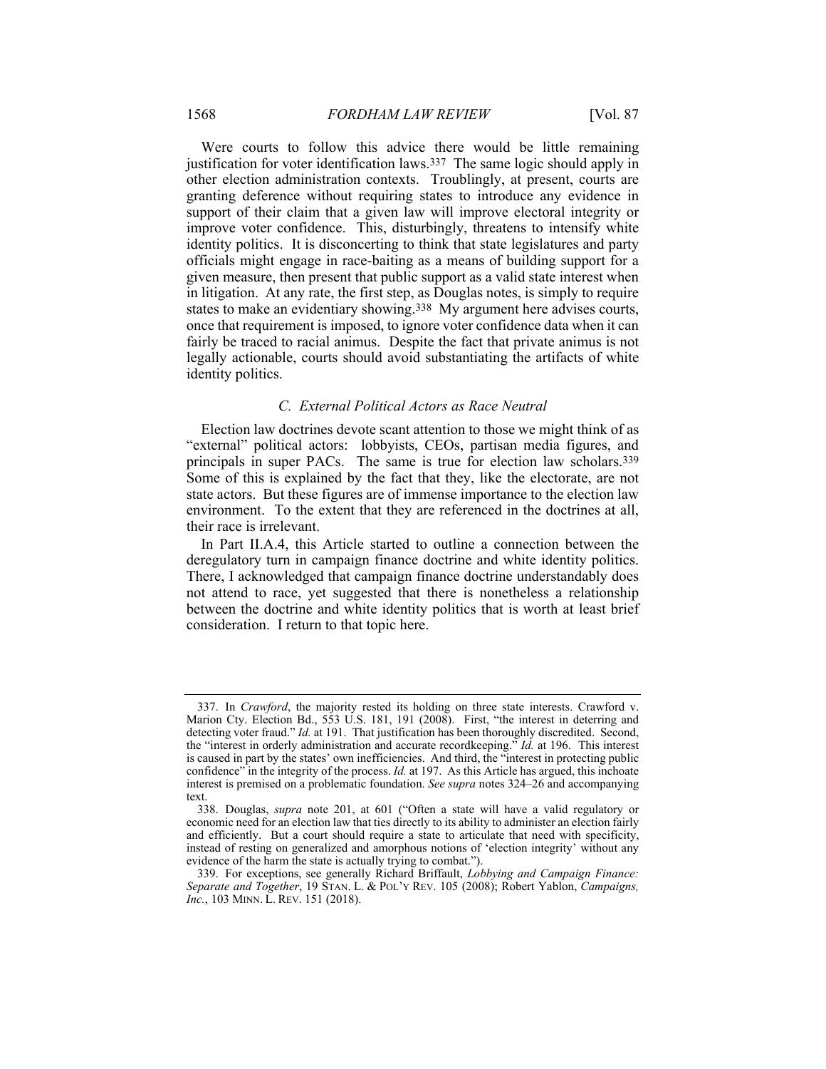Were courts to follow this advice there would be little remaining justification for voter identification laws.[337] The same logic should apply in other election administration contexts. Troublingly, at present, courts are granting deference without requiring states to introduce any evidence in support of their claim that a given law will improve electoral integrity or improve voter confidence. This, disturbingly, threatens to intensify white identity politics. It is disconcerting to think that state legislatures and party officials might engage in race-baiting as a means of building support for a given measure, then present that public support as a valid state interest when in litigation. At any rate, the first step, as Douglas notes, is simply to require states to make an evidentiary showing.[338] My argument here advises courts, once that requirement is imposed, to ignore voter confidence data when it can fairly be traced to racial animus. Despite the fact that private animus is not legally actionable, courts should avoid substantiating the artifacts of white identity politics.

### *C. External Political Actors as Race Neutral*

Election law doctrines devote scant attention to those we might think of as "external" political actors: lobbyists, CEOs, partisan media figures, and principals in super PACs. The same is true for election law scholars.[339] Some of this is explained by the fact that they, like the electorate, are not state actors. But these figures are of immense importance to the election law environment. To the extent that they are referenced in the doctrines at all, their race is irrelevant.

In Part II.A.4, this Article started to outline a connection between the deregulatory turn in campaign finance doctrine and white identity politics. There, I acknowledged that campaign finance doctrine understandably does not attend to race, yet suggested that there is nonetheless a relationship between the doctrine and white identity politics that is worth at least brief consideration. I return to that topic here.

---

337. In *Crawford*, the majority rested its holding on three state interests. Crawford v. Marion Cty. Election Bd., 553 U.S. 181, 191 (2008). First, "the interest in deterring and detecting voter fraud." *Id.* at 191. That justification has been thoroughly discredited. Second, the "interest in orderly administration and accurate recordkeeping." *Id.* at 196. This interest is caused in part by the states' own inefficiencies. And third, the "interest in protecting public confidence" in the integrity of the process. *Id.* at 197. As this Article has argued, this inchoate interest is premised on a problematic foundation. *See supra* notes 324–26 and accompanying text.

338. Douglas, *supra* note 201, at 601 ("Often a state will have a valid regulatory or economic need for an election law that ties directly to its ability to administer an election fairly and efficiently. But a court should require a state to articulate that need with specificity, instead of resting on generalized and amorphous notions of 'election integrity' without any evidence of the harm the state is actually trying to combat.").

339. For exceptions, see generally Richard Briffault, *Lobbying and Campaign Finance: Separate and Together*, 19 STAN. L. & POL'Y REV. 105 (2008); Robert Yablon, *Campaigns, Inc.*, 103 MINN. L. REV. 151 (2018).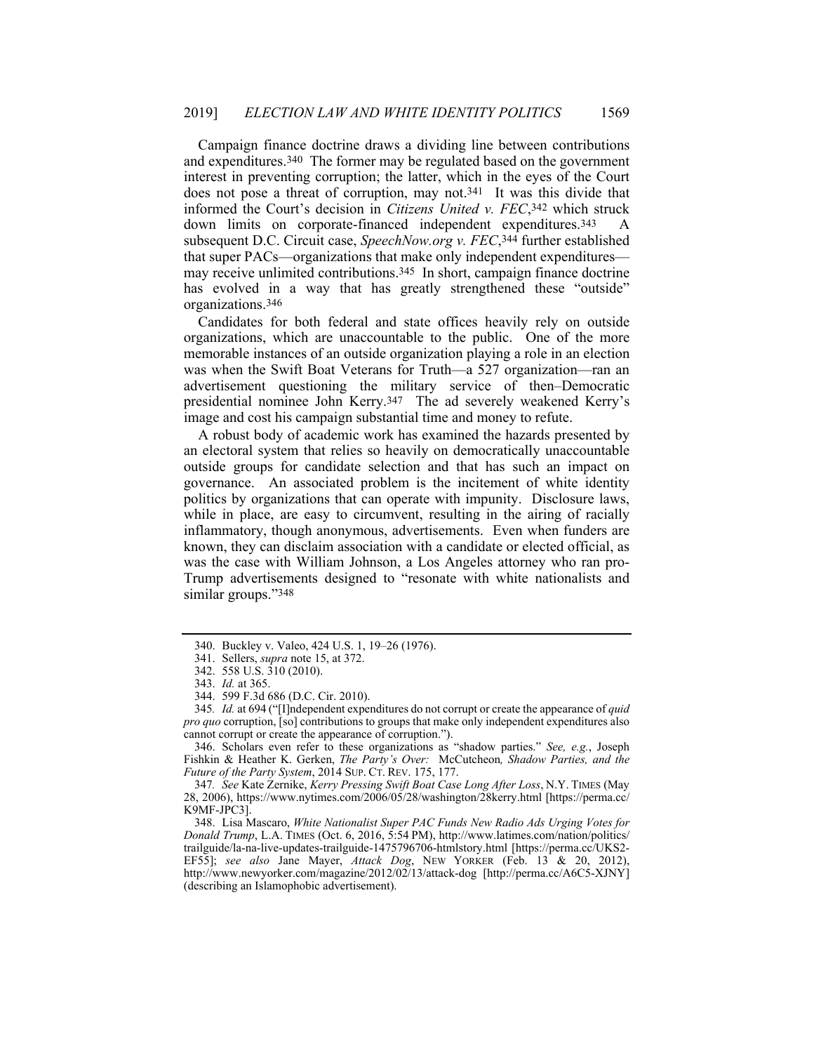Campaign finance doctrine draws a dividing line between contributions and expenditures.[340] The former may be regulated based on the government interest in preventing corruption; the latter, which in the eyes of the Court does not pose a threat of corruption, may not.[341] It was this divide that informed the Court's decision in *Citizens United v. FEC*,[342] which struck down limits on corporate-financed independent expenditures.[343] A subsequent D.C. Circuit case, *SpeechNow.org v. FEC*,[344] further established that super PACs—organizations that make only independent expenditures—may receive unlimited contributions.[345] In short, campaign finance doctrine has evolved in a way that has greatly strengthened these "outside" organizations.[346]

Candidates for both federal and state offices heavily rely on outside organizations, which are unaccountable to the public. One of the more memorable instances of an outside organization playing a role in an election was when the Swift Boat Veterans for Truth—a 527 organization—ran an advertisement questioning the military service of then–Democratic presidential nominee John Kerry.[347] The ad severely weakened Kerry's image and cost his campaign substantial time and money to refute.

A robust body of academic work has examined the hazards presented by an electoral system that relies so heavily on democratically unaccountable outside groups for candidate selection and that has such an impact on governance. An associated problem is the incitement of white identity politics by organizations that can operate with impunity. Disclosure laws, while in place, are easy to circumvent, resulting in the airing of racially inflammatory, though anonymous, advertisements. Even when funders are known, they can disclaim association with a candidate or elected official, as was the case with William Johnson, a Los Angeles attorney who ran pro-Trump advertisements designed to "resonate with white nationalists and similar groups."[348]

---

340. Buckley v. Valeo, 424 U.S. 1, 19–26 (1976).

341. Sellers, *supra* note 15, at 372.

342. 558 U.S. 310 (2010).

343. *Id.* at 365.

344. 599 F.3d 686 (D.C. Cir. 2010).

345. *Id.* at 694 ("[I]ndependent expenditures do not corrupt or create the appearance of *quid pro quo* corruption, [so] contributions to groups that make only independent expenditures also cannot corrupt or create the appearance of corruption.").

346. Scholars even refer to these organizations as "shadow parties." *See, e.g.*, Joseph Fishkin & Heather K. Gerken, *The Party's Over:* McCutcheon*, Shadow Parties, and the Future of the Party System*, 2014 SUP. CT. REV. 175, 177.

347. *See* Kate Zernike, *Kerry Pressing Swift Boat Case Long After Loss*, N.Y. TIMES (May 28, 2006), https://www.nytimes.com/2006/05/28/washington/28kerry.html [https://perma.cc/K9MF-JPC3].

348. Lisa Mascaro, *White Nationalist Super PAC Funds New Radio Ads Urging Votes for Donald Trump*, L.A. TIMES (Oct. 6, 2016, 5:54 PM), http://www.latimes.com/nation/politics/trailguide/la-na-live-updates-trailguide-1475796706-htmlstory.html [https://perma.cc/UKS2-EF55]; *see also* Jane Mayer, *Attack Dog*, NEW YORKER (Feb. 13 & 20, 2012), http://www.newyorker.com/magazine/2012/02/13/attack-dog [http://perma.cc/A6C5-XJNY] (describing an Islamophobic advertisement).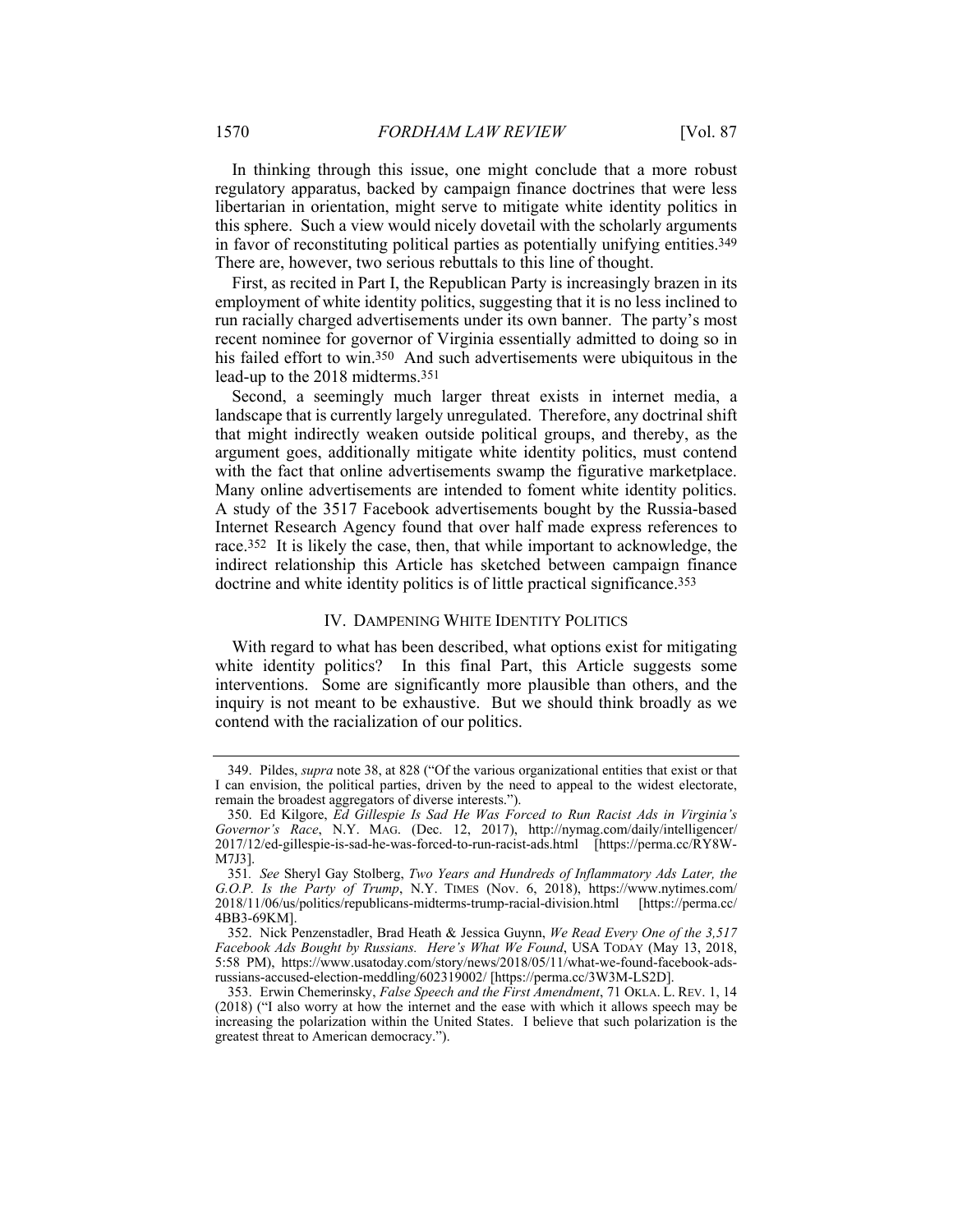In thinking through this issue, one might conclude that a more robust regulatory apparatus, backed by campaign finance doctrines that were less libertarian in orientation, might serve to mitigate white identity politics in this sphere. Such a view would nicely dovetail with the scholarly arguments in favor of reconstituting political parties as potentially unifying entities.[349] There are, however, two serious rebuttals to this line of thought.

First, as recited in Part I, the Republican Party is increasingly brazen in its employment of white identity politics, suggesting that it is no less inclined to run racially charged advertisements under its own banner. The party's most recent nominee for governor of Virginia essentially admitted to doing so in his failed effort to win.[350] And such advertisements were ubiquitous in the lead-up to the 2018 midterms.[351]

Second, a seemingly much larger threat exists in internet media, a landscape that is currently largely unregulated. Therefore, any doctrinal shift that might indirectly weaken outside political groups, and thereby, as the argument goes, additionally mitigate white identity politics, must contend with the fact that online advertisements swamp the figurative marketplace. Many online advertisements are intended to foment white identity politics. A study of the 3517 Facebook advertisements bought by the Russia-based Internet Research Agency found that over half made express references to race.[352] It is likely the case, then, that while important to acknowledge, the indirect relationship this Article has sketched between campaign finance doctrine and white identity politics is of little practical significance.[353]

## IV. DAMPENING WHITE IDENTITY POLITICS

With regard to what has been described, what options exist for mitigating white identity politics? In this final Part, this Article suggests some interventions. Some are significantly more plausible than others, and the inquiry is not meant to be exhaustive. But we should think broadly as we contend with the racialization of our politics.

---

349. Pildes, *supra* note 38, at 828 ("Of the various organizational entities that exist or that I can envision, the political parties, driven by the need to appeal to the widest electorate, remain the broadest aggregators of diverse interests.").

350. Ed Kilgore, *Ed Gillespie Is Sad He Was Forced to Run Racist Ads in Virginia's Governor's Race*, N.Y. MAG. (Dec. 12, 2017), http://nymag.com/daily/intelligencer/2017/12/ed-gillespie-is-sad-he-was-forced-to-run-racist-ads.html [https://perma.cc/RY8W-M7J3].

351. *See* Sheryl Gay Stolberg, *Two Years and Hundreds of Inflammatory Ads Later, the G.O.P. Is the Party of Trump*, N.Y. TIMES (Nov. 6, 2018), https://www.nytimes.com/2018/11/06/us/politics/republicans-midterms-trump-racial-division.html [https://perma.cc/4BB3-69KM].

352. Nick Penzenstadler, Brad Heath & Jessica Guynn, *We Read Every One of the 3,517 Facebook Ads Bought by Russians. Here's What We Found*, USA TODAY (May 13, 2018, 5:58 PM), https://www.usatoday.com/story/news/2018/05/11/what-we-found-facebook-ads-russians-accused-election-meddling/602319002/ [https://perma.cc/3W3M-LS2D].

353. Erwin Chemerinsky, *False Speech and the First Amendment*, 71 OKLA. L. REV. 1, 14 (2018) ("I also worry at how the internet and the ease with which it allows speech may be increasing the polarization within the United States. I believe that such polarization is the greatest threat to American democracy.").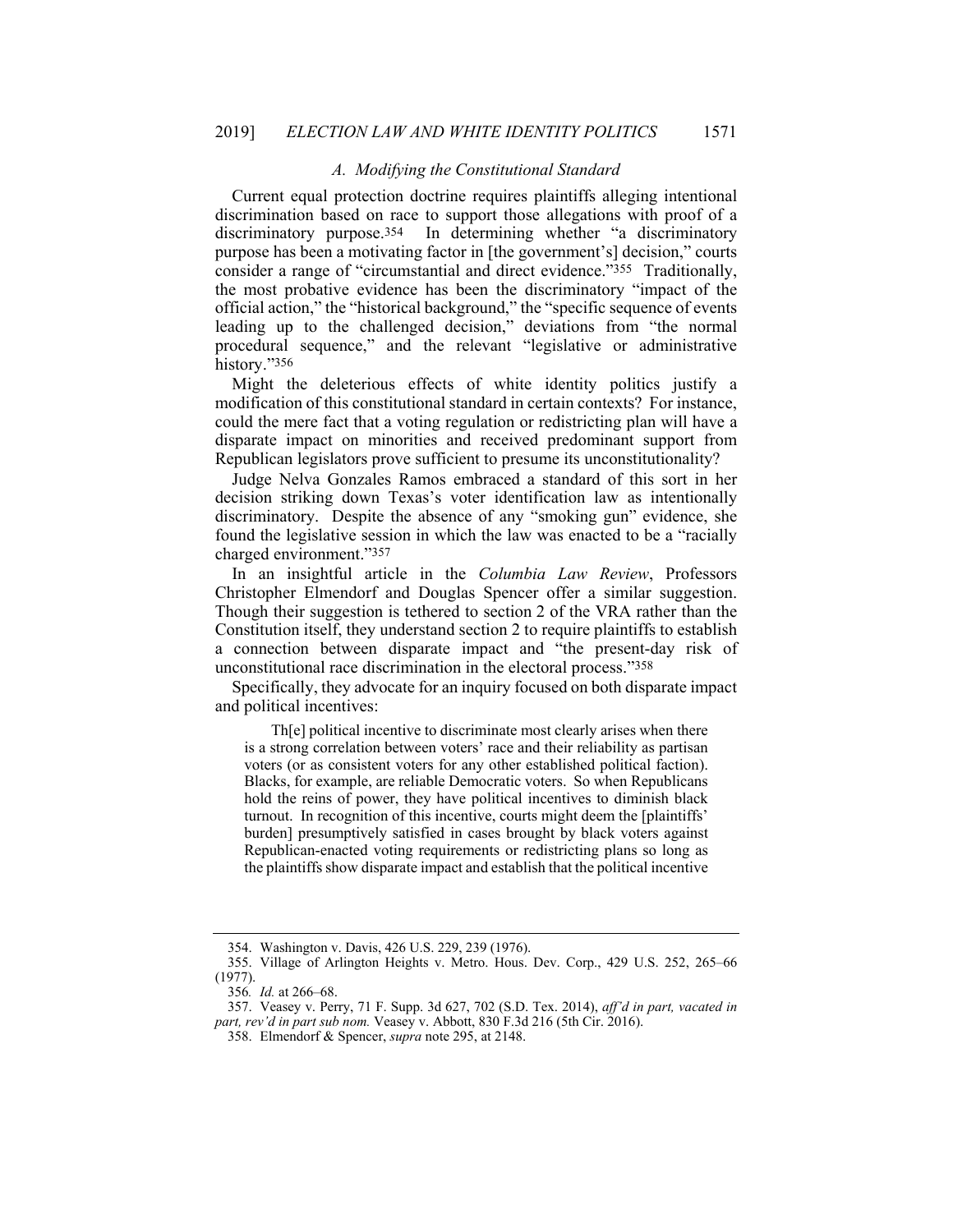### *A. Modifying the Constitutional Standard*

Current equal protection doctrine requires plaintiffs alleging intentional discrimination based on race to support those allegations with proof of a discriminatory purpose.[354] In determining whether "a discriminatory purpose has been a motivating factor in [the government's] decision," courts consider a range of "circumstantial and direct evidence."[355] Traditionally, the most probative evidence has been the discriminatory "impact of the official action," the "historical background," the "specific sequence of events leading up to the challenged decision," deviations from "the normal procedural sequence," and the relevant "legislative or administrative history."[356]

Might the deleterious effects of white identity politics justify a modification of this constitutional standard in certain contexts? For instance, could the mere fact that a voting regulation or redistricting plan will have a disparate impact on minorities and received predominant support from Republican legislators prove sufficient to presume its unconstitutionality?

Judge Nelva Gonzales Ramos embraced a standard of this sort in her decision striking down Texas's voter identification law as intentionally discriminatory. Despite the absence of any "smoking gun" evidence, she found the legislative session in which the law was enacted to be a "racially charged environment."[357]

In an insightful article in the *Columbia Law Review*, Professors Christopher Elmendorf and Douglas Spencer offer a similar suggestion. Though their suggestion is tethered to section 2 of the VRA rather than the Constitution itself, they understand section 2 to require plaintiffs to establish a connection between disparate impact and "the present-day risk of unconstitutional race discrimination in the electoral process."[358]

Specifically, they advocate for an inquiry focused on both disparate impact and political incentives:

> Th[e] political incentive to discriminate most clearly arises when there is a strong correlation between voters' race and their reliability as partisan voters (or as consistent voters for any other established political faction). Blacks, for example, are reliable Democratic voters. So when Republicans hold the reins of power, they have political incentives to diminish black turnout. In recognition of this incentive, courts might deem the [plaintiffs' burden] presumptively satisfied in cases brought by black voters against Republican-enacted voting requirements or redistricting plans so long as the plaintiffs show disparate impact and establish that the political incentive

---

354. Washington v. Davis, 426 U.S. 229, 239 (1976).

355. Village of Arlington Heights v. Metro. Hous. Dev. Corp., 429 U.S. 252, 265–66 (1977).

356. *Id.* at 266–68.

357. Veasey v. Perry, 71 F. Supp. 3d 627, 702 (S.D. Tex. 2014), *aff'd in part, vacated in part, rev'd in part sub nom.* Veasey v. Abbott, 830 F.3d 216 (5th Cir. 2016).

358. Elmendorf & Spencer, *supra* note 295, at 2148.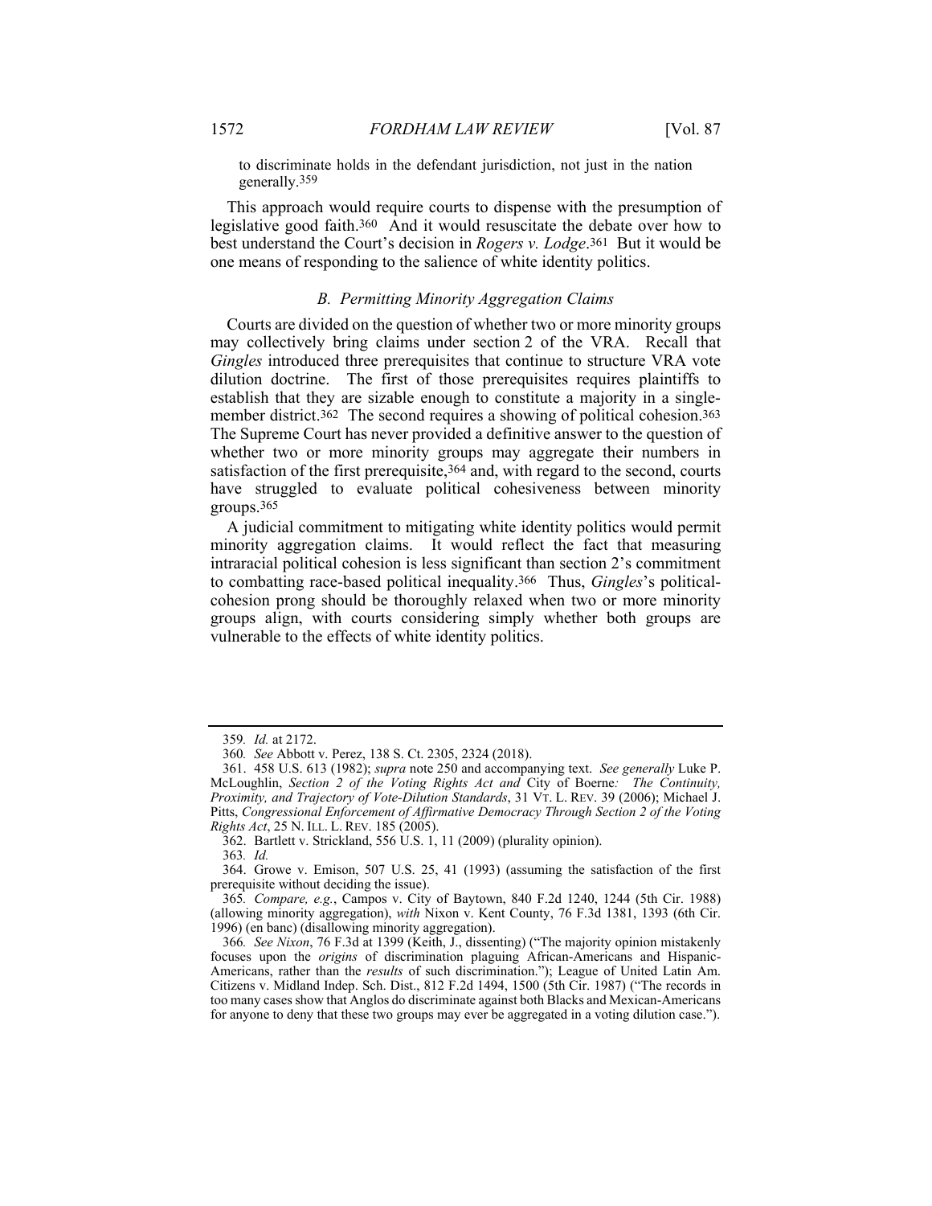to discriminate holds in the defendant jurisdiction, not just in the nation generally.[359]

This approach would require courts to dispense with the presumption of legislative good faith.[360] And it would resuscitate the debate over how to best understand the Court's decision in *Rogers v. Lodge*.[361] But it would be one means of responding to the salience of white identity politics.

### *B. Permitting Minority Aggregation Claims*

Courts are divided on the question of whether two or more minority groups may collectively bring claims under section 2 of the VRA. Recall that *Gingles* introduced three prerequisites that continue to structure VRA vote dilution doctrine. The first of those prerequisites requires plaintiffs to establish that they are sizable enough to constitute a majority in a single-member district.[362] The second requires a showing of political cohesion.[363] The Supreme Court has never provided a definitive answer to the question of whether two or more minority groups may aggregate their numbers in satisfaction of the first prerequisite,[364] and, with regard to the second, courts have struggled to evaluate political cohesiveness between minority groups.[365]

A judicial commitment to mitigating white identity politics would permit minority aggregation claims. It would reflect the fact that measuring intraracial political cohesion is less significant than section 2's commitment to combatting race-based political inequality.[366] Thus, *Gingles*'s political-cohesion prong should be thoroughly relaxed when two or more minority groups align, with courts considering simply whether both groups are vulnerable to the effects of white identity politics.

---

359. *Id.* at 2172.

360. *See* Abbott v. Perez, 138 S. Ct. 2305, 2324 (2018).

361. 458 U.S. 613 (1982); *supra* note 250 and accompanying text. *See generally* Luke P. McLoughlin, *Section 2 of the Voting Rights Act and* City of Boerne*: The Continuity, Proximity, and Trajectory of Vote-Dilution Standards*, 31 VT. L. REV. 39 (2006); Michael J. Pitts, *Congressional Enforcement of Affirmative Democracy Through Section 2 of the Voting Rights Act*, 25 N. ILL. L. REV. 185 (2005).

362. Bartlett v. Strickland, 556 U.S. 1, 11 (2009) (plurality opinion).

363. *Id.*

364. Growe v. Emison, 507 U.S. 25, 41 (1993) (assuming the satisfaction of the first prerequisite without deciding the issue).

365. *Compare, e.g.*, Campos v. City of Baytown, 840 F.2d 1240, 1244 (5th Cir. 1988) (allowing minority aggregation), *with* Nixon v. Kent County, 76 F.3d 1381, 1393 (6th Cir. 1996) (en banc) (disallowing minority aggregation).

366. *See Nixon*, 76 F.3d at 1399 (Keith, J., dissenting) ("The majority opinion mistakenly focuses upon the *origins* of discrimination plaguing African-Americans and Hispanic-Americans, rather than the *results* of such discrimination."); League of United Latin Am. Citizens v. Midland Indep. Sch. Dist., 812 F.2d 1494, 1500 (5th Cir. 1987) ("The records in too many cases show that Anglos do discriminate against both Blacks and Mexican-Americans for anyone to deny that these two groups may ever be aggregated in a voting dilution case.").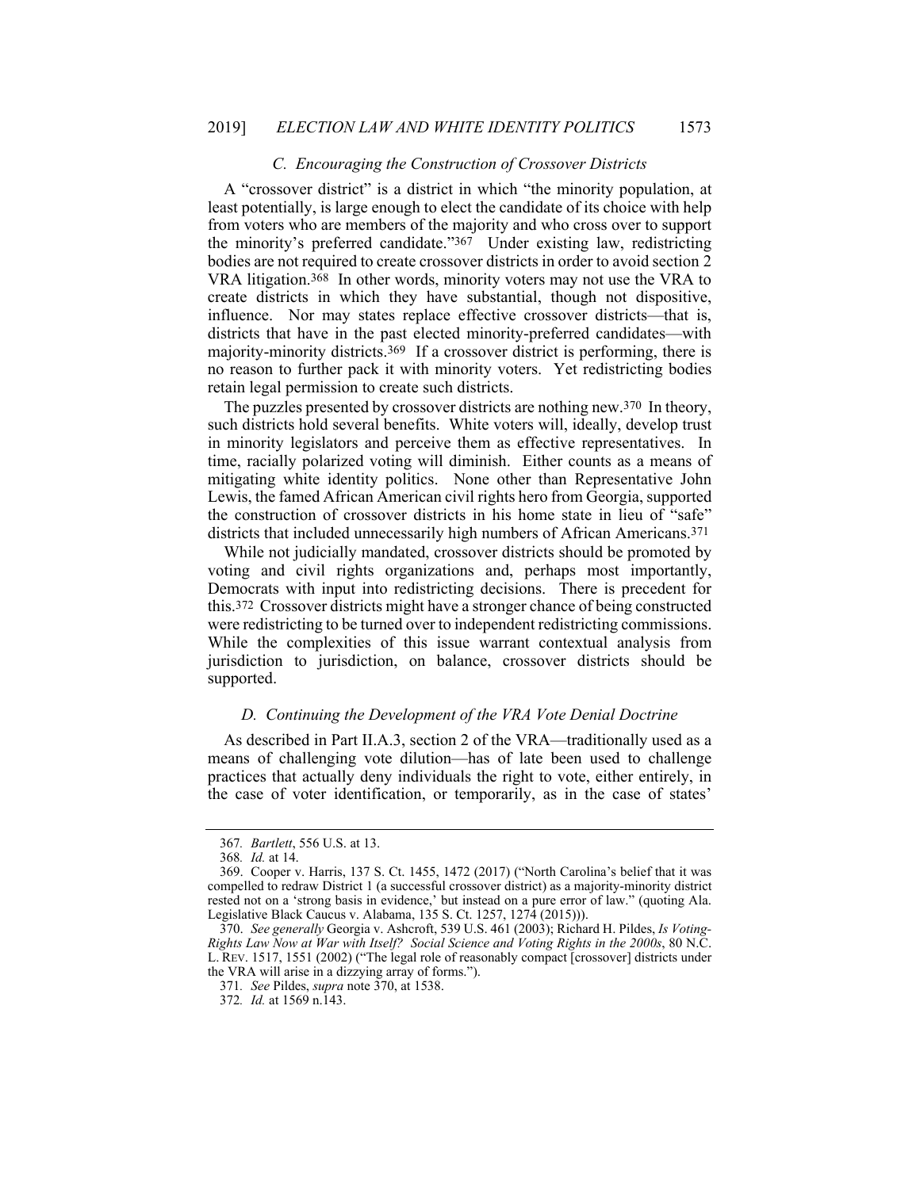### *C. Encouraging the Construction of Crossover Districts*

A "crossover district" is a district in which "the minority population, at least potentially, is large enough to elect the candidate of its choice with help from voters who are members of the majority and who cross over to support the minority's preferred candidate."[367] Under existing law, redistricting bodies are not required to create crossover districts in order to avoid section 2 VRA litigation.[368] In other words, minority voters may not use the VRA to create districts in which they have substantial, though not dispositive, influence. Nor may states replace effective crossover districts—that is, districts that have in the past elected minority-preferred candidates—with majority-minority districts.[369] If a crossover district is performing, there is no reason to further pack it with minority voters. Yet redistricting bodies retain legal permission to create such districts.

The puzzles presented by crossover districts are nothing new.[370] In theory, such districts hold several benefits. White voters will, ideally, develop trust in minority legislators and perceive them as effective representatives. In time, racially polarized voting will diminish. Either counts as a means of mitigating white identity politics. None other than Representative John Lewis, the famed African American civil rights hero from Georgia, supported the construction of crossover districts in his home state in lieu of "safe" districts that included unnecessarily high numbers of African Americans.[371]

While not judicially mandated, crossover districts should be promoted by voting and civil rights organizations and, perhaps most importantly, Democrats with input into redistricting decisions. There is precedent for this.[372] Crossover districts might have a stronger chance of being constructed were redistricting to be turned over to independent redistricting commissions. While the complexities of this issue warrant contextual analysis from jurisdiction to jurisdiction, on balance, crossover districts should be supported.

### *D. Continuing the Development of the VRA Vote Denial Doctrine*

As described in Part II.A.3, section 2 of the VRA—traditionally used as a means of challenging vote dilution—has of late been used to challenge practices that actually deny individuals the right to vote, either entirely, in the case of voter identification, or temporarily, as in the case of states'

---

367. *Bartlett*, 556 U.S. at 13.

368. *Id.* at 14.

369. Cooper v. Harris, 137 S. Ct. 1455, 1472 (2017) ("North Carolina's belief that it was compelled to redraw District 1 (a successful crossover district) as a majority-minority district rested not on a 'strong basis in evidence,' but instead on a pure error of law." (quoting Ala. Legislative Black Caucus v. Alabama, 135 S. Ct. 1257, 1274 (2015))).

370. *See generally* Georgia v. Ashcroft, 539 U.S. 461 (2003); Richard H. Pildes, *Is Voting-Rights Law Now at War with Itself? Social Science and Voting Rights in the 2000s*, 80 N.C. L. REV. 1517, 1551 (2002) ("The legal role of reasonably compact [crossover] districts under the VRA will arise in a dizzying array of forms.").

371. *See* Pildes, *supra* note 370, at 1538.

372. *Id.* at 1569 n.143.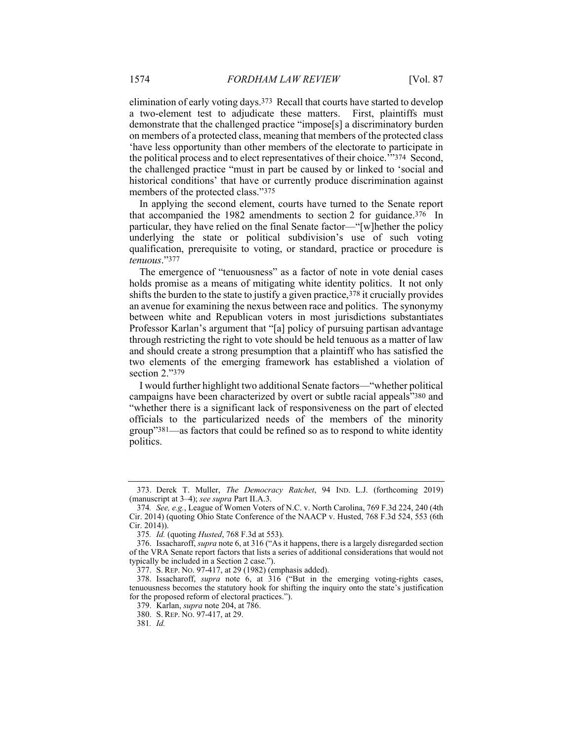elimination of early voting days.[373] Recall that courts have started to develop a two-element test to adjudicate these matters. First, plaintiffs must demonstrate that the challenged practice "impose[s] a discriminatory burden on members of a protected class, meaning that members of the protected class 'have less opportunity than other members of the electorate to participate in the political process and to elect representatives of their choice.'"[374] Second, the challenged practice "must in part be caused by or linked to 'social and historical conditions' that have or currently produce discrimination against members of the protected class."[375]

In applying the second element, courts have turned to the Senate report that accompanied the 1982 amendments to section 2 for guidance.[376] In particular, they have relied on the final Senate factor—"[w]hether the policy underlying the state or political subdivision's use of such voting qualification, prerequisite to voting, or standard, practice or procedure is *tenuous*."[377]

The emergence of "tenuousness" as a factor of note in vote denial cases holds promise as a means of mitigating white identity politics. It not only shifts the burden to the state to justify a given practice,[378] it crucially provides an avenue for examining the nexus between race and politics. The synonymy between white and Republican voters in most jurisdictions substantiates Professor Karlan's argument that "[a] policy of pursuing partisan advantage through restricting the right to vote should be held tenuous as a matter of law and should create a strong presumption that a plaintiff who has satisfied the two elements of the emerging framework has established a violation of section 2."[379]

I would further highlight two additional Senate factors—"whether political campaigns have been characterized by overt or subtle racial appeals"[380] and "whether there is a significant lack of responsiveness on the part of elected officials to the particularized needs of the members of the minority group"[381]—as factors that could be refined so as to respond to white identity politics.

---

373. Derek T. Muller, *The Democracy Ratchet*, 94 IND. L.J. (forthcoming 2019) (manuscript at 3–4); *see supra* Part II.A.3.

374. *See, e.g.*, League of Women Voters of N.C. v. North Carolina, 769 F.3d 224, 240 (4th Cir. 2014) (quoting Ohio State Conference of the NAACP v. Husted, 768 F.3d 524, 553 (6th Cir. 2014)).

375. *Id.* (quoting *Husted*, 768 F.3d at 553).

376. Issacharoff, *supra* note 6, at 316 ("As it happens, there is a largely disregarded section of the VRA Senate report factors that lists a series of additional considerations that would not typically be included in a Section 2 case.").

377. S. REP. NO. 97-417, at 29 (1982) (emphasis added).

378. Issacharoff, *supra* note 6, at 316 ("But in the emerging voting-rights cases, tenuousness becomes the statutory hook for shifting the inquiry onto the state's justification for the proposed reform of electoral practices.").

379. Karlan, *supra* note 204, at 786.

380. S. REP. NO. 97-417, at 29.

381. *Id.*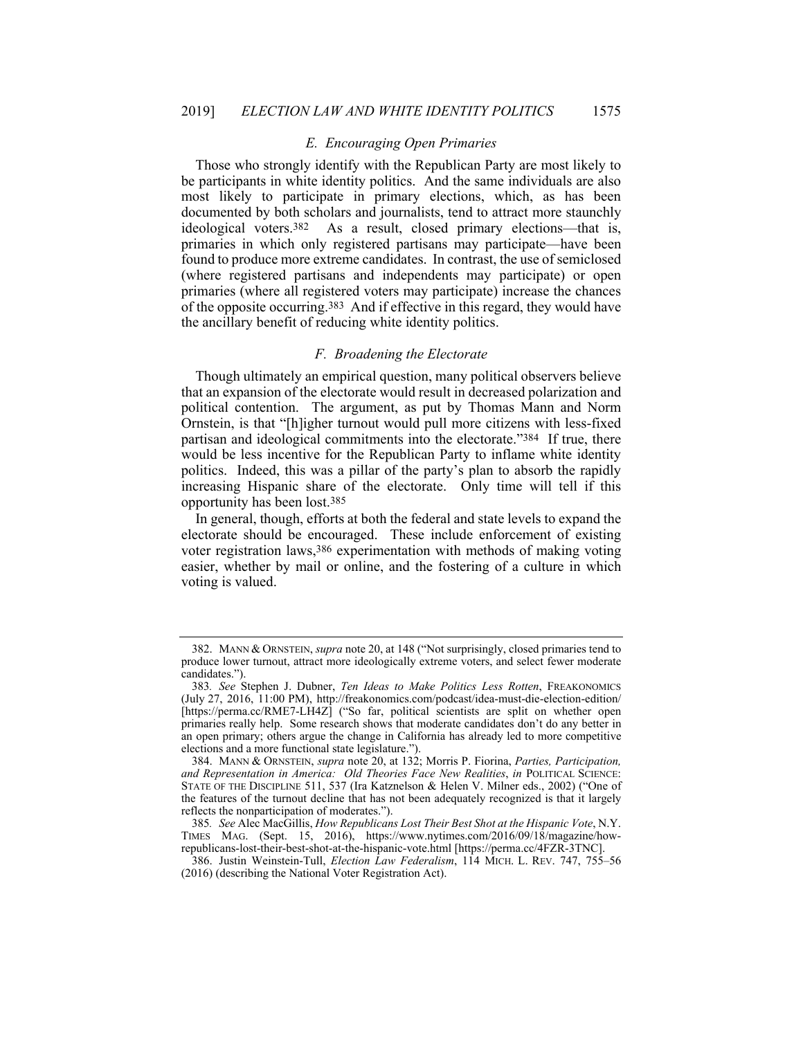### *E. Encouraging Open Primaries*

Those who strongly identify with the Republican Party are most likely to be participants in white identity politics. And the same individuals are also most likely to participate in primary elections, which, as has been documented by both scholars and journalists, tend to attract more staunchly ideological voters.[382] As a result, closed primary elections—that is, primaries in which only registered partisans may participate—have been found to produce more extreme candidates. In contrast, the use of semiclosed (where registered partisans and independents may participate) or open primaries (where all registered voters may participate) increase the chances of the opposite occurring.[383] And if effective in this regard, they would have the ancillary benefit of reducing white identity politics.

### *F. Broadening the Electorate*

Though ultimately an empirical question, many political observers believe that an expansion of the electorate would result in decreased polarization and political contention. The argument, as put by Thomas Mann and Norm Ornstein, is that "[h]igher turnout would pull more citizens with less-fixed partisan and ideological commitments into the electorate."[384] If true, there would be less incentive for the Republican Party to inflame white identity politics. Indeed, this was a pillar of the party's plan to absorb the rapidly increasing Hispanic share of the electorate. Only time will tell if this opportunity has been lost.[385]

In general, though, efforts at both the federal and state levels to expand the electorate should be encouraged. These include enforcement of existing voter registration laws,[386] experimentation with methods of making voting easier, whether by mail or online, and the fostering of a culture in which voting is valued.

---

382. MANN & ORNSTEIN, *supra* note 20, at 148 ("Not surprisingly, closed primaries tend to produce lower turnout, attract more ideologically extreme voters, and select fewer moderate candidates.").

383. *See* Stephen J. Dubner, *Ten Ideas to Make Politics Less Rotten*, FREAKONOMICS (July 27, 2016, 11:00 PM), http://freakonomics.com/podcast/idea-must-die-election-edition/ [https://perma.cc/RME7-LH4Z] ("So far, political scientists are split on whether open primaries really help. Some research shows that moderate candidates don't do any better in an open primary; others argue the change in California has already led to more competitive elections and a more functional state legislature.").

384. MANN & ORNSTEIN, *supra* note 20, at 132; Morris P. Fiorina, *Parties, Participation, and Representation in America: Old Theories Face New Realities*, *in* POLITICAL SCIENCE: STATE OF THE DISCIPLINE 511, 537 (Ira Katznelson & Helen V. Milner eds., 2002) ("One of the features of the turnout decline that has not been adequately recognized is that it largely reflects the nonparticipation of moderates.").

385. *See* Alec MacGillis, *How Republicans Lost Their Best Shot at the Hispanic Vote*, N.Y. TIMES MAG. (Sept. 15, 2016), https://www.nytimes.com/2016/09/18/magazine/how-republicans-lost-their-best-shot-at-the-hispanic-vote.html [https://perma.cc/4FZR-3TNC].

386. Justin Weinstein-Tull, *Election Law Federalism*, 114 MICH. L. REV. 747, 755–56 (2016) (describing the National Voter Registration Act).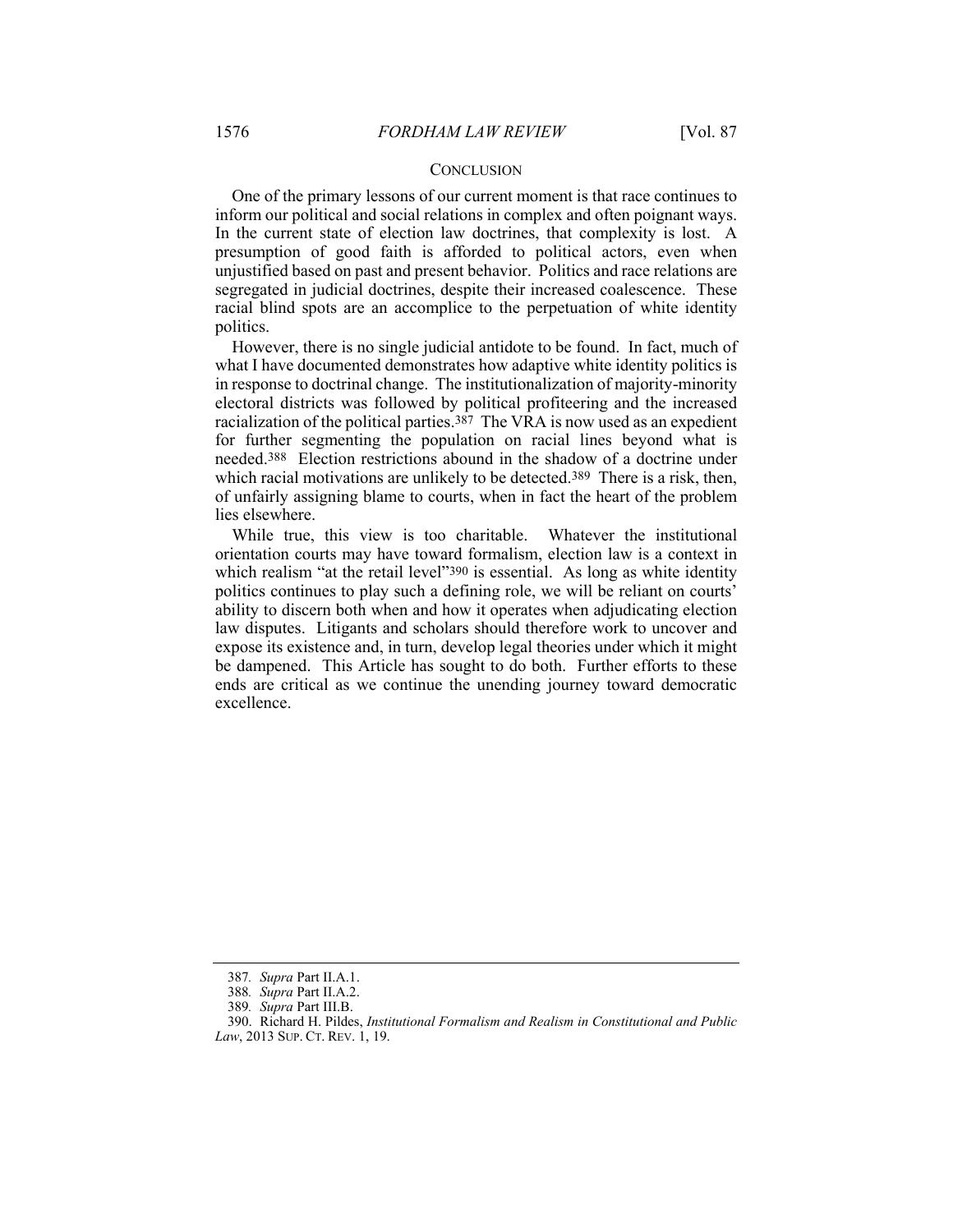## CONCLUSION

One of the primary lessons of our current moment is that race continues to inform our political and social relations in complex and often poignant ways. In the current state of election law doctrines, that complexity is lost. A presumption of good faith is afforded to political actors, even when unjustified based on past and present behavior. Politics and race relations are segregated in judicial doctrines, despite their increased coalescence. These racial blind spots are an accomplice to the perpetuation of white identity politics.

However, there is no single judicial antidote to be found. In fact, much of what I have documented demonstrates how adaptive white identity politics is in response to doctrinal change. The institutionalization of majority-minority electoral districts was followed by political profiteering and the increased racialization of the political parties.[387] The VRA is now used as an expedient for further segmenting the population on racial lines beyond what is needed.[388] Election restrictions abound in the shadow of a doctrine under which racial motivations are unlikely to be detected.[389] There is a risk, then, of unfairly assigning blame to courts, when in fact the heart of the problem lies elsewhere.

While true, this view is too charitable. Whatever the institutional orientation courts may have toward formalism, election law is a context in which realism "at the retail level"[390] is essential. As long as white identity politics continues to play such a defining role, we will be reliant on courts' ability to discern both when and how it operates when adjudicating election law disputes. Litigants and scholars should therefore work to uncover and expose its existence and, in turn, develop legal theories under which it might be dampened. This Article has sought to do both. Further efforts to these ends are critical as we continue the unending journey toward democratic excellence.

---

387. *Supra* Part II.A.1.

388. *Supra* Part II.A.2.

389. *Supra* Part III.B.

390. Richard H. Pildes, *Institutional Formalism and Realism in Constitutional and Public Law*, 2013 SUP. CT. REV. 1, 19.